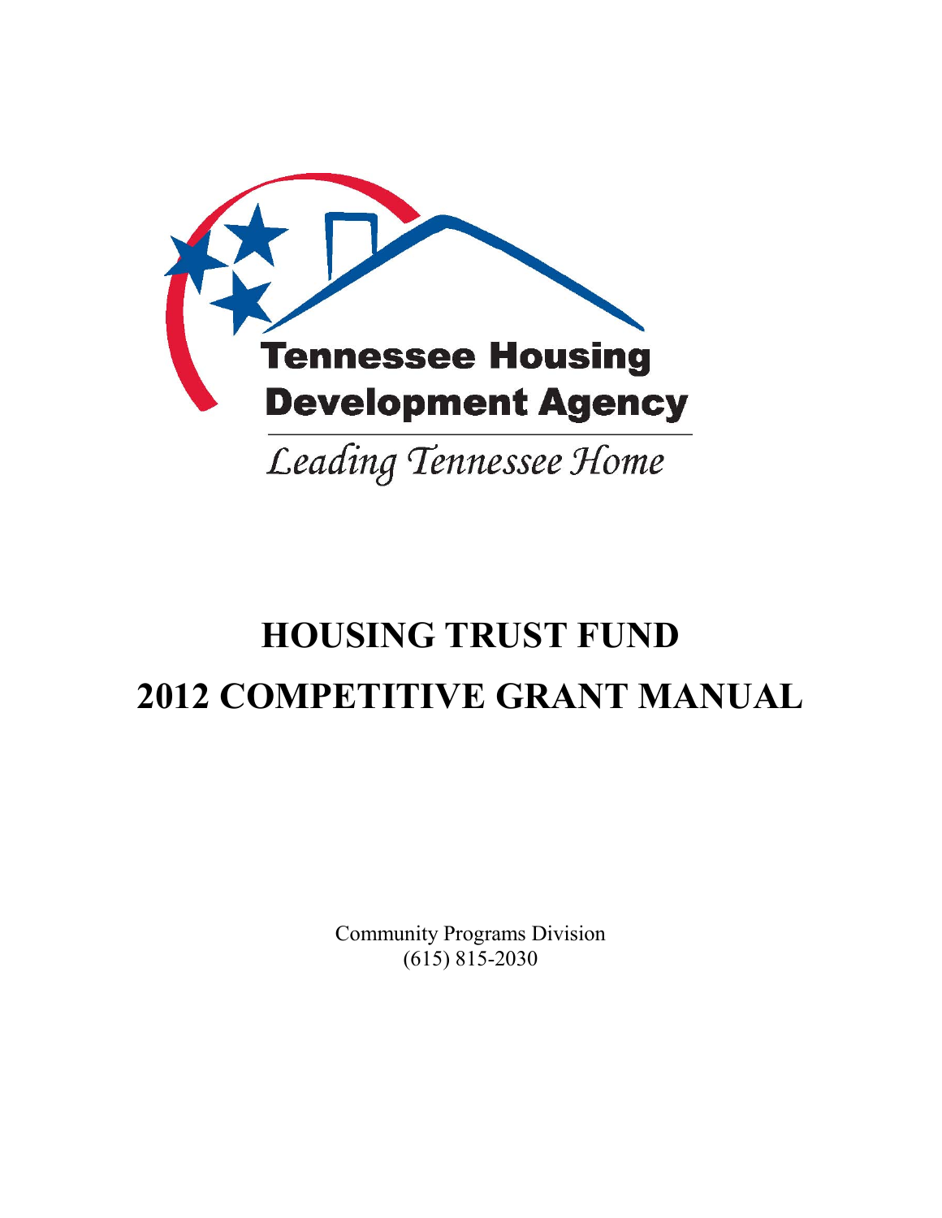Tennessee Housing Development Agency

*Leading Tennessee Home*

# HOUSING TRUST FUND
# 2012 COMPETITIVE GRANT MANUAL

Community Programs Division
(615) 815-2030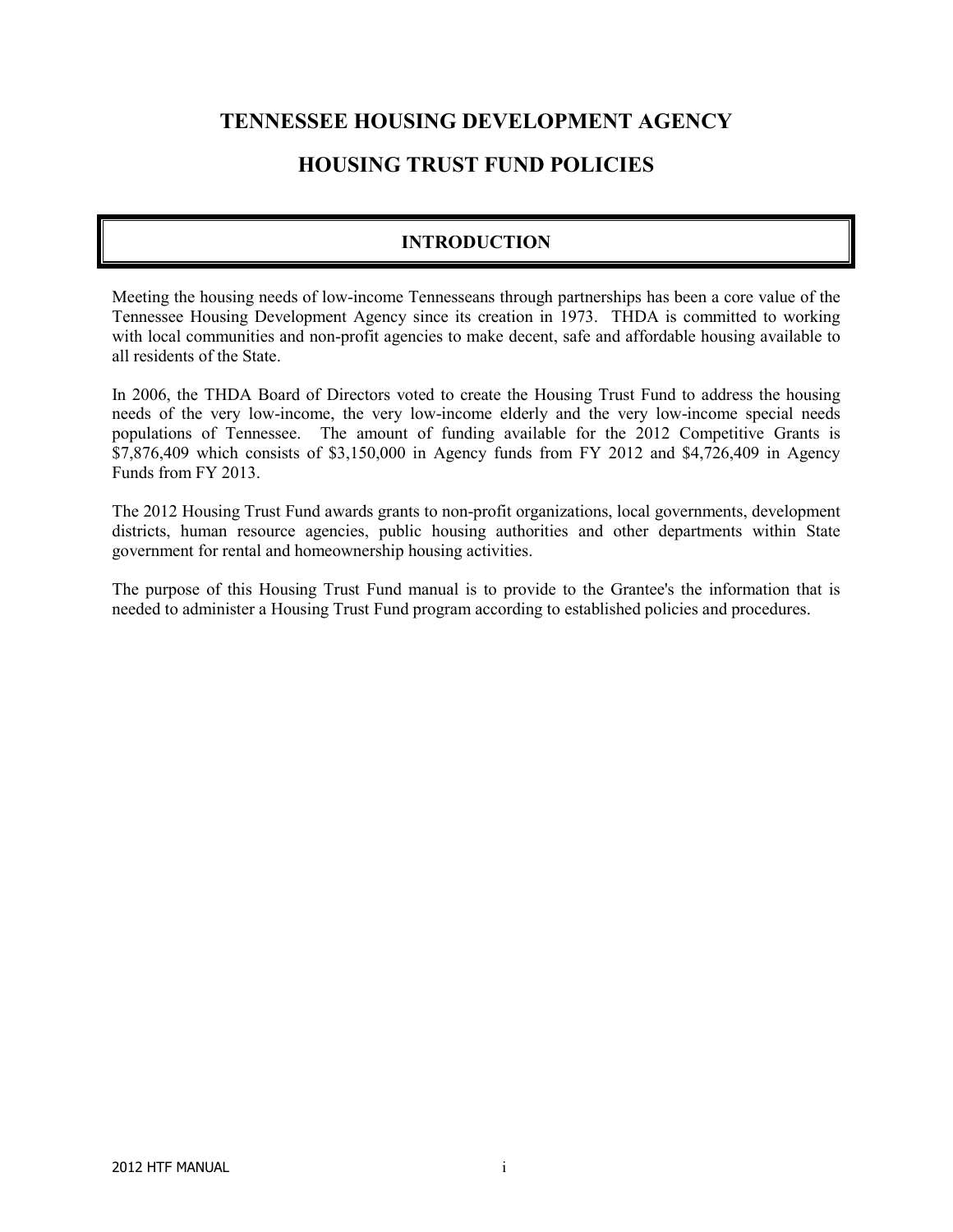# TENNESSEE HOUSING DEVELOPMENT AGENCY

# HOUSING TRUST FUND POLICIES

## INTRODUCTION

Meeting the housing needs of low-income Tennesseans through partnerships has been a core value of the Tennessee Housing Development Agency since its creation in 1973. THDA is committed to working with local communities and non-profit agencies to make decent, safe and affordable housing available to all residents of the State.

In 2006, the THDA Board of Directors voted to create the Housing Trust Fund to address the housing needs of the very low-income, the very low-income elderly and the very low-income special needs populations of Tennessee. The amount of funding available for the 2012 Competitive Grants is $7,876,409 which consists of $3,150,000 in Agency funds from FY 2012 and $4,726,409 in Agency Funds from FY 2013.

The 2012 Housing Trust Fund awards grants to non-profit organizations, local governments, development districts, human resource agencies, public housing authorities and other departments within State government for rental and homeownership housing activities.

The purpose of this Housing Trust Fund manual is to provide to the Grantee's the information that is needed to administer a Housing Trust Fund program according to established policies and procedures.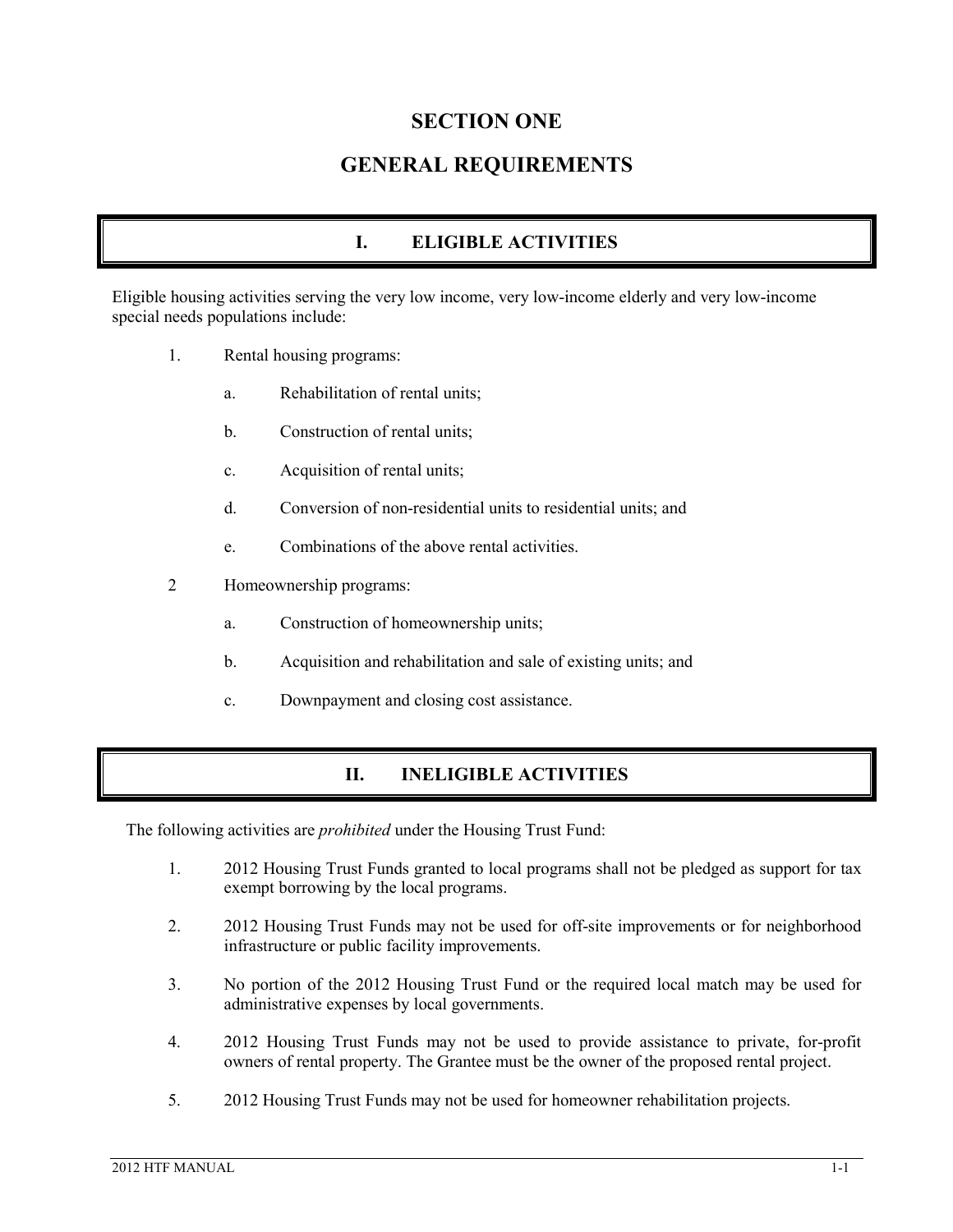# SECTION ONE

# GENERAL REQUIREMENTS

## I. ELIGIBLE ACTIVITIES

Eligible housing activities serving the very low income, very low-income elderly and very low-income special needs populations include:

1. Rental housing programs:

   a. Rehabilitation of rental units;

   b. Construction of rental units;

   c. Acquisition of rental units;

   d. Conversion of non-residential units to residential units; and

   e. Combinations of the above rental activities.

2 Homeownership programs:

   a. Construction of homeownership units;

   b. Acquisition and rehabilitation and sale of existing units; and

   c. Downpayment and closing cost assistance.

## II. INELIGIBLE ACTIVITIES

The following activities are *prohibited* under the Housing Trust Fund:

1. 2012 Housing Trust Funds granted to local programs shall not be pledged as support for tax exempt borrowing by the local programs.

2. 2012 Housing Trust Funds may not be used for off-site improvements or for neighborhood infrastructure or public facility improvements.

3. No portion of the 2012 Housing Trust Fund or the required local match may be used for administrative expenses by local governments.

4. 2012 Housing Trust Funds may not be used to provide assistance to private, for-profit owners of rental property. The Grantee must be the owner of the proposed rental project.

5. 2012 Housing Trust Funds may not be used for homeowner rehabilitation projects.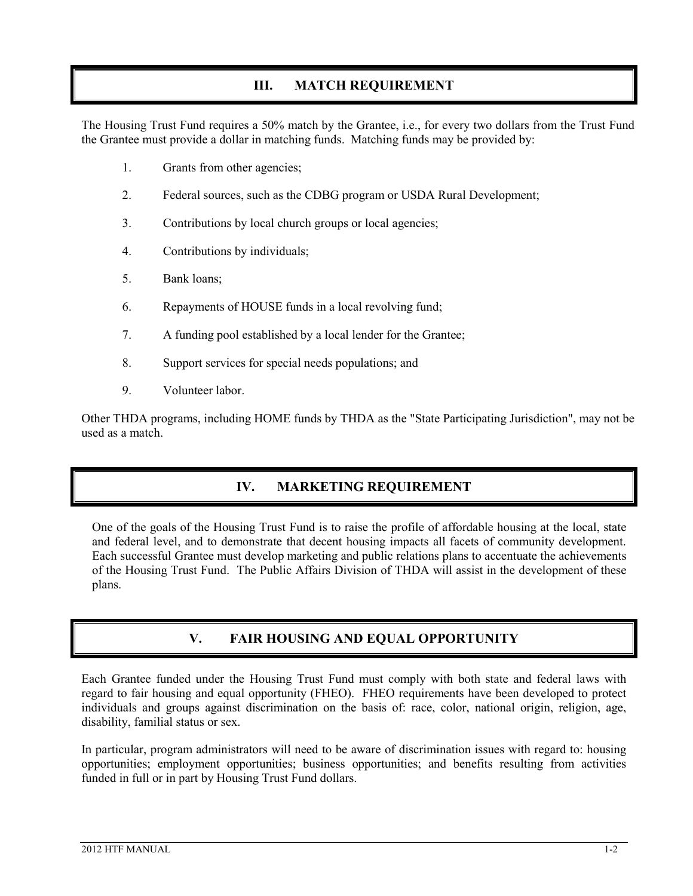## III. MATCH REQUIREMENT

The Housing Trust Fund requires a 50% match by the Grantee, i.e., for every two dollars from the Trust Fund the Grantee must provide a dollar in matching funds. Matching funds may be provided by:

1. Grants from other agencies;
2. Federal sources, such as the CDBG program or USDA Rural Development;
3. Contributions by local church groups or local agencies;
4. Contributions by individuals;
5. Bank loans;
6. Repayments of HOUSE funds in a local revolving fund;
7. A funding pool established by a local lender for the Grantee;
8. Support services for special needs populations; and
9. Volunteer labor.

Other THDA programs, including HOME funds by THDA as the "State Participating Jurisdiction", may not be used as a match.

## IV. MARKETING REQUIREMENT

One of the goals of the Housing Trust Fund is to raise the profile of affordable housing at the local, state and federal level, and to demonstrate that decent housing impacts all facets of community development. Each successful Grantee must develop marketing and public relations plans to accentuate the achievements of the Housing Trust Fund. The Public Affairs Division of THDA will assist in the development of these plans.

## V. FAIR HOUSING AND EQUAL OPPORTUNITY

Each Grantee funded under the Housing Trust Fund must comply with both state and federal laws with regard to fair housing and equal opportunity (FHEO). FHEO requirements have been developed to protect individuals and groups against discrimination on the basis of: race, color, national origin, religion, age, disability, familial status or sex.

In particular, program administrators will need to be aware of discrimination issues with regard to: housing opportunities; employment opportunities; business opportunities; and benefits resulting from activities funded in full or in part by Housing Trust Fund dollars.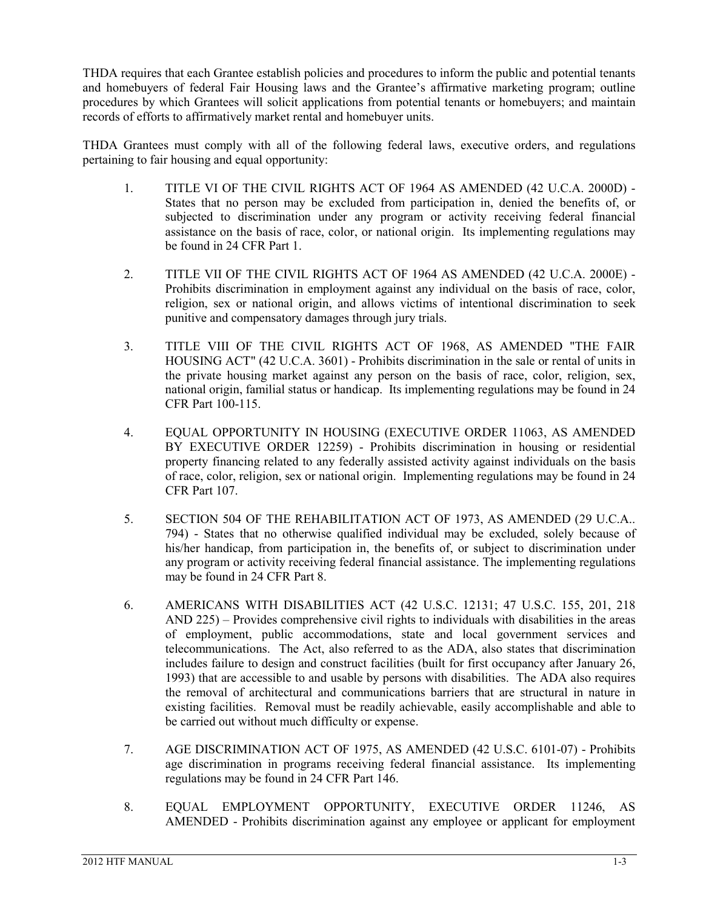THDA requires that each Grantee establish policies and procedures to inform the public and potential tenants and homebuyers of federal Fair Housing laws and the Grantee's affirmative marketing program; outline procedures by which Grantees will solicit applications from potential tenants or homebuyers; and maintain records of efforts to affirmatively market rental and homebuyer units.

THDA Grantees must comply with all of the following federal laws, executive orders, and regulations pertaining to fair housing and equal opportunity:

1. TITLE VI OF THE CIVIL RIGHTS ACT OF 1964 AS AMENDED (42 U.C.A. 2000D) - States that no person may be excluded from participation in, denied the benefits of, or subjected to discrimination under any program or activity receiving federal financial assistance on the basis of race, color, or national origin. Its implementing regulations may be found in 24 CFR Part 1.

2. TITLE VII OF THE CIVIL RIGHTS ACT OF 1964 AS AMENDED (42 U.C.A. 2000E) - Prohibits discrimination in employment against any individual on the basis of race, color, religion, sex or national origin, and allows victims of intentional discrimination to seek punitive and compensatory damages through jury trials.

3. TITLE VIII OF THE CIVIL RIGHTS ACT OF 1968, AS AMENDED "THE FAIR HOUSING ACT" (42 U.C.A. 3601) - Prohibits discrimination in the sale or rental of units in the private housing market against any person on the basis of race, color, religion, sex, national origin, familial status or handicap. Its implementing regulations may be found in 24 CFR Part 100-115.

4. EQUAL OPPORTUNITY IN HOUSING (EXECUTIVE ORDER 11063, AS AMENDED BY EXECUTIVE ORDER 12259) - Prohibits discrimination in housing or residential property financing related to any federally assisted activity against individuals on the basis of race, color, religion, sex or national origin. Implementing regulations may be found in 24 CFR Part 107.

5. SECTION 504 OF THE REHABILITATION ACT OF 1973, AS AMENDED (29 U.C.A.. 794) - States that no otherwise qualified individual may be excluded, solely because of his/her handicap, from participation in, the benefits of, or subject to discrimination under any program or activity receiving federal financial assistance. The implementing regulations may be found in 24 CFR Part 8.

6. AMERICANS WITH DISABILITIES ACT (42 U.S.C. 12131; 47 U.S.C. 155, 201, 218 AND 225) – Provides comprehensive civil rights to individuals with disabilities in the areas of employment, public accommodations, state and local government services and telecommunications. The Act, also referred to as the ADA, also states that discrimination includes failure to design and construct facilities (built for first occupancy after January 26, 1993) that are accessible to and usable by persons with disabilities. The ADA also requires the removal of architectural and communications barriers that are structural in nature in existing facilities. Removal must be readily achievable, easily accomplishable and able to be carried out without much difficulty or expense.

7. AGE DISCRIMINATION ACT OF 1975, AS AMENDED (42 U.S.C. 6101-07) - Prohibits age discrimination in programs receiving federal financial assistance. Its implementing regulations may be found in 24 CFR Part 146.

8. EQUAL EMPLOYMENT OPPORTUNITY, EXECUTIVE ORDER 11246, AS AMENDED - Prohibits discrimination against any employee or applicant for employment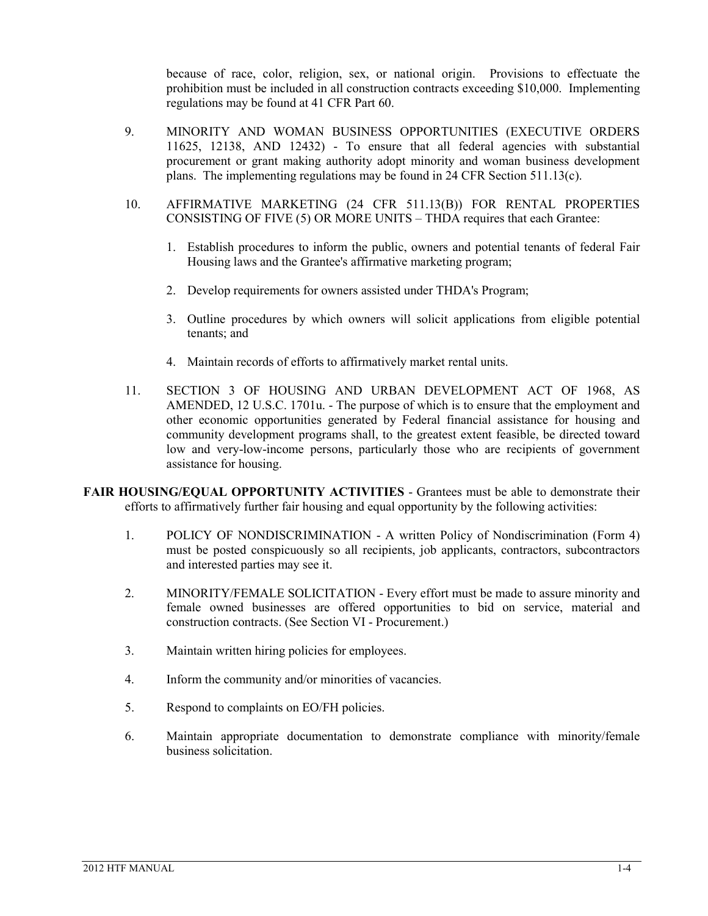because of race, color, religion, sex, or national origin. Provisions to effectuate the prohibition must be included in all construction contracts exceeding $10,000. Implementing regulations may be found at 41 CFR Part 60.

9. MINORITY AND WOMAN BUSINESS OPPORTUNITIES (EXECUTIVE ORDERS 11625, 12138, AND 12432) - To ensure that all federal agencies with substantial procurement or grant making authority adopt minority and woman business development plans. The implementing regulations may be found in 24 CFR Section 511.13(c).

10. AFFIRMATIVE MARKETING (24 CFR 511.13(B)) FOR RENTAL PROPERTIES CONSISTING OF FIVE (5) OR MORE UNITS – THDA requires that each Grantee:

    1. Establish procedures to inform the public, owners and potential tenants of federal Fair Housing laws and the Grantee's affirmative marketing program;
    2. Develop requirements for owners assisted under THDA's Program;
    3. Outline procedures by which owners will solicit applications from eligible potential tenants; and
    4. Maintain records of efforts to affirmatively market rental units.

11. SECTION 3 OF HOUSING AND URBAN DEVELOPMENT ACT OF 1968, AS AMENDED, 12 U.S.C. 1701u. - The purpose of which is to ensure that the employment and other economic opportunities generated by Federal financial assistance for housing and community development programs shall, to the greatest extent feasible, be directed toward low and very-low-income persons, particularly those who are recipients of government assistance for housing.

**FAIR HOUSING/EQUAL OPPORTUNITY ACTIVITIES** - Grantees must be able to demonstrate their efforts to affirmatively further fair housing and equal opportunity by the following activities:

1. POLICY OF NONDISCRIMINATION - A written Policy of Nondiscrimination (Form 4) must be posted conspicuously so all recipients, job applicants, contractors, subcontractors and interested parties may see it.
2. MINORITY/FEMALE SOLICITATION - Every effort must be made to assure minority and female owned businesses are offered opportunities to bid on service, material and construction contracts. (See Section VI - Procurement.)
3. Maintain written hiring policies for employees.
4. Inform the community and/or minorities of vacancies.
5. Respond to complaints on EO/FH policies.
6. Maintain appropriate documentation to demonstrate compliance with minority/female business solicitation.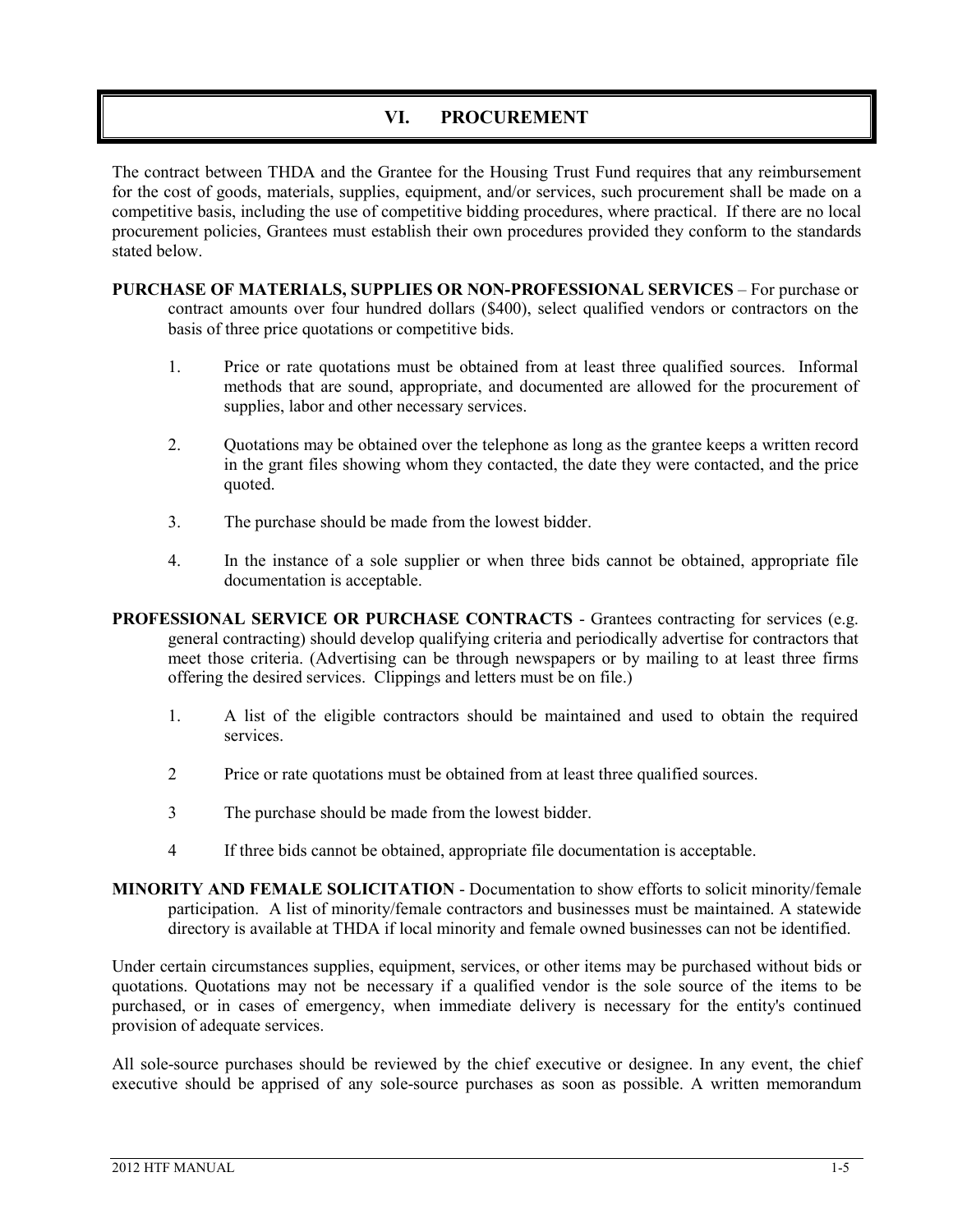# VI. PROCUREMENT

The contract between THDA and the Grantee for the Housing Trust Fund requires that any reimbursement for the cost of goods, materials, supplies, equipment, and/or services, such procurement shall be made on a competitive basis, including the use of competitive bidding procedures, where practical. If there are no local procurement policies, Grantees must establish their own procedures provided they conform to the standards stated below.

**PURCHASE OF MATERIALS, SUPPLIES OR NON-PROFESSIONAL SERVICES** – For purchase or contract amounts over four hundred dollars ($400), select qualified vendors or contractors on the basis of three price quotations or competitive bids.

1. Price or rate quotations must be obtained from at least three qualified sources. Informal methods that are sound, appropriate, and documented are allowed for the procurement of supplies, labor and other necessary services.
2. Quotations may be obtained over the telephone as long as the grantee keeps a written record in the grant files showing whom they contacted, the date they were contacted, and the price quoted.
3. The purchase should be made from the lowest bidder.
4. In the instance of a sole supplier or when three bids cannot be obtained, appropriate file documentation is acceptable.

**PROFESSIONAL SERVICE OR PURCHASE CONTRACTS** - Grantees contracting for services (e.g. general contracting) should develop qualifying criteria and periodically advertise for contractors that meet those criteria. (Advertising can be through newspapers or by mailing to at least three firms offering the desired services. Clippings and letters must be on file.)

1. A list of the eligible contractors should be maintained and used to obtain the required services.
2. Price or rate quotations must be obtained from at least three qualified sources.
3. The purchase should be made from the lowest bidder.
4. If three bids cannot be obtained, appropriate file documentation is acceptable.

**MINORITY AND FEMALE SOLICITATION** - Documentation to show efforts to solicit minority/female participation. A list of minority/female contractors and businesses must be maintained. A statewide directory is available at THDA if local minority and female owned businesses can not be identified.

Under certain circumstances supplies, equipment, services, or other items may be purchased without bids or quotations. Quotations may not be necessary if a qualified vendor is the sole source of the items to be purchased, or in cases of emergency, when immediate delivery is necessary for the entity's continued provision of adequate services.

All sole-source purchases should be reviewed by the chief executive or designee. In any event, the chief executive should be apprised of any sole-source purchases as soon as possible. A written memorandum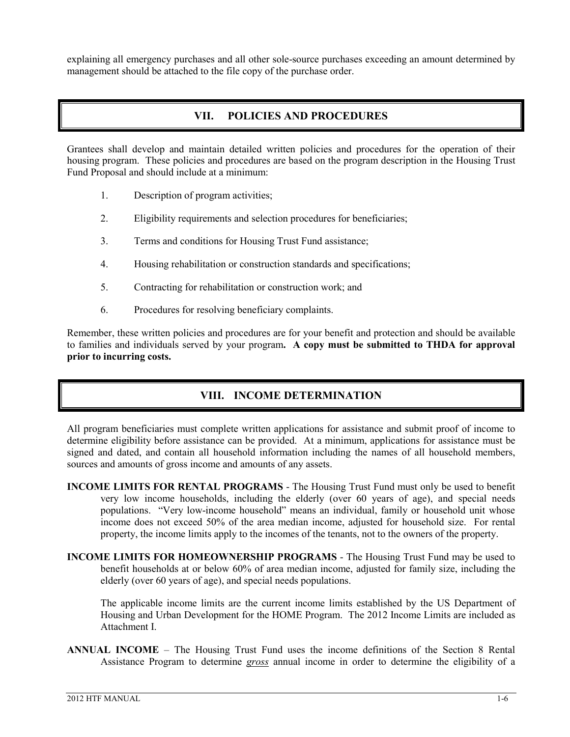explaining all emergency purchases and all other sole-source purchases exceeding an amount determined by management should be attached to the file copy of the purchase order.

## VII. POLICIES AND PROCEDURES

Grantees shall develop and maintain detailed written policies and procedures for the operation of their housing program. These policies and procedures are based on the program description in the Housing Trust Fund Proposal and should include at a minimum:

1. Description of program activities;
2. Eligibility requirements and selection procedures for beneficiaries;
3. Terms and conditions for Housing Trust Fund assistance;
4. Housing rehabilitation or construction standards and specifications;
5. Contracting for rehabilitation or construction work; and
6. Procedures for resolving beneficiary complaints.

Remember, these written policies and procedures are for your benefit and protection and should be available to families and individuals served by your program. **A copy must be submitted to THDA for approval prior to incurring costs.**

## VIII. INCOME DETERMINATION

All program beneficiaries must complete written applications for assistance and submit proof of income to determine eligibility before assistance can be provided. At a minimum, applications for assistance must be signed and dated, and contain all household information including the names of all household members, sources and amounts of gross income and amounts of any assets.

**INCOME LIMITS FOR RENTAL PROGRAMS** - The Housing Trust Fund must only be used to benefit very low income households, including the elderly (over 60 years of age), and special needs populations. "Very low-income household" means an individual, family or household unit whose income does not exceed 50% of the area median income, adjusted for household size. For rental property, the income limits apply to the incomes of the tenants, not to the owners of the property.

**INCOME LIMITS FOR HOMEOWNERSHIP PROGRAMS** - The Housing Trust Fund may be used to benefit households at or below 60% of area median income, adjusted for family size, including the elderly (over 60 years of age), and special needs populations.

The applicable income limits are the current income limits established by the US Department of Housing and Urban Development for the HOME Program. The 2012 Income Limits are included as Attachment I.

**ANNUAL INCOME** – The Housing Trust Fund uses the income definitions of the Section 8 Rental Assistance Program to determine ***gross*** annual income in order to determine the eligibility of a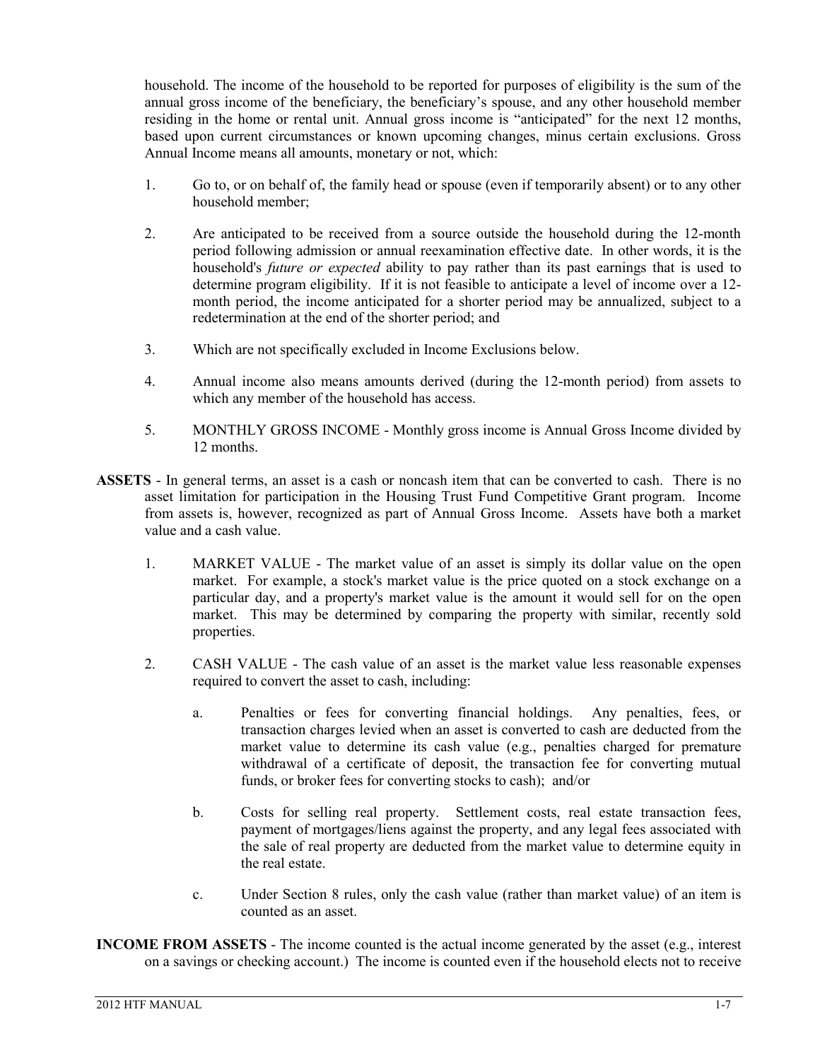household. The income of the household to be reported for purposes of eligibility is the sum of the annual gross income of the beneficiary, the beneficiary's spouse, and any other household member residing in the home or rental unit. Annual gross income is "anticipated" for the next 12 months, based upon current circumstances or known upcoming changes, minus certain exclusions. Gross Annual Income means all amounts, monetary or not, which:

1. Go to, or on behalf of, the family head or spouse (even if temporarily absent) or to any other household member;
2. Are anticipated to be received from a source outside the household during the 12-month period following admission or annual reexamination effective date. In other words, it is the household's *future or expected* ability to pay rather than its past earnings that is used to determine program eligibility. If it is not feasible to anticipate a level of income over a 12-month period, the income anticipated for a shorter period may be annualized, subject to a redetermination at the end of the shorter period; and
3. Which are not specifically excluded in Income Exclusions below.
4. Annual income also means amounts derived (during the 12-month period) from assets to which any member of the household has access.
5. MONTHLY GROSS INCOME - Monthly gross income is Annual Gross Income divided by 12 months.

**ASSETS** - In general terms, an asset is a cash or noncash item that can be converted to cash. There is no asset limitation for participation in the Housing Trust Fund Competitive Grant program. Income from assets is, however, recognized as part of Annual Gross Income. Assets have both a market value and a cash value.

1. MARKET VALUE - The market value of an asset is simply its dollar value on the open market. For example, a stock's market value is the price quoted on a stock exchange on a particular day, and a property's market value is the amount it would sell for on the open market. This may be determined by comparing the property with similar, recently sold properties.
2. CASH VALUE - The cash value of an asset is the market value less reasonable expenses required to convert the asset to cash, including:
   a. Penalties or fees for converting financial holdings. Any penalties, fees, or transaction charges levied when an asset is converted to cash are deducted from the market value to determine its cash value (e.g., penalties charged for premature withdrawal of a certificate of deposit, the transaction fee for converting mutual funds, or broker fees for converting stocks to cash); and/or
   b. Costs for selling real property. Settlement costs, real estate transaction fees, payment of mortgages/liens against the property, and any legal fees associated with the sale of real property are deducted from the market value to determine equity in the real estate.
   c. Under Section 8 rules, only the cash value (rather than market value) of an item is counted as an asset.

**INCOME FROM ASSETS** - The income counted is the actual income generated by the asset (e.g., interest on a savings or checking account.) The income is counted even if the household elects not to receive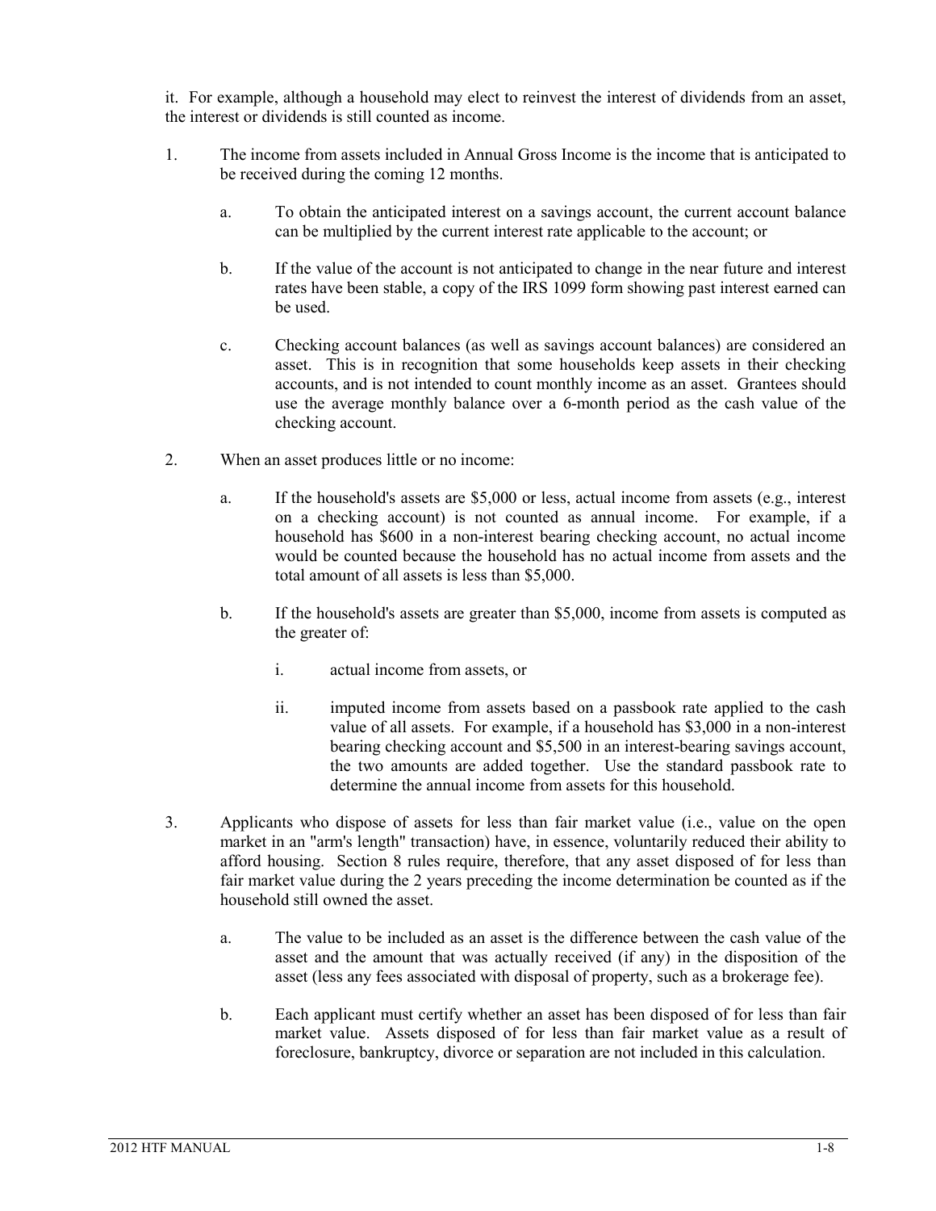it. For example, although a household may elect to reinvest the interest of dividends from an asset, the interest or dividends is still counted as income.

1. The income from assets included in Annual Gross Income is the income that is anticipated to be received during the coming 12 months.

   a. To obtain the anticipated interest on a savings account, the current account balance can be multiplied by the current interest rate applicable to the account; or

   b. If the value of the account is not anticipated to change in the near future and interest rates have been stable, a copy of the IRS 1099 form showing past interest earned can be used.

   c. Checking account balances (as well as savings account balances) are considered an asset. This is in recognition that some households keep assets in their checking accounts, and is not intended to count monthly income as an asset. Grantees should use the average monthly balance over a 6-month period as the cash value of the checking account.

2. When an asset produces little or no income:

   a. If the household's assets are $5,000 or less, actual income from assets (e.g., interest on a checking account) is not counted as annual income. For example, if a household has $600 in a non-interest bearing checking account, no actual income would be counted because the household has no actual income from assets and the total amount of all assets is less than $5,000.

   b. If the household's assets are greater than $5,000, income from assets is computed as the greater of:

      i. actual income from assets, or

      ii. imputed income from assets based on a passbook rate applied to the cash value of all assets. For example, if a household has $3,000 in a non-interest bearing checking account and $5,500 in an interest-bearing savings account, the two amounts are added together. Use the standard passbook rate to determine the annual income from assets for this household.

3. Applicants who dispose of assets for less than fair market value (i.e., value on the open market in an "arm's length" transaction) have, in essence, voluntarily reduced their ability to afford housing. Section 8 rules require, therefore, that any asset disposed of for less than fair market value during the 2 years preceding the income determination be counted as if the household still owned the asset.

   a. The value to be included as an asset is the difference between the cash value of the asset and the amount that was actually received (if any) in the disposition of the asset (less any fees associated with disposal of property, such as a brokerage fee).

   b. Each applicant must certify whether an asset has been disposed of for less than fair market value. Assets disposed of for less than fair market value as a result of foreclosure, bankruptcy, divorce or separation are not included in this calculation.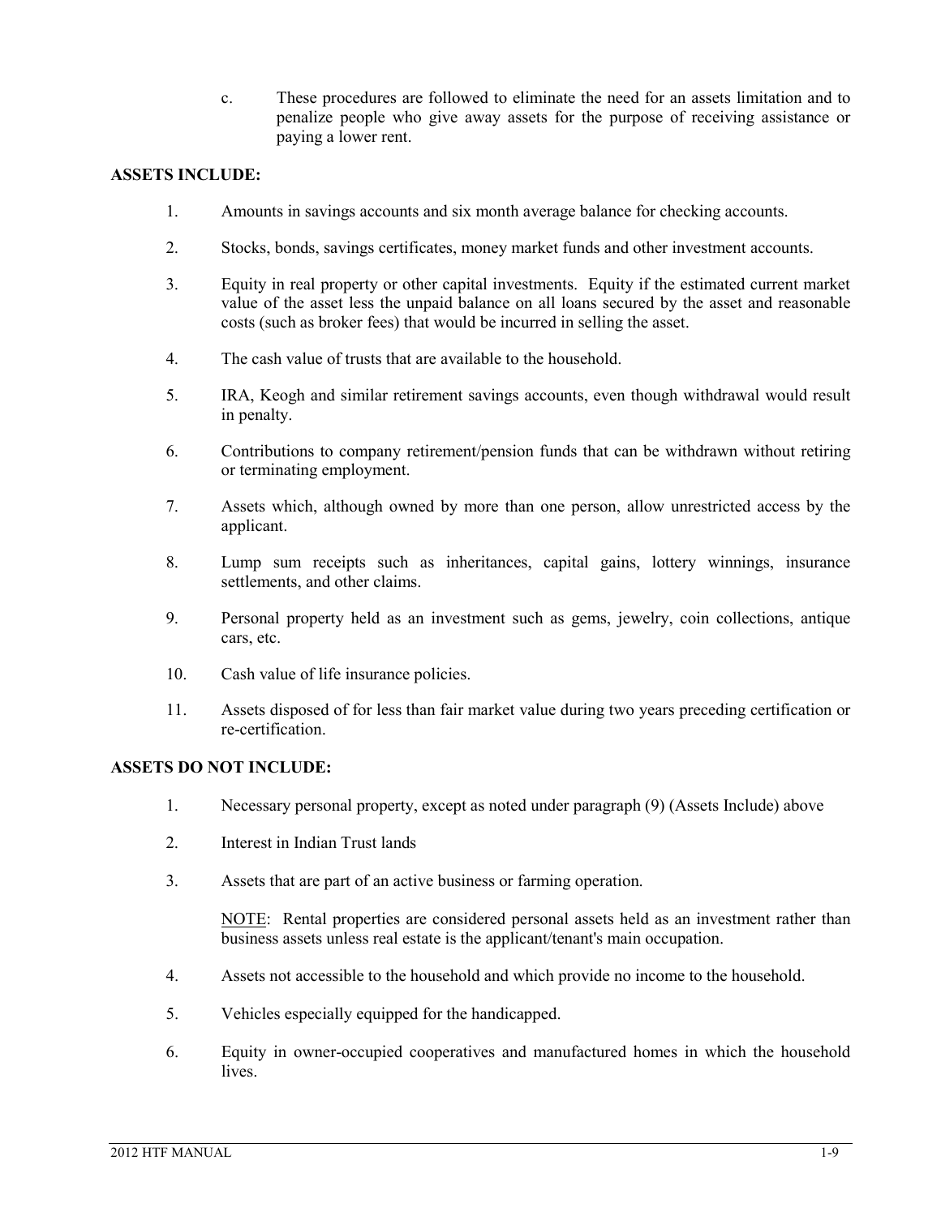c. These procedures are followed to eliminate the need for an assets limitation and to penalize people who give away assets for the purpose of receiving assistance or paying a lower rent.

**ASSETS INCLUDE:**

1. Amounts in savings accounts and six month average balance for checking accounts.
2. Stocks, bonds, savings certificates, money market funds and other investment accounts.
3. Equity in real property or other capital investments. Equity if the estimated current market value of the asset less the unpaid balance on all loans secured by the asset and reasonable costs (such as broker fees) that would be incurred in selling the asset.
4. The cash value of trusts that are available to the household.
5. IRA, Keogh and similar retirement savings accounts, even though withdrawal would result in penalty.
6. Contributions to company retirement/pension funds that can be withdrawn without retiring or terminating employment.
7. Assets which, although owned by more than one person, allow unrestricted access by the applicant.
8. Lump sum receipts such as inheritances, capital gains, lottery winnings, insurance settlements, and other claims.
9. Personal property held as an investment such as gems, jewelry, coin collections, antique cars, etc.
10. Cash value of life insurance policies.
11. Assets disposed of for less than fair market value during two years preceding certification or re-certification.

**ASSETS DO NOT INCLUDE:**

1. Necessary personal property, except as noted under paragraph (9) (Assets Include) above
2. Interest in Indian Trust lands
3. Assets that are part of an active business or farming operation.

   NOTE: Rental properties are considered personal assets held as an investment rather than business assets unless real estate is the applicant/tenant's main occupation.

4. Assets not accessible to the household and which provide no income to the household.
5. Vehicles especially equipped for the handicapped.
6. Equity in owner-occupied cooperatives and manufactured homes in which the household lives.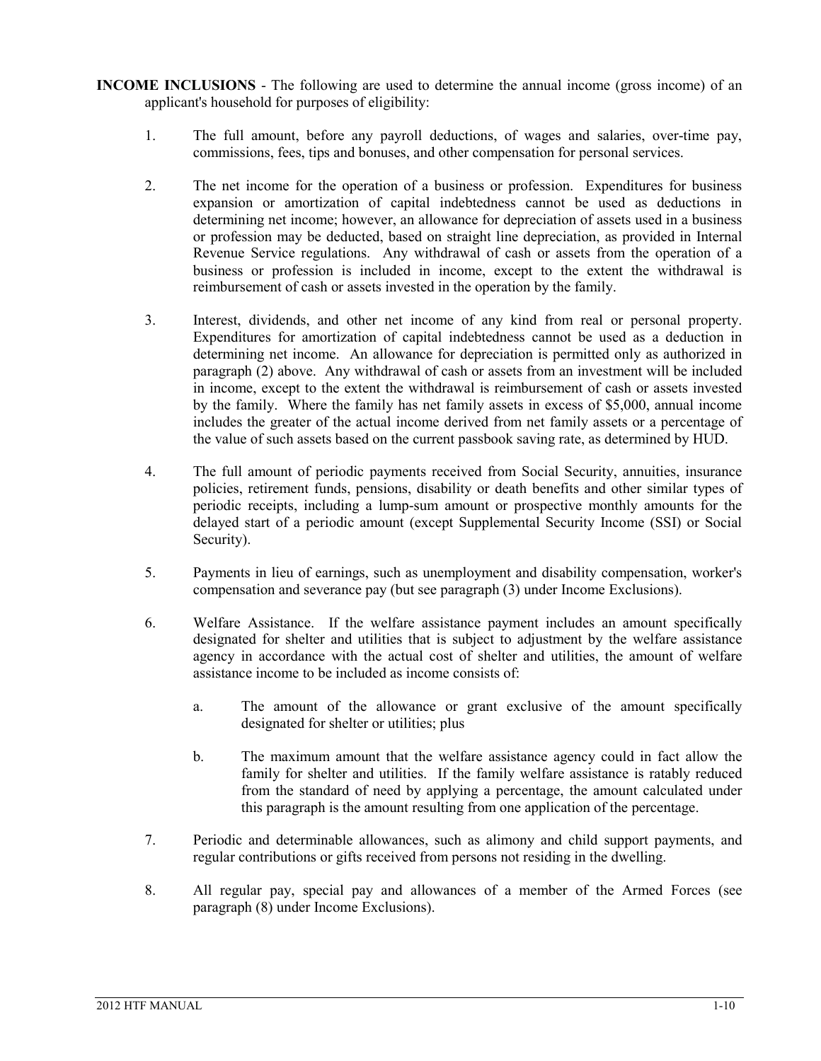**INCOME INCLUSIONS** - The following are used to determine the annual income (gross income) of an applicant's household for purposes of eligibility:

1. The full amount, before any payroll deductions, of wages and salaries, over-time pay, commissions, fees, tips and bonuses, and other compensation for personal services.

2. The net income for the operation of a business or profession. Expenditures for business expansion or amortization of capital indebtedness cannot be used as deductions in determining net income; however, an allowance for depreciation of assets used in a business or profession may be deducted, based on straight line depreciation, as provided in Internal Revenue Service regulations. Any withdrawal of cash or assets from the operation of a business or profession is included in income, except to the extent the withdrawal is reimbursement of cash or assets invested in the operation by the family.

3. Interest, dividends, and other net income of any kind from real or personal property. Expenditures for amortization of capital indebtedness cannot be used as a deduction in determining net income. An allowance for depreciation is permitted only as authorized in paragraph (2) above. Any withdrawal of cash or assets from an investment will be included in income, except to the extent the withdrawal is reimbursement of cash or assets invested by the family. Where the family has net family assets in excess of $5,000, annual income includes the greater of the actual income derived from net family assets or a percentage of the value of such assets based on the current passbook saving rate, as determined by HUD.

4. The full amount of periodic payments received from Social Security, annuities, insurance policies, retirement funds, pensions, disability or death benefits and other similar types of periodic receipts, including a lump-sum amount or prospective monthly amounts for the delayed start of a periodic amount (except Supplemental Security Income (SSI) or Social Security).

5. Payments in lieu of earnings, such as unemployment and disability compensation, worker's compensation and severance pay (but see paragraph (3) under Income Exclusions).

6. Welfare Assistance. If the welfare assistance payment includes an amount specifically designated for shelter and utilities that is subject to adjustment by the welfare assistance agency in accordance with the actual cost of shelter and utilities, the amount of welfare assistance income to be included as income consists of:

   a. The amount of the allowance or grant exclusive of the amount specifically designated for shelter or utilities; plus

   b. The maximum amount that the welfare assistance agency could in fact allow the family for shelter and utilities. If the family welfare assistance is ratably reduced from the standard of need by applying a percentage, the amount calculated under this paragraph is the amount resulting from one application of the percentage.

7. Periodic and determinable allowances, such as alimony and child support payments, and regular contributions or gifts received from persons not residing in the dwelling.

8. All regular pay, special pay and allowances of a member of the Armed Forces (see paragraph (8) under Income Exclusions).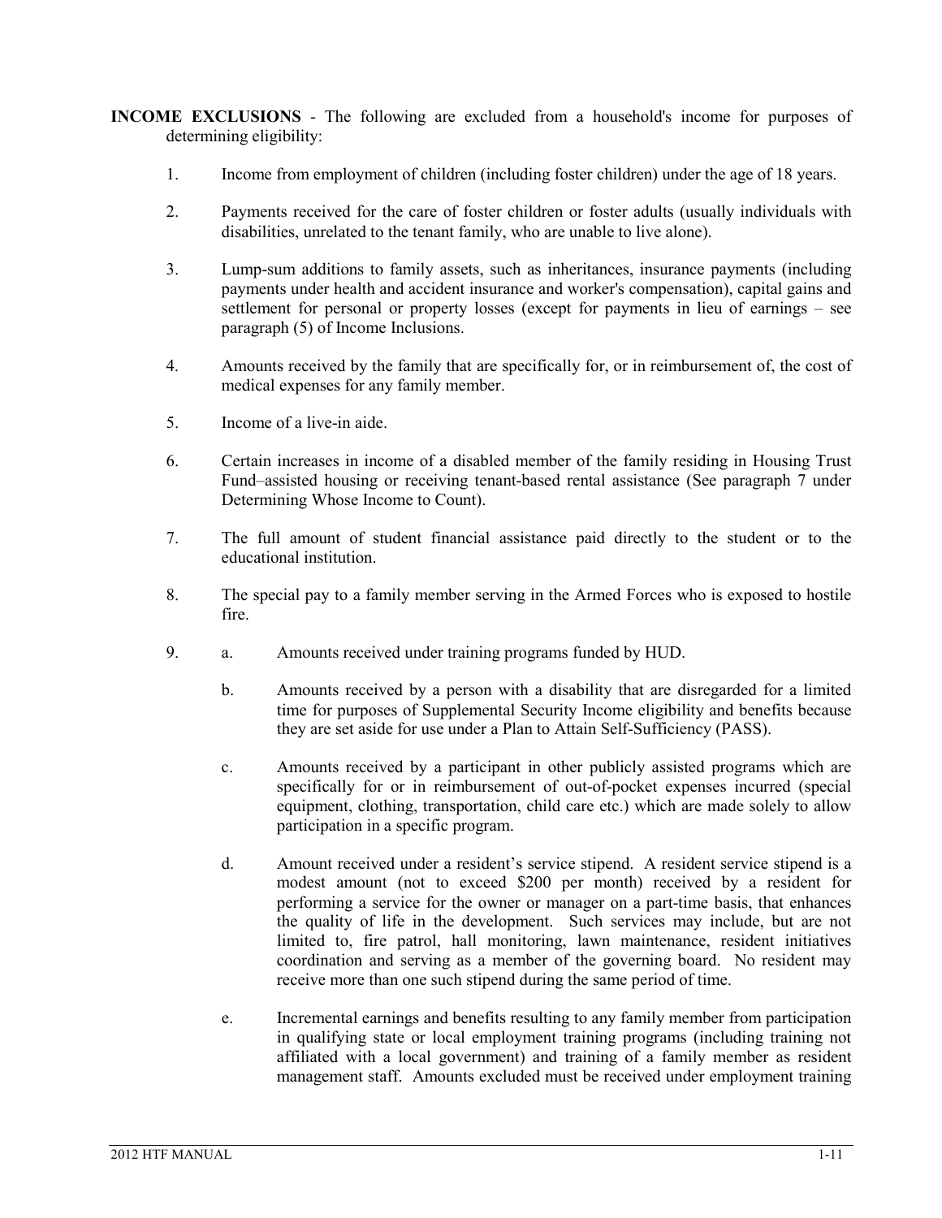**INCOME EXCLUSIONS** - The following are excluded from a household's income for purposes of determining eligibility:

1. Income from employment of children (including foster children) under the age of 18 years.

2. Payments received for the care of foster children or foster adults (usually individuals with disabilities, unrelated to the tenant family, who are unable to live alone).

3. Lump-sum additions to family assets, such as inheritances, insurance payments (including payments under health and accident insurance and worker's compensation), capital gains and settlement for personal or property losses (except for payments in lieu of earnings – see paragraph (5) of Income Inclusions.

4. Amounts received by the family that are specifically for, or in reimbursement of, the cost of medical expenses for any family member.

5. Income of a live-in aide.

6. Certain increases in income of a disabled member of the family residing in Housing Trust Fund–assisted housing or receiving tenant-based rental assistance (See paragraph 7 under Determining Whose Income to Count).

7. The full amount of student financial assistance paid directly to the student or to the educational institution.

8. The special pay to a family member serving in the Armed Forces who is exposed to hostile fire.

9. a. Amounts received under training programs funded by HUD.

   b. Amounts received by a person with a disability that are disregarded for a limited time for purposes of Supplemental Security Income eligibility and benefits because they are set aside for use under a Plan to Attain Self-Sufficiency (PASS).

   c. Amounts received by a participant in other publicly assisted programs which are specifically for or in reimbursement of out-of-pocket expenses incurred (special equipment, clothing, transportation, child care etc.) which are made solely to allow participation in a specific program.

   d. Amount received under a resident's service stipend. A resident service stipend is a modest amount (not to exceed $200 per month) received by a resident for performing a service for the owner or manager on a part-time basis, that enhances the quality of life in the development. Such services may include, but are not limited to, fire patrol, hall monitoring, lawn maintenance, resident initiatives coordination and serving as a member of the governing board. No resident may receive more than one such stipend during the same period of time.

   e. Incremental earnings and benefits resulting to any family member from participation in qualifying state or local employment training programs (including training not affiliated with a local government) and training of a family member as resident management staff. Amounts excluded must be received under employment training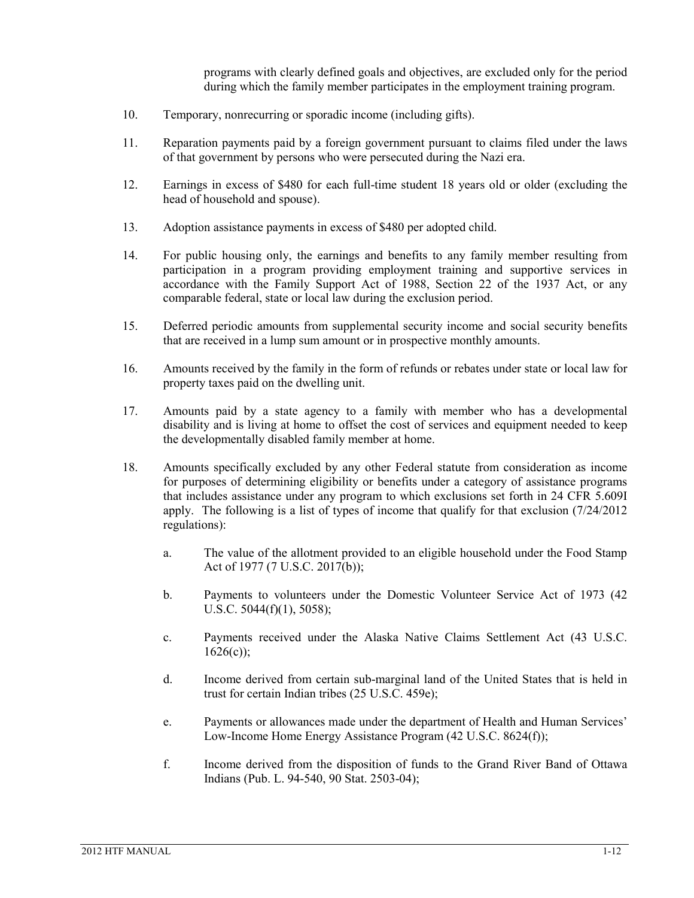programs with clearly defined goals and objectives, are excluded only for the period during which the family member participates in the employment training program.

10. Temporary, nonrecurring or sporadic income (including gifts).

11. Reparation payments paid by a foreign government pursuant to claims filed under the laws of that government by persons who were persecuted during the Nazi era.

12. Earnings in excess of $480 for each full-time student 18 years old or older (excluding the head of household and spouse).

13. Adoption assistance payments in excess of $480 per adopted child.

14. For public housing only, the earnings and benefits to any family member resulting from participation in a program providing employment training and supportive services in accordance with the Family Support Act of 1988, Section 22 of the 1937 Act, or any comparable federal, state or local law during the exclusion period.

15. Deferred periodic amounts from supplemental security income and social security benefits that are received in a lump sum amount or in prospective monthly amounts.

16. Amounts received by the family in the form of refunds or rebates under state or local law for property taxes paid on the dwelling unit.

17. Amounts paid by a state agency to a family with member who has a developmental disability and is living at home to offset the cost of services and equipment needed to keep the developmentally disabled family member at home.

18. Amounts specifically excluded by any other Federal statute from consideration as income for purposes of determining eligibility or benefits under a category of assistance programs that includes assistance under any program to which exclusions set forth in 24 CFR 5.609I apply. The following is a list of types of income that qualify for that exclusion (7/24/2012 regulations):

    a. The value of the allotment provided to an eligible household under the Food Stamp Act of 1977 (7 U.S.C. 2017(b));

    b. Payments to volunteers under the Domestic Volunteer Service Act of 1973 (42 U.S.C. 5044(f)(1), 5058);

    c. Payments received under the Alaska Native Claims Settlement Act (43 U.S.C. 1626(c));

    d. Income derived from certain sub-marginal land of the United States that is held in trust for certain Indian tribes (25 U.S.C. 459e);

    e. Payments or allowances made under the department of Health and Human Services' Low-Income Home Energy Assistance Program (42 U.S.C. 8624(f));

    f. Income derived from the disposition of funds to the Grand River Band of Ottawa Indians (Pub. L. 94-540, 90 Stat. 2503-04);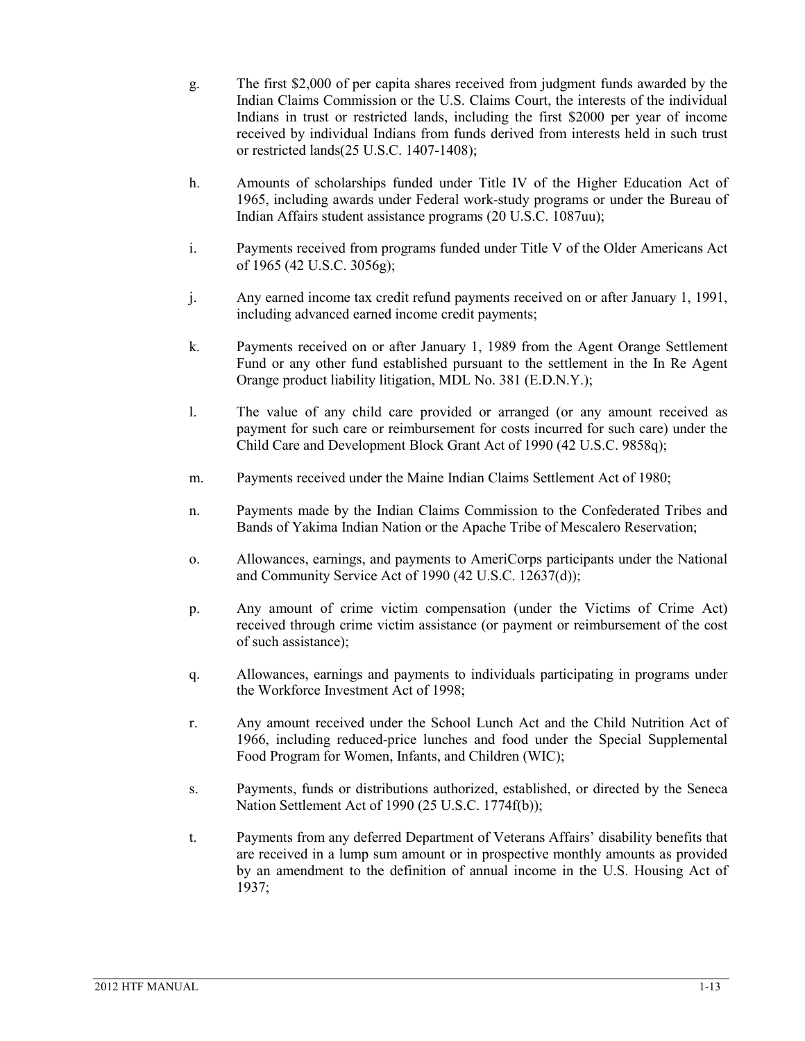g. The first $2,000 of per capita shares received from judgment funds awarded by the Indian Claims Commission or the U.S. Claims Court, the interests of the individual Indians in trust or restricted lands, including the first $2000 per year of income received by individual Indians from funds derived from interests held in such trust or restricted lands(25 U.S.C. 1407-1408);

h. Amounts of scholarships funded under Title IV of the Higher Education Act of 1965, including awards under Federal work-study programs or under the Bureau of Indian Affairs student assistance programs (20 U.S.C. 1087uu);

i. Payments received from programs funded under Title V of the Older Americans Act of 1965 (42 U.S.C. 3056g);

j. Any earned income tax credit refund payments received on or after January 1, 1991, including advanced earned income credit payments;

k. Payments received on or after January 1, 1989 from the Agent Orange Settlement Fund or any other fund established pursuant to the settlement in the In Re Agent Orange product liability litigation, MDL No. 381 (E.D.N.Y.);

l. The value of any child care provided or arranged (or any amount received as payment for such care or reimbursement for costs incurred for such care) under the Child Care and Development Block Grant Act of 1990 (42 U.S.C. 9858q);

m. Payments received under the Maine Indian Claims Settlement Act of 1980;

n. Payments made by the Indian Claims Commission to the Confederated Tribes and Bands of Yakima Indian Nation or the Apache Tribe of Mescalero Reservation;

o. Allowances, earnings, and payments to AmeriCorps participants under the National and Community Service Act of 1990 (42 U.S.C. 12637(d));

p. Any amount of crime victim compensation (under the Victims of Crime Act) received through crime victim assistance (or payment or reimbursement of the cost of such assistance);

q. Allowances, earnings and payments to individuals participating in programs under the Workforce Investment Act of 1998;

r. Any amount received under the School Lunch Act and the Child Nutrition Act of 1966, including reduced-price lunches and food under the Special Supplemental Food Program for Women, Infants, and Children (WIC);

s. Payments, funds or distributions authorized, established, or directed by the Seneca Nation Settlement Act of 1990 (25 U.S.C. 1774f(b));

t. Payments from any deferred Department of Veterans Affairs' disability benefits that are received in a lump sum amount or in prospective monthly amounts as provided by an amendment to the definition of annual income in the U.S. Housing Act of 1937;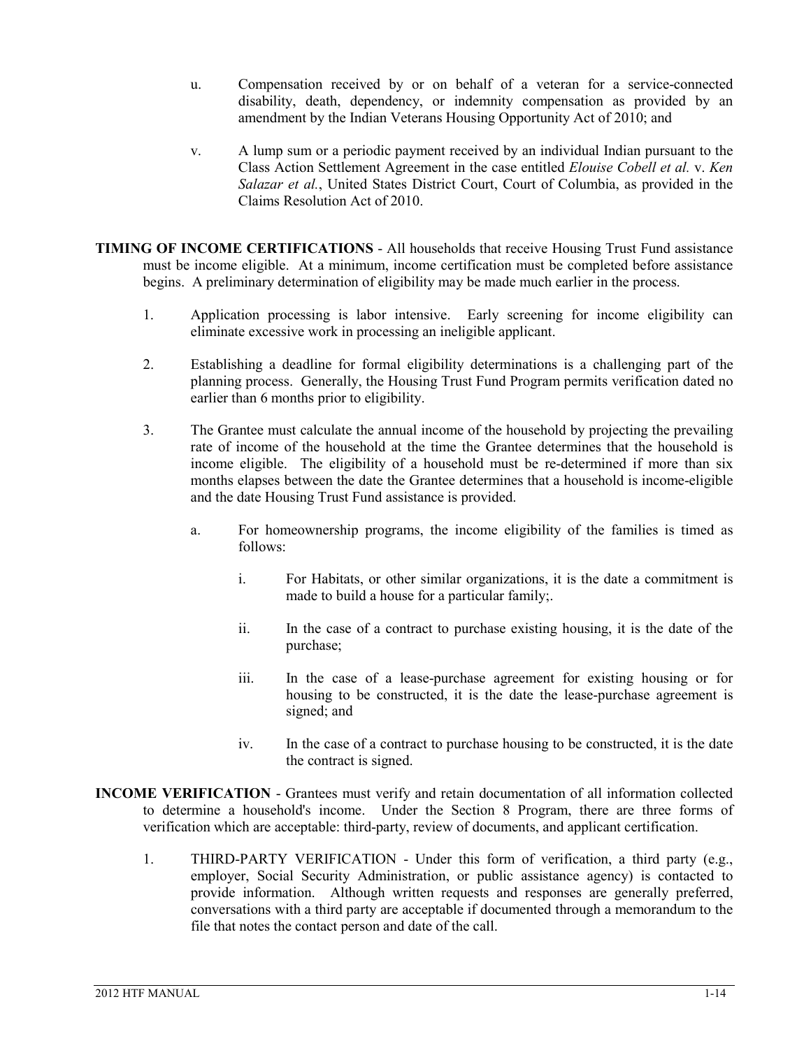u. Compensation received by or on behalf of a veteran for a service-connected disability, death, dependency, or indemnity compensation as provided by an amendment by the Indian Veterans Housing Opportunity Act of 2010; and

v. A lump sum or a periodic payment received by an individual Indian pursuant to the Class Action Settlement Agreement in the case entitled *Elouise Cobell et al.* v. *Ken Salazar et al.*, United States District Court, Court of Columbia, as provided in the Claims Resolution Act of 2010.

**TIMING OF INCOME CERTIFICATIONS** - All households that receive Housing Trust Fund assistance must be income eligible. At a minimum, income certification must be completed before assistance begins. A preliminary determination of eligibility may be made much earlier in the process.

1. Application processing is labor intensive. Early screening for income eligibility can eliminate excessive work in processing an ineligible applicant.

2. Establishing a deadline for formal eligibility determinations is a challenging part of the planning process. Generally, the Housing Trust Fund Program permits verification dated no earlier than 6 months prior to eligibility.

3. The Grantee must calculate the annual income of the household by projecting the prevailing rate of income of the household at the time the Grantee determines that the household is income eligible. The eligibility of a household must be re-determined if more than six months elapses between the date the Grantee determines that a household is income-eligible and the date Housing Trust Fund assistance is provided.

   a. For homeownership programs, the income eligibility of the families is timed as follows:

      i. For Habitats, or other similar organizations, it is the date a commitment is made to build a house for a particular family;.

      ii. In the case of a contract to purchase existing housing, it is the date of the purchase;

      iii. In the case of a lease-purchase agreement for existing housing or for housing to be constructed, it is the date the lease-purchase agreement is signed; and

      iv. In the case of a contract to purchase housing to be constructed, it is the date the contract is signed.

**INCOME VERIFICATION** - Grantees must verify and retain documentation of all information collected to determine a household's income. Under the Section 8 Program, there are three forms of verification which are acceptable: third-party, review of documents, and applicant certification.

1. THIRD-PARTY VERIFICATION - Under this form of verification, a third party (e.g., employer, Social Security Administration, or public assistance agency) is contacted to provide information. Although written requests and responses are generally preferred, conversations with a third party are acceptable if documented through a memorandum to the file that notes the contact person and date of the call.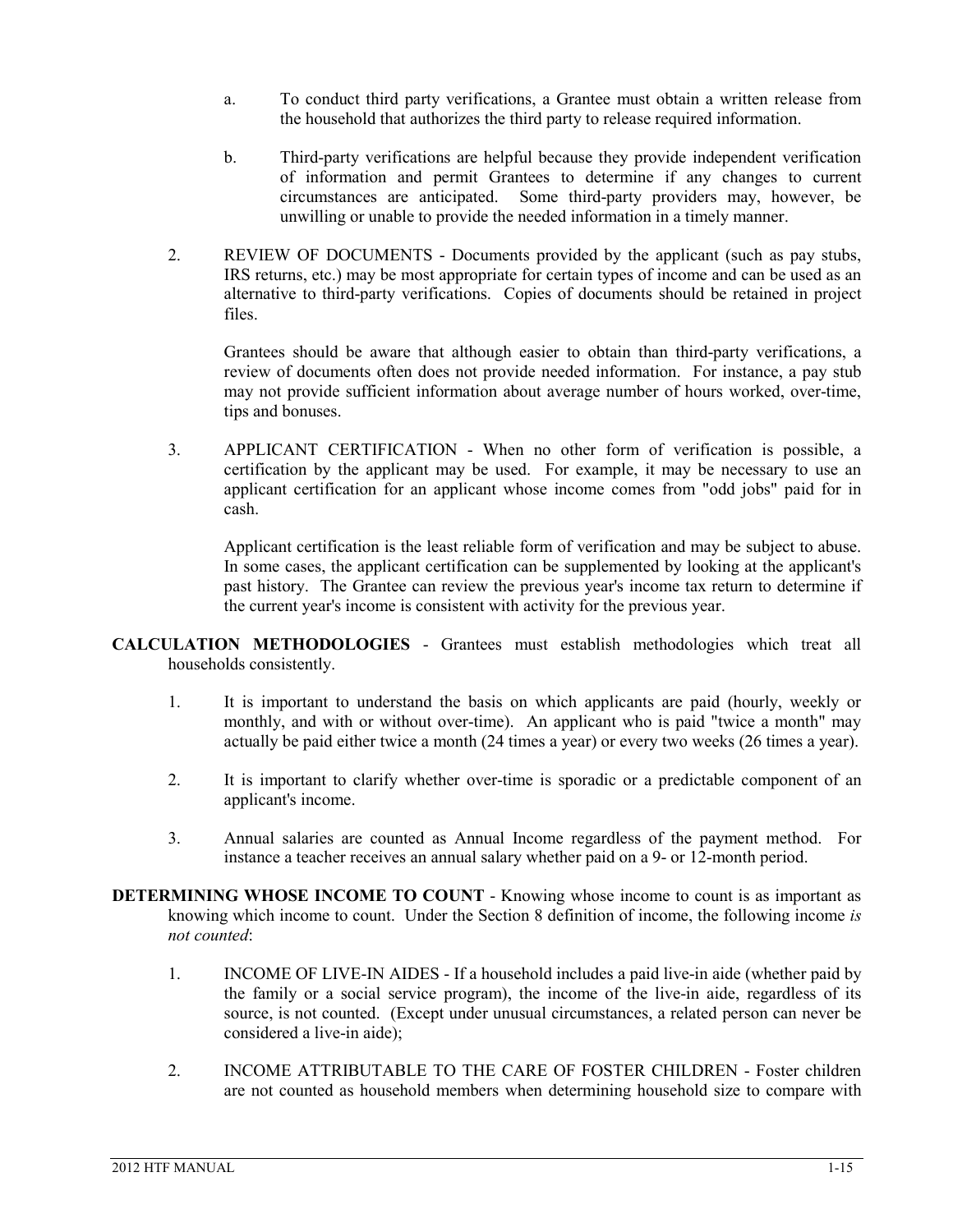a. To conduct third party verifications, a Grantee must obtain a written release from the household that authorizes the third party to release required information.

b. Third-party verifications are helpful because they provide independent verification of information and permit Grantees to determine if any changes to current circumstances are anticipated. Some third-party providers may, however, be unwilling or unable to provide the needed information in a timely manner.

2. REVIEW OF DOCUMENTS - Documents provided by the applicant (such as pay stubs, IRS returns, etc.) may be most appropriate for certain types of income and can be used as an alternative to third-party verifications. Copies of documents should be retained in project files.

   Grantees should be aware that although easier to obtain than third-party verifications, a review of documents often does not provide needed information. For instance, a pay stub may not provide sufficient information about average number of hours worked, over-time, tips and bonuses.

3. APPLICANT CERTIFICATION - When no other form of verification is possible, a certification by the applicant may be used. For example, it may be necessary to use an applicant certification for an applicant whose income comes from "odd jobs" paid for in cash.

   Applicant certification is the least reliable form of verification and may be subject to abuse. In some cases, the applicant certification can be supplemented by looking at the applicant's past history. The Grantee can review the previous year's income tax return to determine if the current year's income is consistent with activity for the previous year.

**CALCULATION METHODOLOGIES** - Grantees must establish methodologies which treat all households consistently.

1. It is important to understand the basis on which applicants are paid (hourly, weekly or monthly, and with or without over-time). An applicant who is paid "twice a month" may actually be paid either twice a month (24 times a year) or every two weeks (26 times a year).

2. It is important to clarify whether over-time is sporadic or a predictable component of an applicant's income.

3. Annual salaries are counted as Annual Income regardless of the payment method. For instance a teacher receives an annual salary whether paid on a 9- or 12-month period.

**DETERMINING WHOSE INCOME TO COUNT** - Knowing whose income to count is as important as knowing which income to count. Under the Section 8 definition of income, the following income *is not counted*:

1. INCOME OF LIVE-IN AIDES - If a household includes a paid live-in aide (whether paid by the family or a social service program), the income of the live-in aide, regardless of its source, is not counted. (Except under unusual circumstances, a related person can never be considered a live-in aide);

2. INCOME ATTRIBUTABLE TO THE CARE OF FOSTER CHILDREN - Foster children are not counted as household members when determining household size to compare with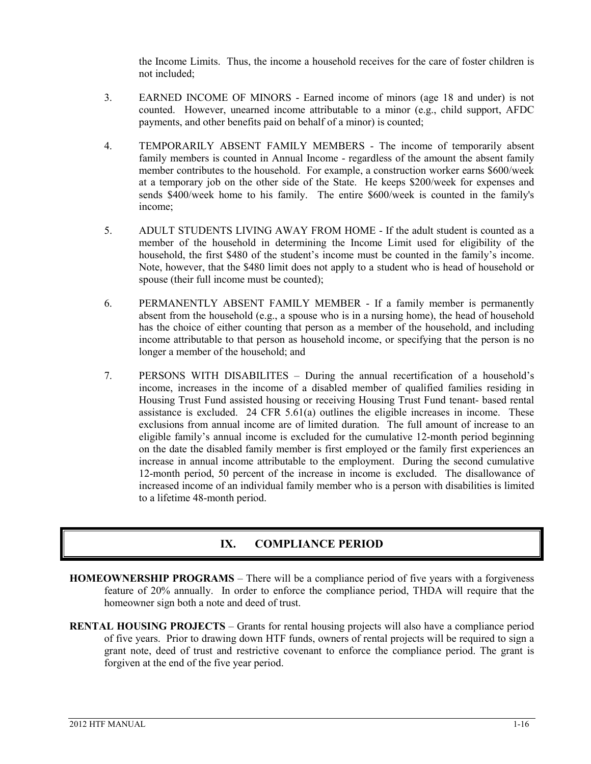the Income Limits. Thus, the income a household receives for the care of foster children is not included;

3. EARNED INCOME OF MINORS - Earned income of minors (age 18 and under) is not counted. However, unearned income attributable to a minor (e.g., child support, AFDC payments, and other benefits paid on behalf of a minor) is counted;

4. TEMPORARILY ABSENT FAMILY MEMBERS - The income of temporarily absent family members is counted in Annual Income - regardless of the amount the absent family member contributes to the household. For example, a construction worker earns $600/week at a temporary job on the other side of the State. He keeps $200/week for expenses and sends $400/week home to his family. The entire $600/week is counted in the family's income;

5. ADULT STUDENTS LIVING AWAY FROM HOME - If the adult student is counted as a member of the household in determining the Income Limit used for eligibility of the household, the first $480 of the student's income must be counted in the family's income. Note, however, that the $480 limit does not apply to a student who is head of household or spouse (their full income must be counted);

6. PERMANENTLY ABSENT FAMILY MEMBER - If a family member is permanently absent from the household (e.g., a spouse who is in a nursing home), the head of household has the choice of either counting that person as a member of the household, and including income attributable to that person as household income, or specifying that the person is no longer a member of the household; and

7. PERSONS WITH DISABILITES – During the annual recertification of a household's income, increases in the income of a disabled member of qualified families residing in Housing Trust Fund assisted housing or receiving Housing Trust Fund tenant- based rental assistance is excluded. 24 CFR 5.61(a) outlines the eligible increases in income. These exclusions from annual income are of limited duration. The full amount of increase to an eligible family's annual income is excluded for the cumulative 12-month period beginning on the date the disabled family member is first employed or the family first experiences an increase in annual income attributable to the employment. During the second cumulative 12-month period, 50 percent of the increase in income is excluded. The disallowance of increased income of an individual family member who is a person with disabilities is limited to a lifetime 48-month period.

## IX. COMPLIANCE PERIOD

**HOMEOWNERSHIP PROGRAMS** – There will be a compliance period of five years with a forgiveness feature of 20% annually. In order to enforce the compliance period, THDA will require that the homeowner sign both a note and deed of trust.

**RENTAL HOUSING PROJECTS** – Grants for rental housing projects will also have a compliance period of five years. Prior to drawing down HTF funds, owners of rental projects will be required to sign a grant note, deed of trust and restrictive covenant to enforce the compliance period. The grant is forgiven at the end of the five year period.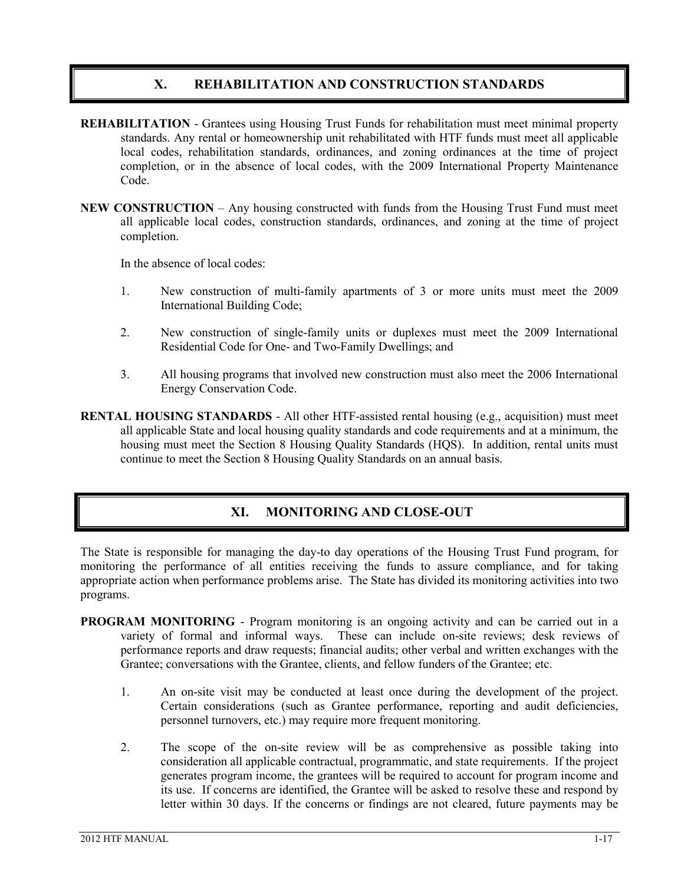## X. REHABILITATION AND CONSTRUCTION STANDARDS

**REHABILITATION** - Grantees using Housing Trust Funds for rehabilitation must meet minimal property standards. Any rental or homeownership unit rehabilitated with HTF funds must meet all applicable local codes, rehabilitation standards, ordinances, and zoning ordinances at the time of project completion, or in the absence of local codes, with the 2009 International Property Maintenance Code.

**NEW CONSTRUCTION** – Any housing constructed with funds from the Housing Trust Fund must meet all applicable local codes, construction standards, ordinances, and zoning at the time of project completion.

In the absence of local codes:

1. New construction of multi-family apartments of 3 or more units must meet the 2009 International Building Code;
2. New construction of single-family units or duplexes must meet the 2009 International Residential Code for One- and Two-Family Dwellings; and
3. All housing programs that involved new construction must also meet the 2006 International Energy Conservation Code.

**RENTAL HOUSING STANDARDS** - All other HTF-assisted rental housing (e.g., acquisition) must meet all applicable State and local housing quality standards and code requirements and at a minimum, the housing must meet the Section 8 Housing Quality Standards (HQS). In addition, rental units must continue to meet the Section 8 Housing Quality Standards on an annual basis.

## XI. MONITORING AND CLOSE-OUT

The State is responsible for managing the day-to day operations of the Housing Trust Fund program, for monitoring the performance of all entities receiving the funds to assure compliance, and for taking appropriate action when performance problems arise. The State has divided its monitoring activities into two programs.

**PROGRAM MONITORING** - Program monitoring is an ongoing activity and can be carried out in a variety of formal and informal ways. These can include on-site reviews; desk reviews of performance reports and draw requests; financial audits; other verbal and written exchanges with the Grantee; conversations with the Grantee, clients, and fellow funders of the Grantee; etc.

1. An on-site visit may be conducted at least once during the development of the project. Certain considerations (such as Grantee performance, reporting and audit deficiencies, personnel turnovers, etc.) may require more frequent monitoring.
2. The scope of the on-site review will be as comprehensive as possible taking into consideration all applicable contractual, programmatic, and state requirements. If the project generates program income, the grantees will be required to account for program income and its use. If concerns are identified, the Grantee will be asked to resolve these and respond by letter within 30 days. If the concerns or findings are not cleared, future payments may be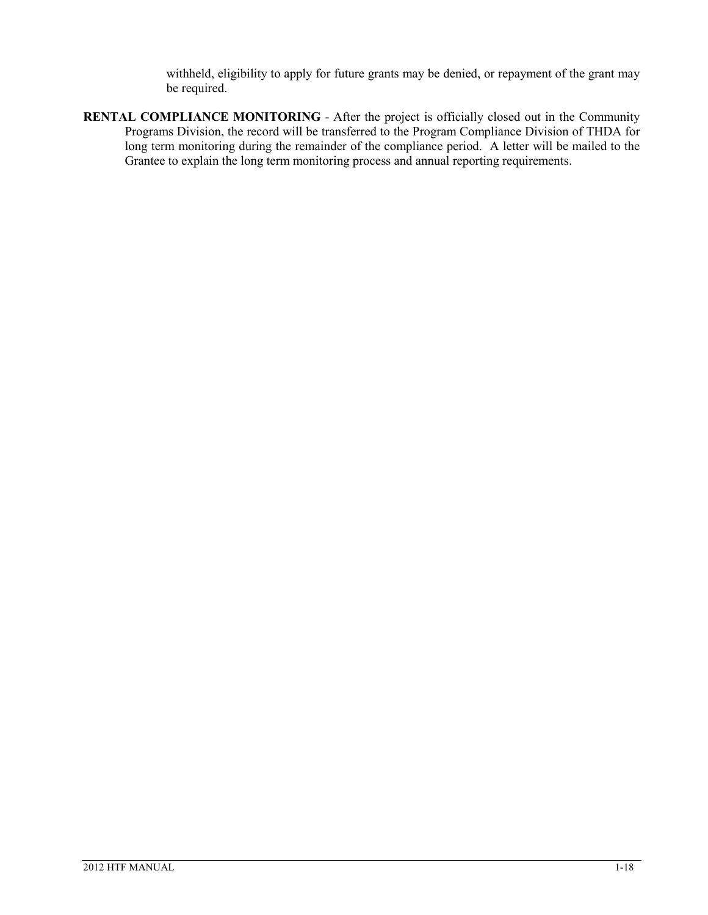withheld, eligibility to apply for future grants may be denied, or repayment of the grant may be required.

**RENTAL COMPLIANCE MONITORING** - After the project is officially closed out in the Community Programs Division, the record will be transferred to the Program Compliance Division of THDA for long term monitoring during the remainder of the compliance period. A letter will be mailed to the Grantee to explain the long term monitoring process and annual reporting requirements.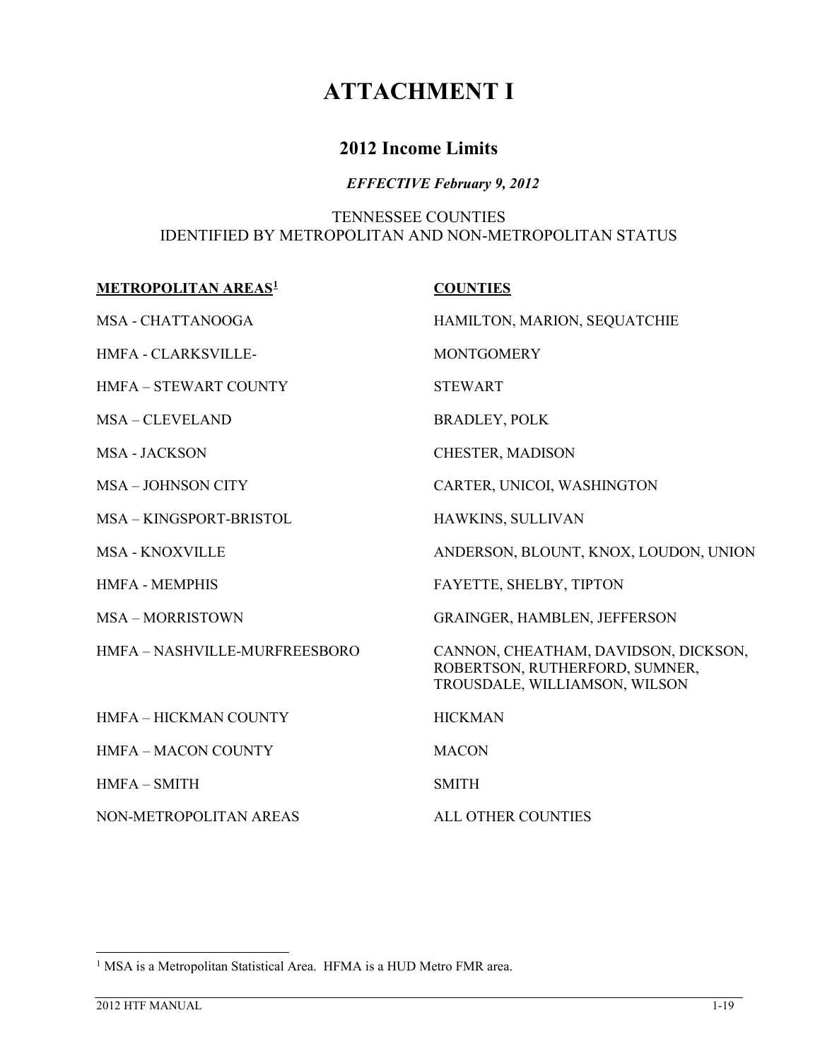# ATTACHMENT I

## 2012 Income Limits

***EFFECTIVE February 9, 2012***

TENNESSEE COUNTIES
IDENTIFIED BY METROPOLITAN AND NON-METROPOLITAN STATUS

| METROPOLITAN AREAS[1] | COUNTIES |
|---|---|
| MSA - CHATTANOOGA | HAMILTON, MARION, SEQUATCHIE |
| HMFA - CLARKSVILLE- | MONTGOMERY |
| HMFA – STEWART COUNTY | STEWART |
| MSA – CLEVELAND | BRADLEY, POLK |
| MSA - JACKSON | CHESTER, MADISON |
| MSA – JOHNSON CITY | CARTER, UNICOI, WASHINGTON |
| MSA – KINGSPORT-BRISTOL | HAWKINS, SULLIVAN |
| MSA - KNOXVILLE | ANDERSON, BLOUNT, KNOX, LOUDON, UNION |
| HMFA - MEMPHIS | FAYETTE, SHELBY, TIPTON |
| MSA – MORRISTOWN | GRAINGER, HAMBLEN, JEFFERSON |
| HMFA – NASHVILLE-MURFREESBORO | CANNON, CHEATHAM, DAVIDSON, DICKSON, ROBERTSON, RUTHERFORD, SUMNER, TROUSDALE, WILLIAMSON, WILSON |
| HMFA – HICKMAN COUNTY | HICKMAN |
| HMFA – MACON COUNTY | MACON |
| HMFA – SMITH | SMITH |
| NON-METROPOLITAN AREAS | ALL OTHER COUNTIES |

[1] MSA is a Metropolitan Statistical Area. HFMA is a HUD Metro FMR area.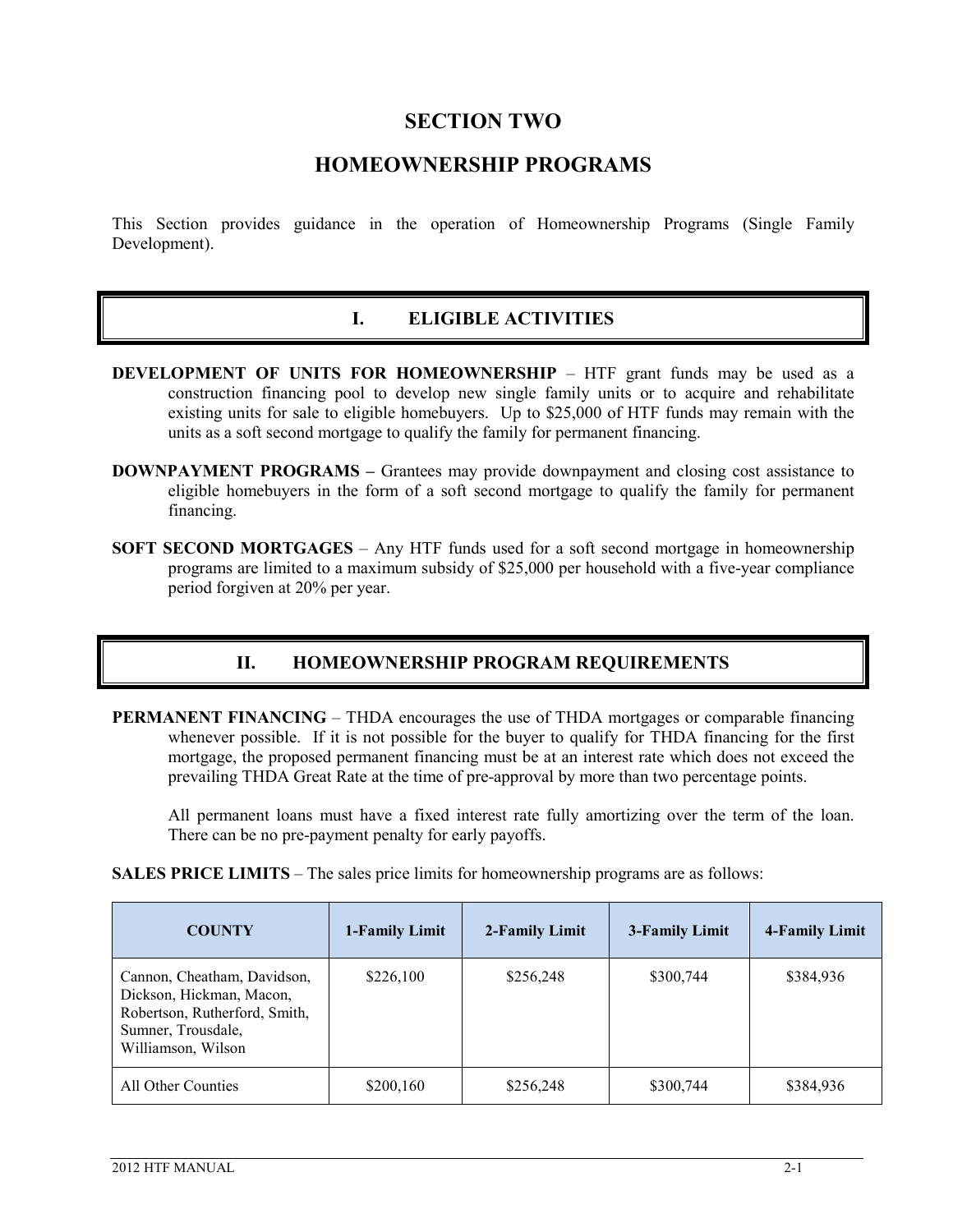# SECTION TWO

# HOMEOWNERSHIP PROGRAMS

This Section provides guidance in the operation of Homeownership Programs (Single Family Development).

## I. ELIGIBLE ACTIVITIES

**DEVELOPMENT OF UNITS FOR HOMEOWNERSHIP** – HTF grant funds may be used as a construction financing pool to develop new single family units or to acquire and rehabilitate existing units for sale to eligible homebuyers. Up to $25,000 of HTF funds may remain with the units as a soft second mortgage to qualify the family for permanent financing.

**DOWNPAYMENT PROGRAMS –** Grantees may provide downpayment and closing cost assistance to eligible homebuyers in the form of a soft second mortgage to qualify the family for permanent financing.

**SOFT SECOND MORTGAGES** – Any HTF funds used for a soft second mortgage in homeownership programs are limited to a maximum subsidy of $25,000 per household with a five-year compliance period forgiven at 20% per year.

## II. HOMEOWNERSHIP PROGRAM REQUIREMENTS

**PERMANENT FINANCING** – THDA encourages the use of THDA mortgages or comparable financing whenever possible. If it is not possible for the buyer to qualify for THDA financing for the first mortgage, the proposed permanent financing must be at an interest rate which does not exceed the prevailing THDA Great Rate at the time of pre-approval by more than two percentage points.

All permanent loans must have a fixed interest rate fully amortizing over the term of the loan. There can be no pre-payment penalty for early payoffs.

**SALES PRICE LIMITS** – The sales price limits for homeownership programs are as follows:

| COUNTY | 1-Family Limit | 2-Family Limit | 3-Family Limit | 4-Family Limit |
|---|---|---|---|---|
| Cannon, Cheatham, Davidson, Dickson, Hickman, Macon, Robertson, Rutherford, Smith, Sumner, Trousdale, Williamson, Wilson | $226,100 | $256,248 | $300,744 | $384,936 |
| All Other Counties | $200,160 | $256,248 | $300,744 | $384,936 |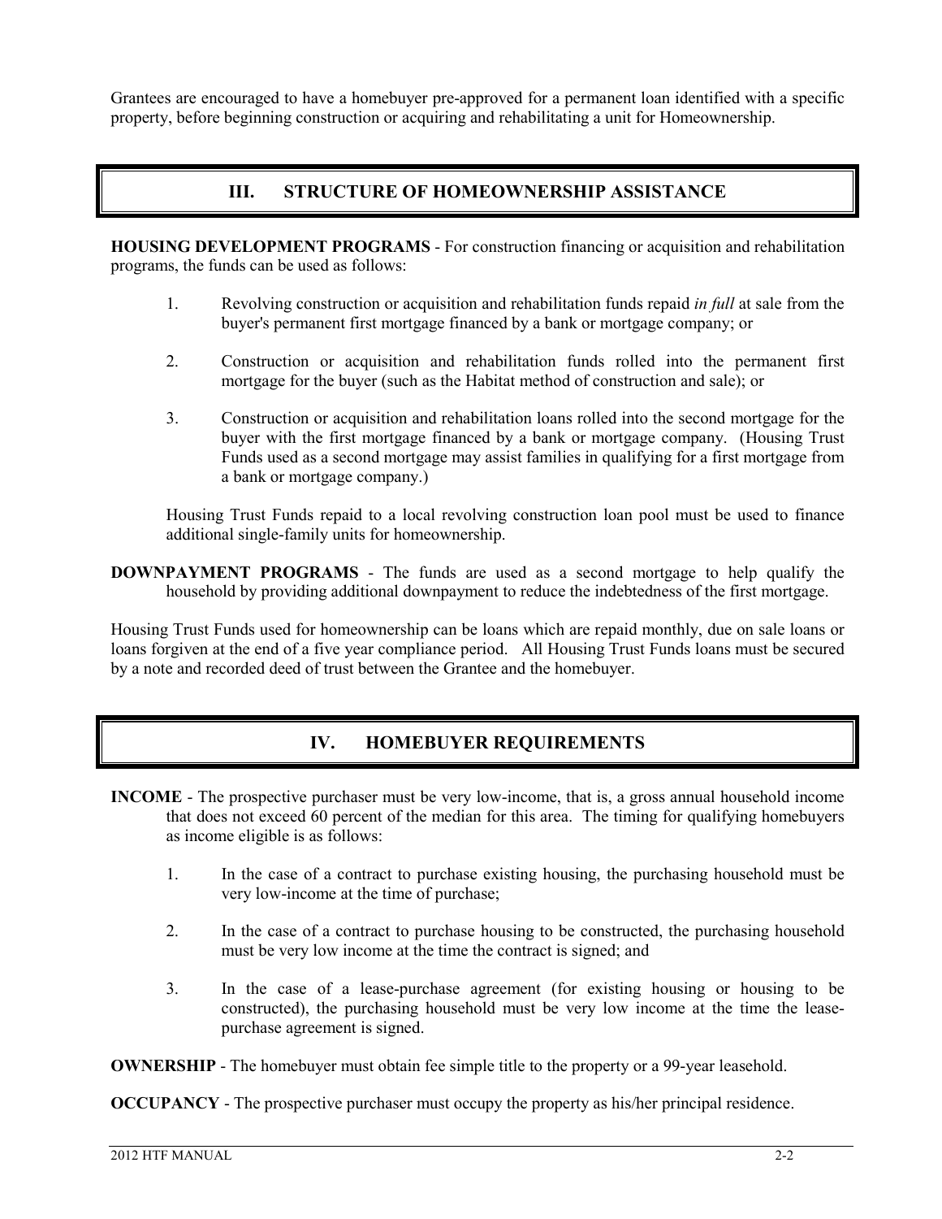Grantees are encouraged to have a homebuyer pre-approved for a permanent loan identified with a specific property, before beginning construction or acquiring and rehabilitating a unit for Homeownership.

## III. STRUCTURE OF HOMEOWNERSHIP ASSISTANCE

**HOUSING DEVELOPMENT PROGRAMS** - For construction financing or acquisition and rehabilitation programs, the funds can be used as follows:

1. Revolving construction or acquisition and rehabilitation funds repaid *in full* at sale from the buyer's permanent first mortgage financed by a bank or mortgage company; or

2. Construction or acquisition and rehabilitation funds rolled into the permanent first mortgage for the buyer (such as the Habitat method of construction and sale); or

3. Construction or acquisition and rehabilitation loans rolled into the second mortgage for the buyer with the first mortgage financed by a bank or mortgage company. (Housing Trust Funds used as a second mortgage may assist families in qualifying for a first mortgage from a bank or mortgage company.)

Housing Trust Funds repaid to a local revolving construction loan pool must be used to finance additional single-family units for homeownership.

**DOWNPAYMENT PROGRAMS** - The funds are used as a second mortgage to help qualify the household by providing additional downpayment to reduce the indebtedness of the first mortgage.

Housing Trust Funds used for homeownership can be loans which are repaid monthly, due on sale loans or loans forgiven at the end of a five year compliance period. All Housing Trust Funds loans must be secured by a note and recorded deed of trust between the Grantee and the homebuyer.

## IV. HOMEBUYER REQUIREMENTS

**INCOME** - The prospective purchaser must be very low-income, that is, a gross annual household income that does not exceed 60 percent of the median for this area. The timing for qualifying homebuyers as income eligible is as follows:

1. In the case of a contract to purchase existing housing, the purchasing household must be very low-income at the time of purchase;

2. In the case of a contract to purchase housing to be constructed, the purchasing household must be very low income at the time the contract is signed; and

3. In the case of a lease-purchase agreement (for existing housing or housing to be constructed), the purchasing household must be very low income at the time the lease-purchase agreement is signed.

**OWNERSHIP** - The homebuyer must obtain fee simple title to the property or a 99-year leasehold.

**OCCUPANCY** - The prospective purchaser must occupy the property as his/her principal residence.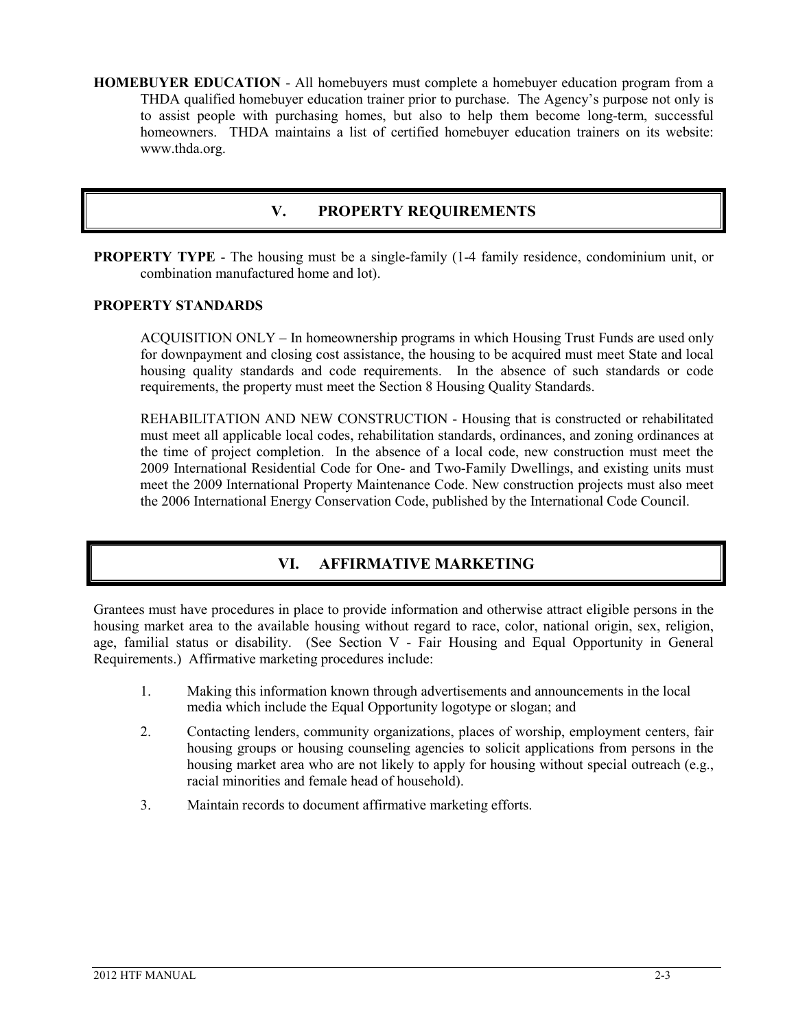**HOMEBUYER EDUCATION** - All homebuyers must complete a homebuyer education program from a THDA qualified homebuyer education trainer prior to purchase. The Agency's purpose not only is to assist people with purchasing homes, but also to help them become long-term, successful homeowners. THDA maintains a list of certified homebuyer education trainers on its website: www.thda.org.

## V. PROPERTY REQUIREMENTS

**PROPERTY TYPE** - The housing must be a single-family (1-4 family residence, condominium unit, or combination manufactured home and lot).

**PROPERTY STANDARDS**

ACQUISITION ONLY – In homeownership programs in which Housing Trust Funds are used only for downpayment and closing cost assistance, the housing to be acquired must meet State and local housing quality standards and code requirements. In the absence of such standards or code requirements, the property must meet the Section 8 Housing Quality Standards.

REHABILITATION AND NEW CONSTRUCTION - Housing that is constructed or rehabilitated must meet all applicable local codes, rehabilitation standards, ordinances, and zoning ordinances at the time of project completion. In the absence of a local code, new construction must meet the 2009 International Residential Code for One- and Two-Family Dwellings, and existing units must meet the 2009 International Property Maintenance Code. New construction projects must also meet the 2006 International Energy Conservation Code, published by the International Code Council.

## VI. AFFIRMATIVE MARKETING

Grantees must have procedures in place to provide information and otherwise attract eligible persons in the housing market area to the available housing without regard to race, color, national origin, sex, religion, age, familial status or disability. (See Section V - Fair Housing and Equal Opportunity in General Requirements.) Affirmative marketing procedures include:

1. Making this information known through advertisements and announcements in the local media which include the Equal Opportunity logotype or slogan; and
2. Contacting lenders, community organizations, places of worship, employment centers, fair housing groups or housing counseling agencies to solicit applications from persons in the housing market area who are not likely to apply for housing without special outreach (e.g., racial minorities and female head of household).
3. Maintain records to document affirmative marketing efforts.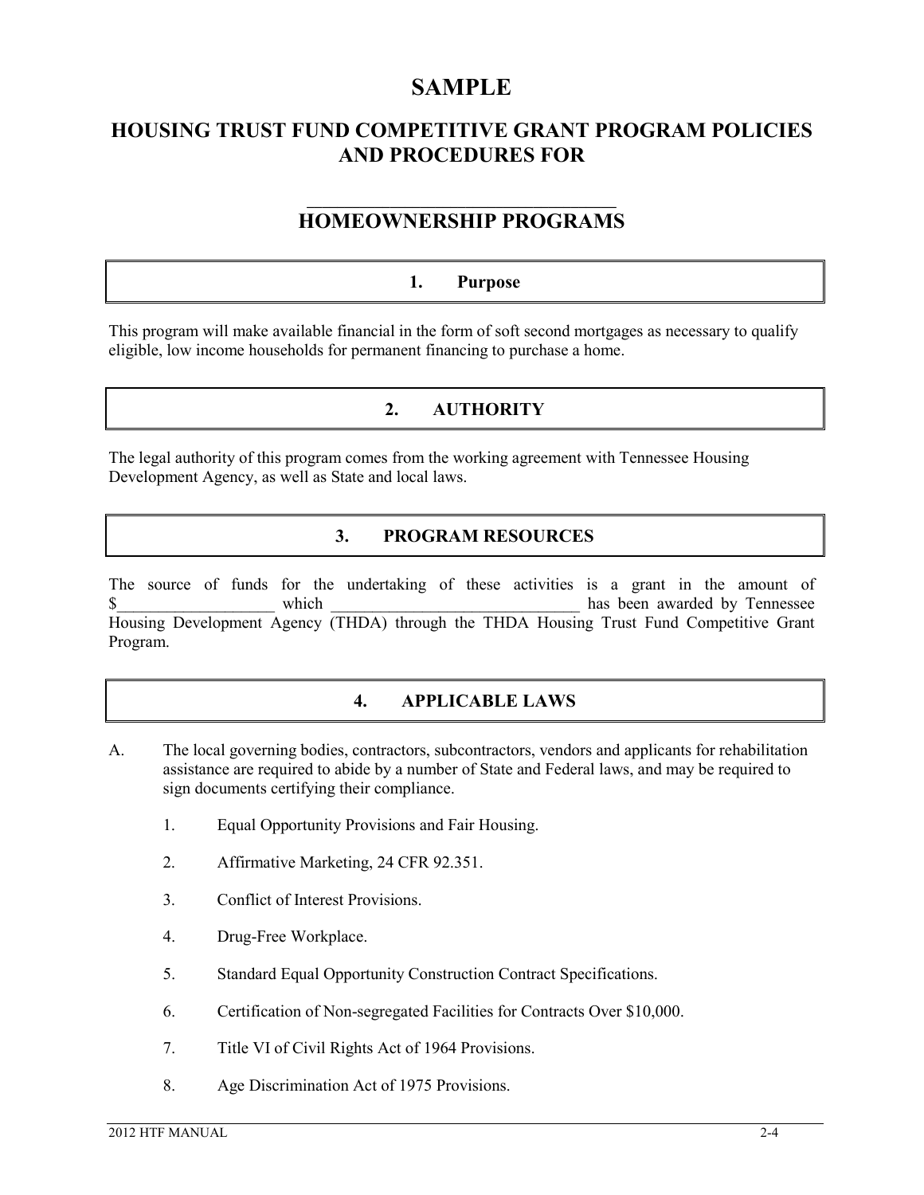# SAMPLE

## HOUSING TRUST FUND COMPETITIVE GRANT PROGRAM POLICIES AND PROCEDURES FOR

## ______________________________ HOMEOWNERSHIP PROGRAMS

### 1. Purpose

This program will make available financial in the form of soft second mortgages as necessary to qualify eligible, low income households for permanent financing to purchase a home.

### 2. AUTHORITY

The legal authority of this program comes from the working agreement with Tennessee Housing Development Agency, as well as State and local laws.

### 3. PROGRAM RESOURCES

The source of funds for the undertaking of these activities is a grant in the amount of $__________________ which ______________________________ has been awarded by Tennessee Housing Development Agency (THDA) through the THDA Housing Trust Fund Competitive Grant Program.

### 4. APPLICABLE LAWS

A. The local governing bodies, contractors, subcontractors, vendors and applicants for rehabilitation assistance are required to abide by a number of State and Federal laws, and may be required to sign documents certifying their compliance.

   1. Equal Opportunity Provisions and Fair Housing.

   2. Affirmative Marketing, 24 CFR 92.351.

   3. Conflict of Interest Provisions.

   4. Drug-Free Workplace.

   5. Standard Equal Opportunity Construction Contract Specifications.

   6. Certification of Non-segregated Facilities for Contracts Over $10,000.

   7. Title VI of Civil Rights Act of 1964 Provisions.

   8. Age Discrimination Act of 1975 Provisions.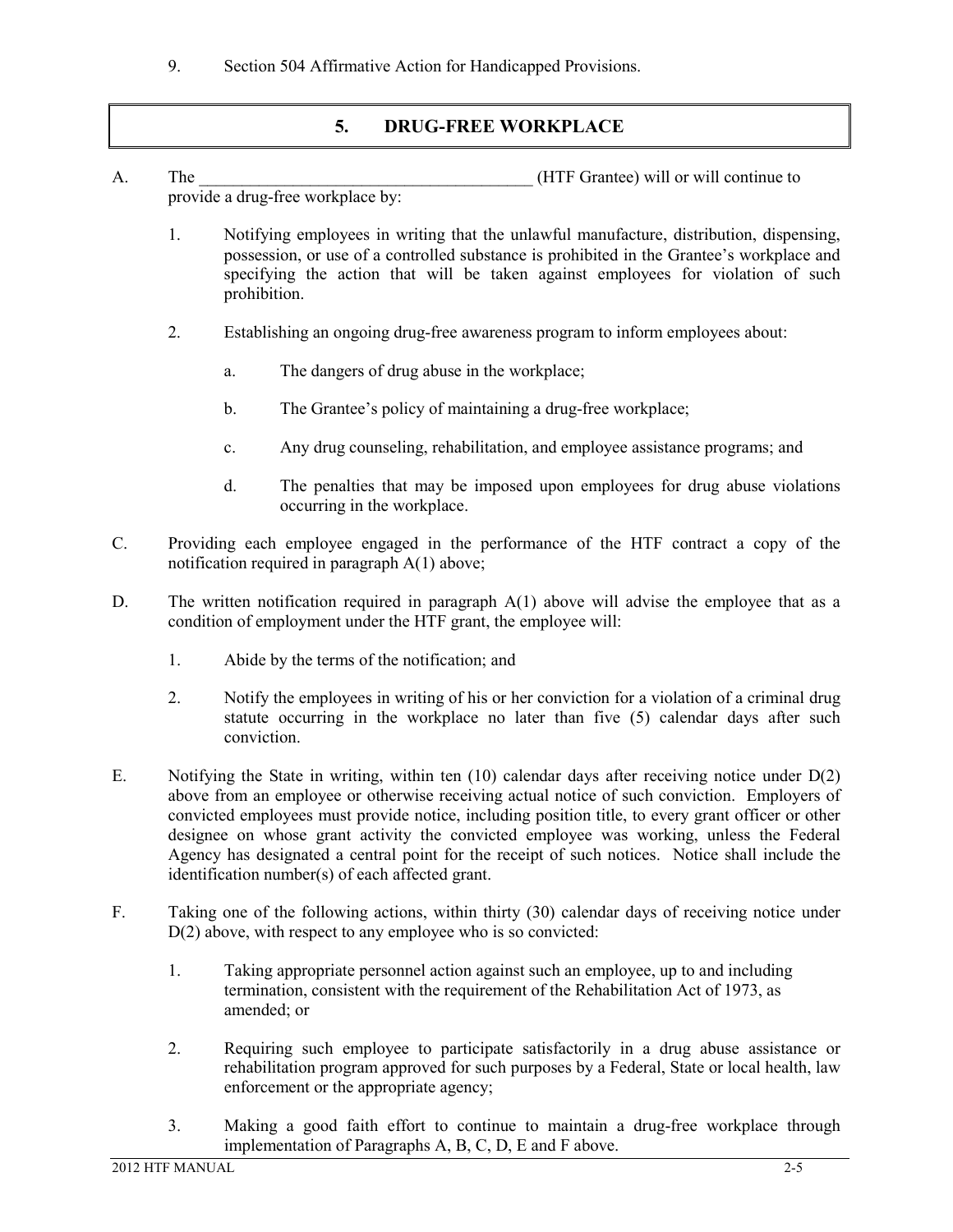9. Section 504 Affirmative Action for Handicapped Provisions.

## 5. DRUG-FREE WORKPLACE

A. The ________________________________________ (HTF Grantee) will or will continue to provide a drug-free workplace by:

   1. Notifying employees in writing that the unlawful manufacture, distribution, dispensing, possession, or use of a controlled substance is prohibited in the Grantee's workplace and specifying the action that will be taken against employees for violation of such prohibition.

   2. Establishing an ongoing drug-free awareness program to inform employees about:

      a. The dangers of drug abuse in the workplace;

      b. The Grantee's policy of maintaining a drug-free workplace;

      c. Any drug counseling, rehabilitation, and employee assistance programs; and

      d. The penalties that may be imposed upon employees for drug abuse violations occurring in the workplace.

C. Providing each employee engaged in the performance of the HTF contract a copy of the notification required in paragraph A(1) above;

D. The written notification required in paragraph A(1) above will advise the employee that as a condition of employment under the HTF grant, the employee will:

   1. Abide by the terms of the notification; and

   2. Notify the employees in writing of his or her conviction for a violation of a criminal drug statute occurring in the workplace no later than five (5) calendar days after such conviction.

E. Notifying the State in writing, within ten (10) calendar days after receiving notice under D(2) above from an employee or otherwise receiving actual notice of such conviction. Employers of convicted employees must provide notice, including position title, to every grant officer or other designee on whose grant activity the convicted employee was working, unless the Federal Agency has designated a central point for the receipt of such notices. Notice shall include the identification number(s) of each affected grant.

F. Taking one of the following actions, within thirty (30) calendar days of receiving notice under D(2) above, with respect to any employee who is so convicted:

   1. Taking appropriate personnel action against such an employee, up to and including termination, consistent with the requirement of the Rehabilitation Act of 1973, as amended; or

   2. Requiring such employee to participate satisfactorily in a drug abuse assistance or rehabilitation program approved for such purposes by a Federal, State or local health, law enforcement or the appropriate agency;

   3. Making a good faith effort to continue to maintain a drug-free workplace through implementation of Paragraphs A, B, C, D, E and F above.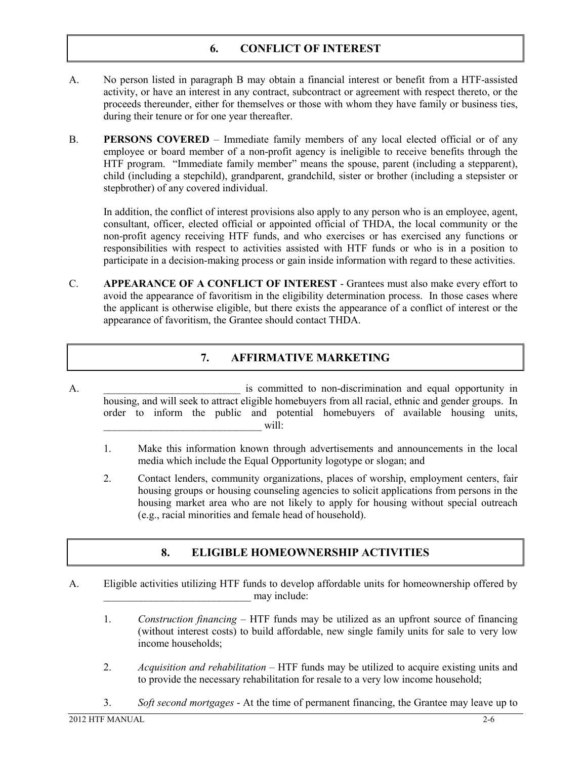## 6. CONFLICT OF INTEREST

A. No person listed in paragraph B may obtain a financial interest or benefit from a HTF-assisted activity, or have an interest in any contract, subcontract or agreement with respect thereto, or the proceeds thereunder, either for themselves or those with whom they have family or business ties, during their tenure or for one year thereafter.

B. **PERSONS COVERED** – Immediate family members of any local elected official or of any employee or board member of a non-profit agency is ineligible to receive benefits through the HTF program. "Immediate family member" means the spouse, parent (including a stepparent), child (including a stepchild), grandparent, grandchild, sister or brother (including a stepsister or stepbrother) of any covered individual.

   In addition, the conflict of interest provisions also apply to any person who is an employee, agent, consultant, officer, elected official or appointed official of THDA, the local community or the non-profit agency receiving HTF funds, and who exercises or has exercised any functions or responsibilities with respect to activities assisted with HTF funds or who is in a position to participate in a decision-making process or gain inside information with regard to these activities.

C. **APPEARANCE OF A CONFLICT OF INTEREST** - Grantees must also make every effort to avoid the appearance of favoritism in the eligibility determination process. In those cases where the applicant is otherwise eligible, but there exists the appearance of a conflict of interest or the appearance of favoritism, the Grantee should contact THDA.

## 7. AFFIRMATIVE MARKETING

A. __________________________ is committed to non-discrimination and equal opportunity in housing, and will seek to attract eligible homebuyers from all racial, ethnic and gender groups. In order to inform the public and potential homebuyers of available housing units, ______________________________ will:

   1. Make this information known through advertisements and announcements in the local media which include the Equal Opportunity logotype or slogan; and

   2. Contact lenders, community organizations, places of worship, employment centers, fair housing groups or housing counseling agencies to solicit applications from persons in the housing market area who are not likely to apply for housing without special outreach (e.g., racial minorities and female head of household).

## 8. ELIGIBLE HOMEOWNERSHIP ACTIVITIES

A. Eligible activities utilizing HTF funds to develop affordable units for homeownership offered by ____________________________ may include:

   1. *Construction financing* – HTF funds may be utilized as an upfront source of financing (without interest costs) to build affordable, new single family units for sale to very low income households;

   2. *Acquisition and rehabilitation* – HTF funds may be utilized to acquire existing units and to provide the necessary rehabilitation for resale to a very low income household;

   3. *Soft second mortgages* - At the time of permanent financing, the Grantee may leave up to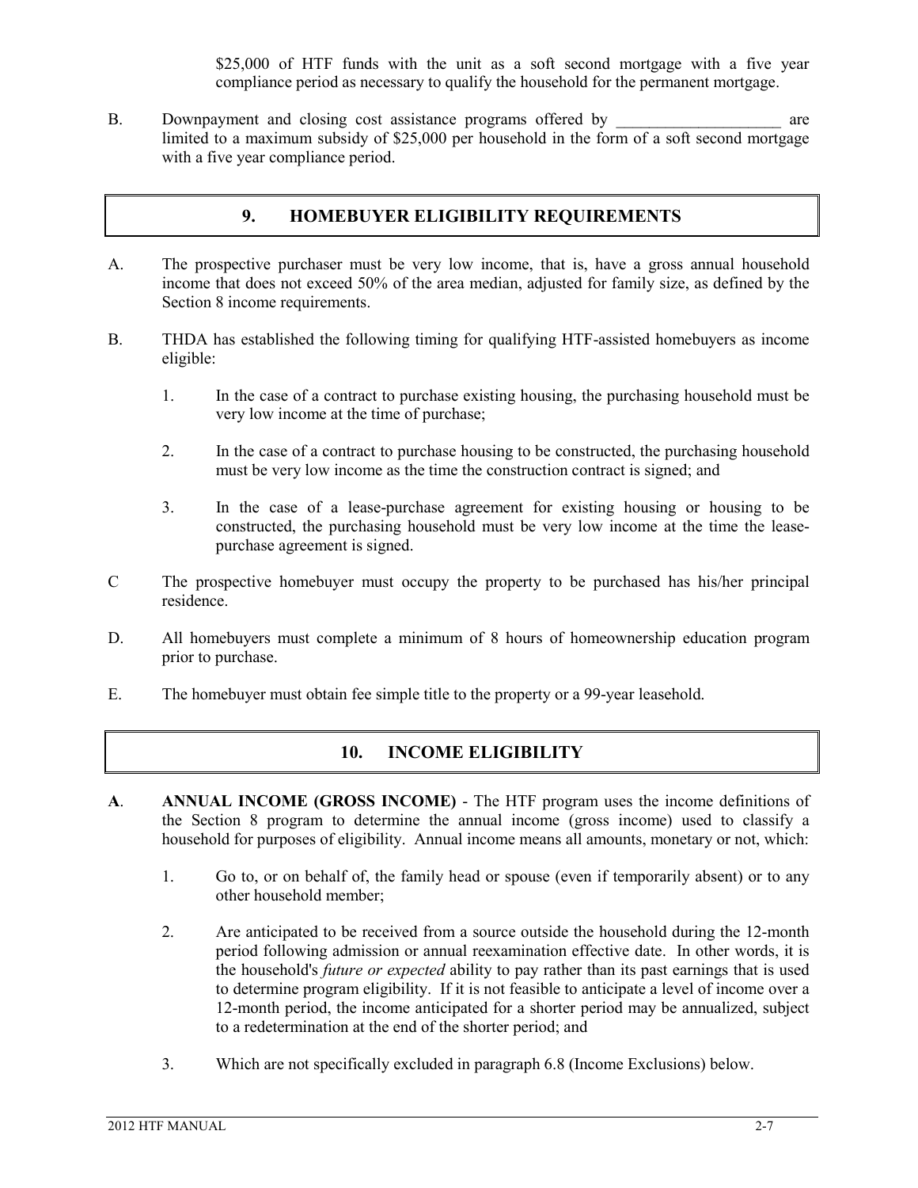$25,000 of HTF funds with the unit as a soft second mortgage with a five year compliance period as necessary to qualify the household for the permanent mortgage.

B. Downpayment and closing cost assistance programs offered by ____________________ are limited to a maximum subsidy of $25,000 per household in the form of a soft second mortgage with a five year compliance period.

## 9. HOMEBUYER ELIGIBILITY REQUIREMENTS

A. The prospective purchaser must be very low income, that is, have a gross annual household income that does not exceed 50% of the area median, adjusted for family size, as defined by the Section 8 income requirements.

B. THDA has established the following timing for qualifying HTF-assisted homebuyers as income eligible:

1. In the case of a contract to purchase existing housing, the purchasing household must be very low income at the time of purchase;

2. In the case of a contract to purchase housing to be constructed, the purchasing household must be very low income as the time the construction contract is signed; and

3. In the case of a lease-purchase agreement for existing housing or housing to be constructed, the purchasing household must be very low income at the time the lease-purchase agreement is signed.

C The prospective homebuyer must occupy the property to be purchased has his/her principal residence.

D. All homebuyers must complete a minimum of 8 hours of homeownership education program prior to purchase.

E. The homebuyer must obtain fee simple title to the property or a 99-year leasehold.

## 10. INCOME ELIGIBILITY

**A**. **ANNUAL INCOME (GROSS INCOME)** - The HTF program uses the income definitions of the Section 8 program to determine the annual income (gross income) used to classify a household for purposes of eligibility. Annual income means all amounts, monetary or not, which:

1. Go to, or on behalf of, the family head or spouse (even if temporarily absent) or to any other household member;

2. Are anticipated to be received from a source outside the household during the 12-month period following admission or annual reexamination effective date. In other words, it is the household's *future or expected* ability to pay rather than its past earnings that is used to determine program eligibility. If it is not feasible to anticipate a level of income over a 12-month period, the income anticipated for a shorter period may be annualized, subject to a redetermination at the end of the shorter period; and

3. Which are not specifically excluded in paragraph 6.8 (Income Exclusions) below.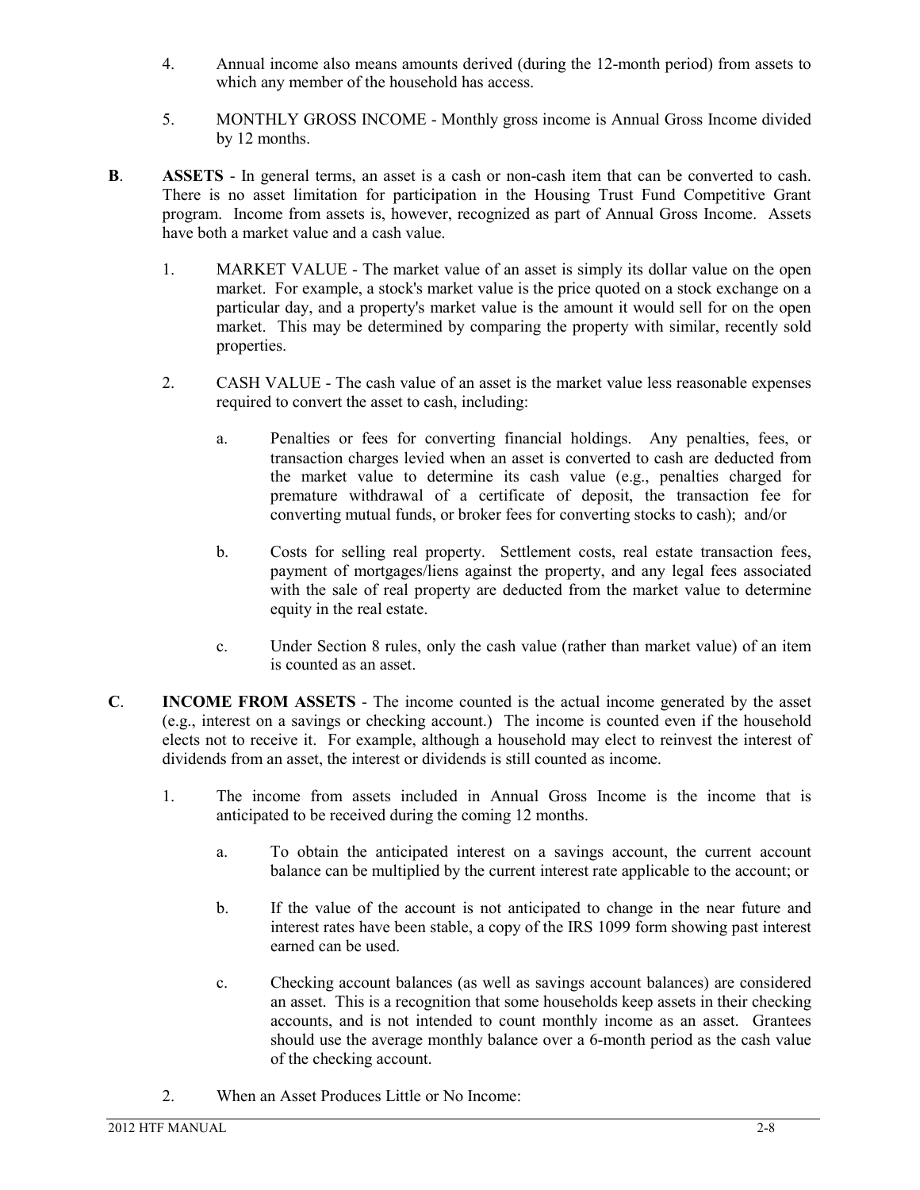4. Annual income also means amounts derived (during the 12-month period) from assets to which any member of the household has access.

5. MONTHLY GROSS INCOME - Monthly gross income is Annual Gross Income divided by 12 months.

**B**. **ASSETS** - In general terms, an asset is a cash or non-cash item that can be converted to cash. There is no asset limitation for participation in the Housing Trust Fund Competitive Grant program. Income from assets is, however, recognized as part of Annual Gross Income. Assets have both a market value and a cash value.

1. MARKET VALUE - The market value of an asset is simply its dollar value on the open market. For example, a stock's market value is the price quoted on a stock exchange on a particular day, and a property's market value is the amount it would sell for on the open market. This may be determined by comparing the property with similar, recently sold properties.

2. CASH VALUE - The cash value of an asset is the market value less reasonable expenses required to convert the asset to cash, including:

   a. Penalties or fees for converting financial holdings. Any penalties, fees, or transaction charges levied when an asset is converted to cash are deducted from the market value to determine its cash value (e.g., penalties charged for premature withdrawal of a certificate of deposit, the transaction fee for converting mutual funds, or broker fees for converting stocks to cash); and/or

   b. Costs for selling real property. Settlement costs, real estate transaction fees, payment of mortgages/liens against the property, and any legal fees associated with the sale of real property are deducted from the market value to determine equity in the real estate.

   c. Under Section 8 rules, only the cash value (rather than market value) of an item is counted as an asset.

**C**. **INCOME FROM ASSETS** - The income counted is the actual income generated by the asset (e.g., interest on a savings or checking account.) The income is counted even if the household elects not to receive it. For example, although a household may elect to reinvest the interest of dividends from an asset, the interest or dividends is still counted as income.

1. The income from assets included in Annual Gross Income is the income that is anticipated to be received during the coming 12 months.

   a. To obtain the anticipated interest on a savings account, the current account balance can be multiplied by the current interest rate applicable to the account; or

   b. If the value of the account is not anticipated to change in the near future and interest rates have been stable, a copy of the IRS 1099 form showing past interest earned can be used.

   c. Checking account balances (as well as savings account balances) are considered an asset. This is a recognition that some households keep assets in their checking accounts, and is not intended to count monthly income as an asset. Grantees should use the average monthly balance over a 6-month period as the cash value of the checking account.

2. When an Asset Produces Little or No Income: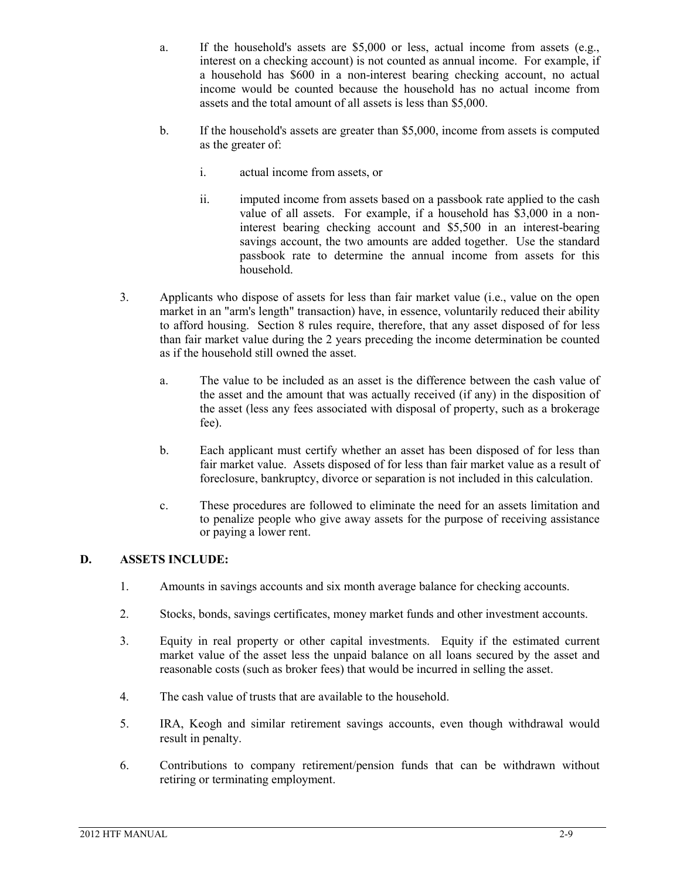a. If the household's assets are \$5,000 or less, actual income from assets (e.g., interest on a checking account) is not counted as annual income. For example, if a household has \$600 in a non-interest bearing checking account, no actual income would be counted because the household has no actual income from assets and the total amount of all assets is less than \$5,000.

b. If the household's assets are greater than \$5,000, income from assets is computed as the greater of:

   i. actual income from assets, or

   ii. imputed income from assets based on a passbook rate applied to the cash value of all assets. For example, if a household has \$3,000 in a non-interest bearing checking account and \$5,500 in an interest-bearing savings account, the two amounts are added together. Use the standard passbook rate to determine the annual income from assets for this household.

3. Applicants who dispose of assets for less than fair market value (i.e., value on the open market in an "arm's length" transaction) have, in essence, voluntarily reduced their ability to afford housing. Section 8 rules require, therefore, that any asset disposed of for less than fair market value during the 2 years preceding the income determination be counted as if the household still owned the asset.

   a. The value to be included as an asset is the difference between the cash value of the asset and the amount that was actually received (if any) in the disposition of the asset (less any fees associated with disposal of property, such as a brokerage fee).

   b. Each applicant must certify whether an asset has been disposed of for less than fair market value. Assets disposed of for less than fair market value as a result of foreclosure, bankruptcy, divorce or separation is not included in this calculation.

   c. These procedures are followed to eliminate the need for an assets limitation and to penalize people who give away assets for the purpose of receiving assistance or paying a lower rent.

## D. ASSETS INCLUDE:

1. Amounts in savings accounts and six month average balance for checking accounts.

2. Stocks, bonds, savings certificates, money market funds and other investment accounts.

3. Equity in real property or other capital investments. Equity if the estimated current market value of the asset less the unpaid balance on all loans secured by the asset and reasonable costs (such as broker fees) that would be incurred in selling the asset.

4. The cash value of trusts that are available to the household.

5. IRA, Keogh and similar retirement savings accounts, even though withdrawal would result in penalty.

6. Contributions to company retirement/pension funds that can be withdrawn without retiring or terminating employment.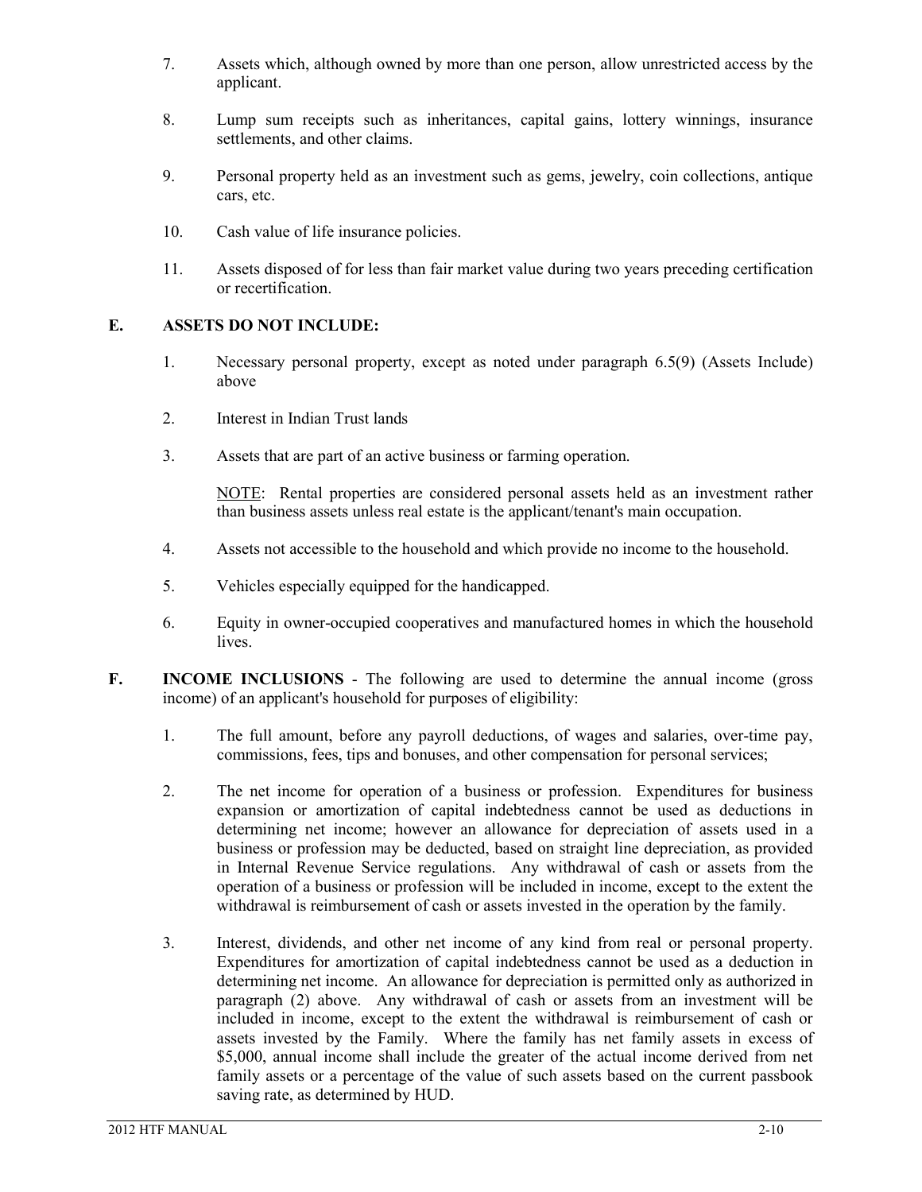7. Assets which, although owned by more than one person, allow unrestricted access by the applicant.

8. Lump sum receipts such as inheritances, capital gains, lottery winnings, insurance settlements, and other claims.

9. Personal property held as an investment such as gems, jewelry, coin collections, antique cars, etc.

10. Cash value of life insurance policies.

11. Assets disposed of for less than fair market value during two years preceding certification or recertification.

**E. ASSETS DO NOT INCLUDE:**

1. Necessary personal property, except as noted under paragraph 6.5(9) (Assets Include) above

2. Interest in Indian Trust lands

3. Assets that are part of an active business or farming operation.

   NOTE: Rental properties are considered personal assets held as an investment rather than business assets unless real estate is the applicant/tenant's main occupation.

4. Assets not accessible to the household and which provide no income to the household.

5. Vehicles especially equipped for the handicapped.

6. Equity in owner-occupied cooperatives and manufactured homes in which the household lives.

**F. INCOME INCLUSIONS** - The following are used to determine the annual income (gross income) of an applicant's household for purposes of eligibility:

1. The full amount, before any payroll deductions, of wages and salaries, over-time pay, commissions, fees, tips and bonuses, and other compensation for personal services;

2. The net income for operation of a business or profession. Expenditures for business expansion or amortization of capital indebtedness cannot be used as deductions in determining net income; however an allowance for depreciation of assets used in a business or profession may be deducted, based on straight line depreciation, as provided in Internal Revenue Service regulations. Any withdrawal of cash or assets from the operation of a business or profession will be included in income, except to the extent the withdrawal is reimbursement of cash or assets invested in the operation by the family.

3. Interest, dividends, and other net income of any kind from real or personal property. Expenditures for amortization of capital indebtedness cannot be used as a deduction in determining net income. An allowance for depreciation is permitted only as authorized in paragraph (2) above. Any withdrawal of cash or assets from an investment will be included in income, except to the extent the withdrawal is reimbursement of cash or assets invested by the Family. Where the family has net family assets in excess of $5,000, annual income shall include the greater of the actual income derived from net family assets or a percentage of the value of such assets based on the current passbook saving rate, as determined by HUD.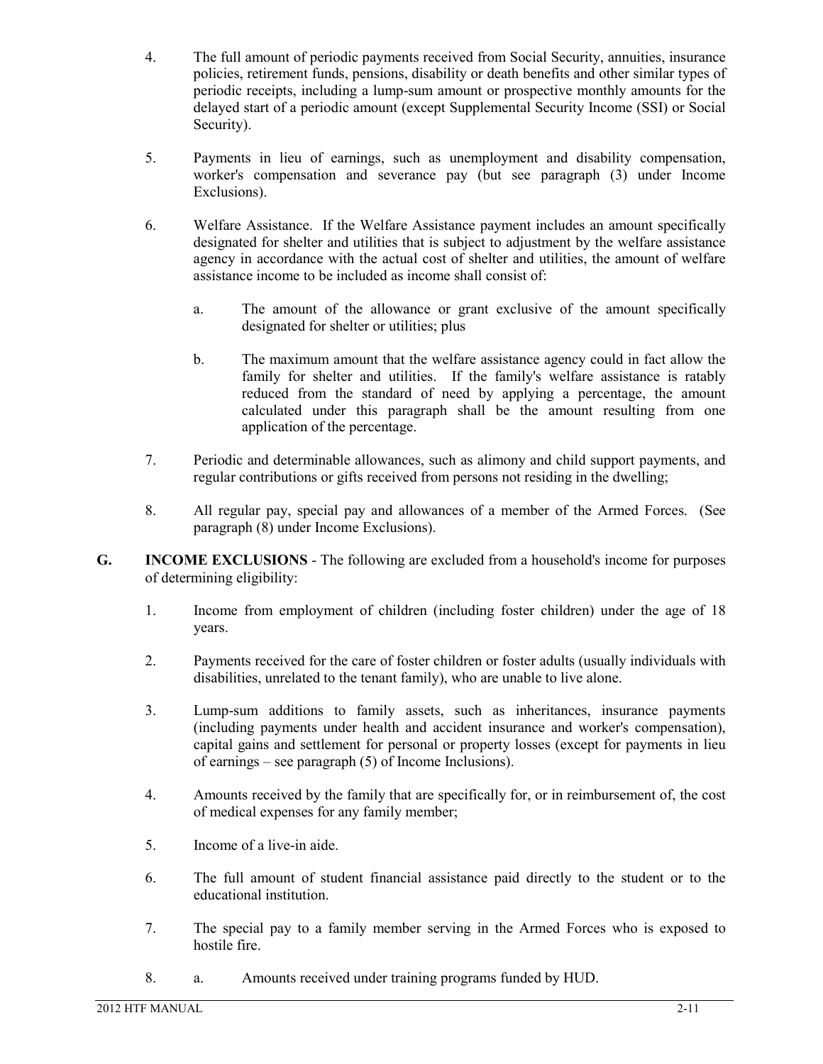4. The full amount of periodic payments received from Social Security, annuities, insurance policies, retirement funds, pensions, disability or death benefits and other similar types of periodic receipts, including a lump-sum amount or prospective monthly amounts for the delayed start of a periodic amount (except Supplemental Security Income (SSI) or Social Security).

5. Payments in lieu of earnings, such as unemployment and disability compensation, worker's compensation and severance pay (but see paragraph (3) under Income Exclusions).

6. Welfare Assistance. If the Welfare Assistance payment includes an amount specifically designated for shelter and utilities that is subject to adjustment by the welfare assistance agency in accordance with the actual cost of shelter and utilities, the amount of welfare assistance income to be included as income shall consist of:

   a. The amount of the allowance or grant exclusive of the amount specifically designated for shelter or utilities; plus

   b. The maximum amount that the welfare assistance agency could in fact allow the family for shelter and utilities. If the family's welfare assistance is ratably reduced from the standard of need by applying a percentage, the amount calculated under this paragraph shall be the amount resulting from one application of the percentage.

7. Periodic and determinable allowances, such as alimony and child support payments, and regular contributions or gifts received from persons not residing in the dwelling;

8. All regular pay, special pay and allowances of a member of the Armed Forces. (See paragraph (8) under Income Exclusions).

**G. INCOME EXCLUSIONS** - The following are excluded from a household's income for purposes of determining eligibility:

1. Income from employment of children (including foster children) under the age of 18 years.

2. Payments received for the care of foster children or foster adults (usually individuals with disabilities, unrelated to the tenant family), who are unable to live alone.

3. Lump-sum additions to family assets, such as inheritances, insurance payments (including payments under health and accident insurance and worker's compensation), capital gains and settlement for personal or property losses (except for payments in lieu of earnings – see paragraph (5) of Income Inclusions).

4. Amounts received by the family that are specifically for, or in reimbursement of, the cost of medical expenses for any family member;

5. Income of a live-in aide.

6. The full amount of student financial assistance paid directly to the student or to the educational institution.

7. The special pay to a family member serving in the Armed Forces who is exposed to hostile fire.

8. a. Amounts received under training programs funded by HUD.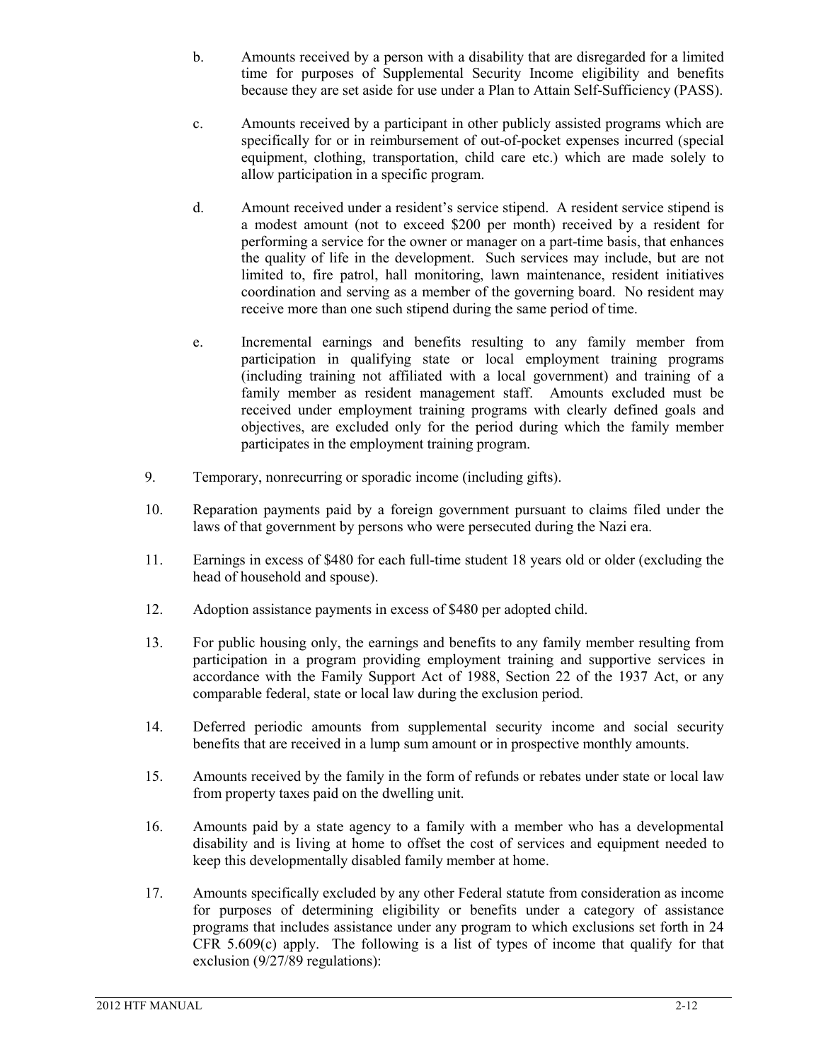b. Amounts received by a person with a disability that are disregarded for a limited time for purposes of Supplemental Security Income eligibility and benefits because they are set aside for use under a Plan to Attain Self-Sufficiency (PASS).

c. Amounts received by a participant in other publicly assisted programs which are specifically for or in reimbursement of out-of-pocket expenses incurred (special equipment, clothing, transportation, child care etc.) which are made solely to allow participation in a specific program.

d. Amount received under a resident's service stipend. A resident service stipend is a modest amount (not to exceed $200 per month) received by a resident for performing a service for the owner or manager on a part-time basis, that enhances the quality of life in the development. Such services may include, but are not limited to, fire patrol, hall monitoring, lawn maintenance, resident initiatives coordination and serving as a member of the governing board. No resident may receive more than one such stipend during the same period of time.

e. Incremental earnings and benefits resulting to any family member from participation in qualifying state or local employment training programs (including training not affiliated with a local government) and training of a family member as resident management staff. Amounts excluded must be received under employment training programs with clearly defined goals and objectives, are excluded only for the period during which the family member participates in the employment training program.

9. Temporary, nonrecurring or sporadic income (including gifts).

10. Reparation payments paid by a foreign government pursuant to claims filed under the laws of that government by persons who were persecuted during the Nazi era.

11. Earnings in excess of $480 for each full-time student 18 years old or older (excluding the head of household and spouse).

12. Adoption assistance payments in excess of $480 per adopted child.

13. For public housing only, the earnings and benefits to any family member resulting from participation in a program providing employment training and supportive services in accordance with the Family Support Act of 1988, Section 22 of the 1937 Act, or any comparable federal, state or local law during the exclusion period.

14. Deferred periodic amounts from supplemental security income and social security benefits that are received in a lump sum amount or in prospective monthly amounts.

15. Amounts received by the family in the form of refunds or rebates under state or local law from property taxes paid on the dwelling unit.

16. Amounts paid by a state agency to a family with a member who has a developmental disability and is living at home to offset the cost of services and equipment needed to keep this developmentally disabled family member at home.

17. Amounts specifically excluded by any other Federal statute from consideration as income for purposes of determining eligibility or benefits under a category of assistance programs that includes assistance under any program to which exclusions set forth in 24 CFR 5.609(c) apply. The following is a list of types of income that qualify for that exclusion (9/27/89 regulations):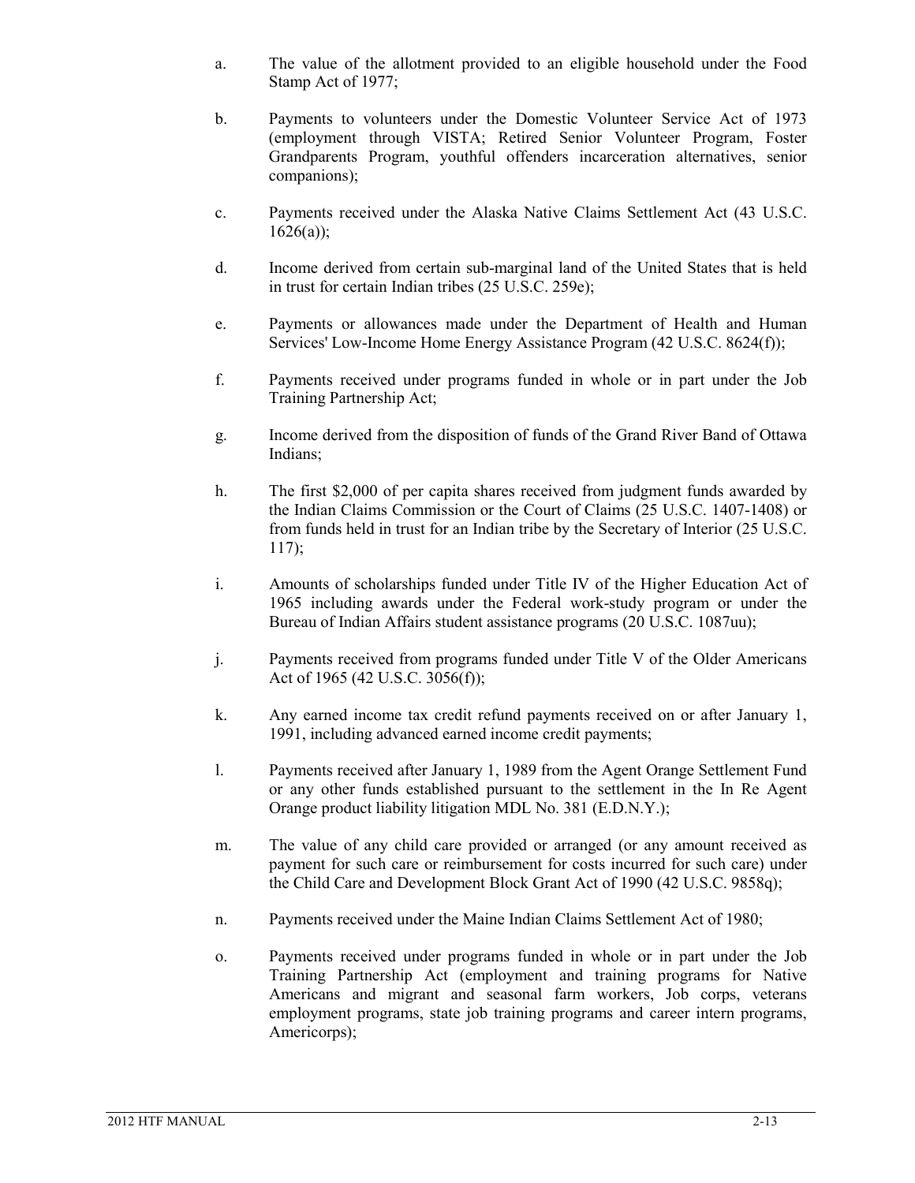a. The value of the allotment provided to an eligible household under the Food Stamp Act of 1977;

b. Payments to volunteers under the Domestic Volunteer Service Act of 1973 (employment through VISTA; Retired Senior Volunteer Program, Foster Grandparents Program, youthful offenders incarceration alternatives, senior companions);

c. Payments received under the Alaska Native Claims Settlement Act (43 U.S.C. 1626(a));

d. Income derived from certain sub-marginal land of the United States that is held in trust for certain Indian tribes (25 U.S.C. 259e);

e. Payments or allowances made under the Department of Health and Human Services' Low-Income Home Energy Assistance Program (42 U.S.C. 8624(f));

f. Payments received under programs funded in whole or in part under the Job Training Partnership Act;

g. Income derived from the disposition of funds of the Grand River Band of Ottawa Indians;

h. The first $2,000 of per capita shares received from judgment funds awarded by the Indian Claims Commission or the Court of Claims (25 U.S.C. 1407-1408) or from funds held in trust for an Indian tribe by the Secretary of Interior (25 U.S.C. 117);

i. Amounts of scholarships funded under Title IV of the Higher Education Act of 1965 including awards under the Federal work-study program or under the Bureau of Indian Affairs student assistance programs (20 U.S.C. 1087uu);

j. Payments received from programs funded under Title V of the Older Americans Act of 1965 (42 U.S.C. 3056(f));

k. Any earned income tax credit refund payments received on or after January 1, 1991, including advanced earned income credit payments;

l. Payments received after January 1, 1989 from the Agent Orange Settlement Fund or any other funds established pursuant to the settlement in the In Re Agent Orange product liability litigation MDL No. 381 (E.D.N.Y.);

m. The value of any child care provided or arranged (or any amount received as payment for such care or reimbursement for costs incurred for such care) under the Child Care and Development Block Grant Act of 1990 (42 U.S.C. 9858q);

n. Payments received under the Maine Indian Claims Settlement Act of 1980;

o. Payments received under programs funded in whole or in part under the Job Training Partnership Act (employment and training programs for Native Americans and migrant and seasonal farm workers, Job corps, veterans employment programs, state job training programs and career intern programs, Americorps);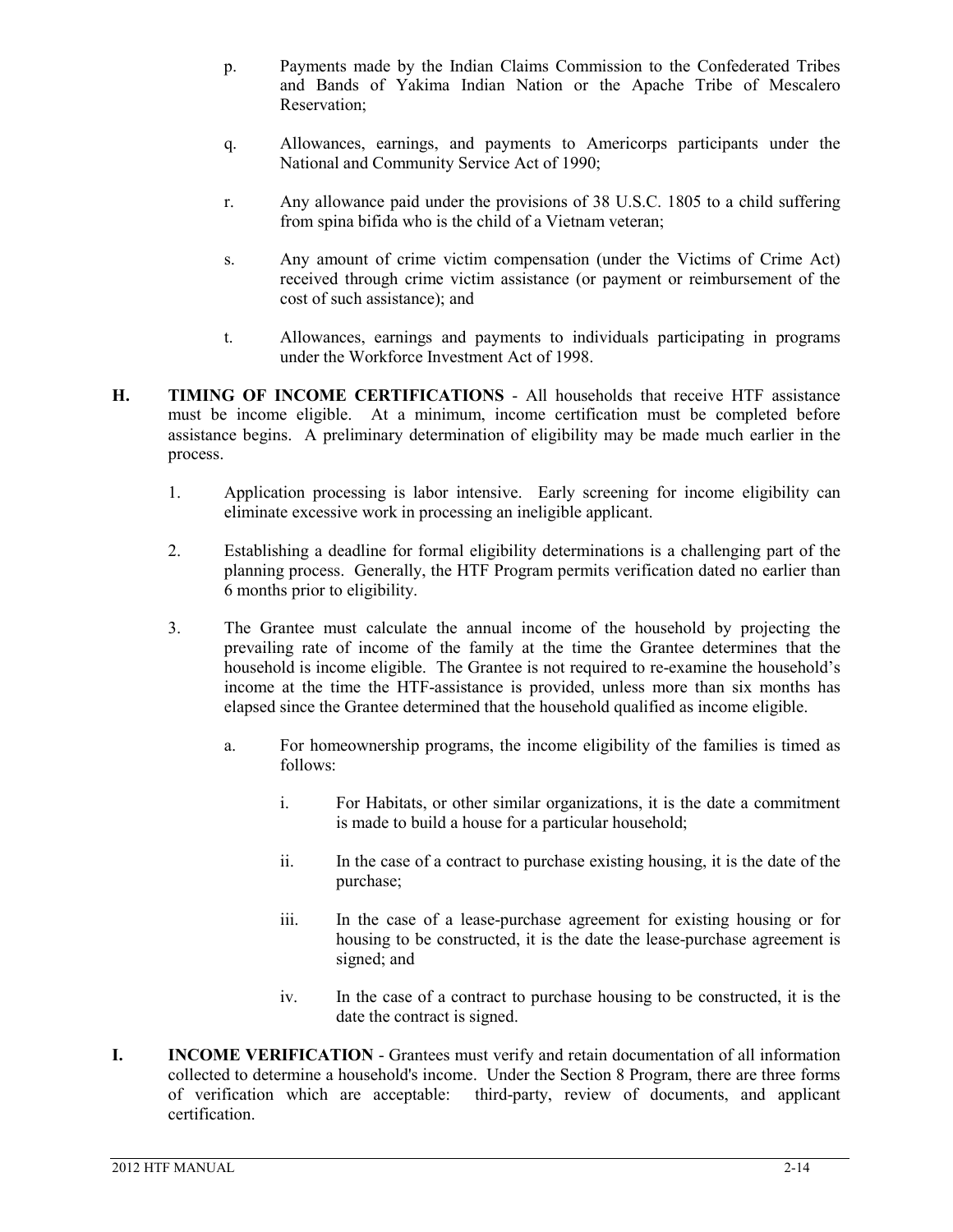p. Payments made by the Indian Claims Commission to the Confederated Tribes and Bands of Yakima Indian Nation or the Apache Tribe of Mescalero Reservation;

q. Allowances, earnings, and payments to Americorps participants under the National and Community Service Act of 1990;

r. Any allowance paid under the provisions of 38 U.S.C. 1805 to a child suffering from spina bifida who is the child of a Vietnam veteran;

s. Any amount of crime victim compensation (under the Victims of Crime Act) received through crime victim assistance (or payment or reimbursement of the cost of such assistance); and

t. Allowances, earnings and payments to individuals participating in programs under the Workforce Investment Act of 1998.

**H. TIMING OF INCOME CERTIFICATIONS** - All households that receive HTF assistance must be income eligible. At a minimum, income certification must be completed before assistance begins. A preliminary determination of eligibility may be made much earlier in the process.

1. Application processing is labor intensive. Early screening for income eligibility can eliminate excessive work in processing an ineligible applicant.

2. Establishing a deadline for formal eligibility determinations is a challenging part of the planning process. Generally, the HTF Program permits verification dated no earlier than 6 months prior to eligibility.

3. The Grantee must calculate the annual income of the household by projecting the prevailing rate of income of the family at the time the Grantee determines that the household is income eligible. The Grantee is not required to re-examine the household's income at the time the HTF-assistance is provided, unless more than six months has elapsed since the Grantee determined that the household qualified as income eligible.

   a. For homeownership programs, the income eligibility of the families is timed as follows:

      i. For Habitats, or other similar organizations, it is the date a commitment is made to build a house for a particular household;

      ii. In the case of a contract to purchase existing housing, it is the date of the purchase;

      iii. In the case of a lease-purchase agreement for existing housing or for housing to be constructed, it is the date the lease-purchase agreement is signed; and

      iv. In the case of a contract to purchase housing to be constructed, it is the date the contract is signed.

**I. INCOME VERIFICATION** - Grantees must verify and retain documentation of all information collected to determine a household's income. Under the Section 8 Program, there are three forms of verification which are acceptable: third-party, review of documents, and applicant certification.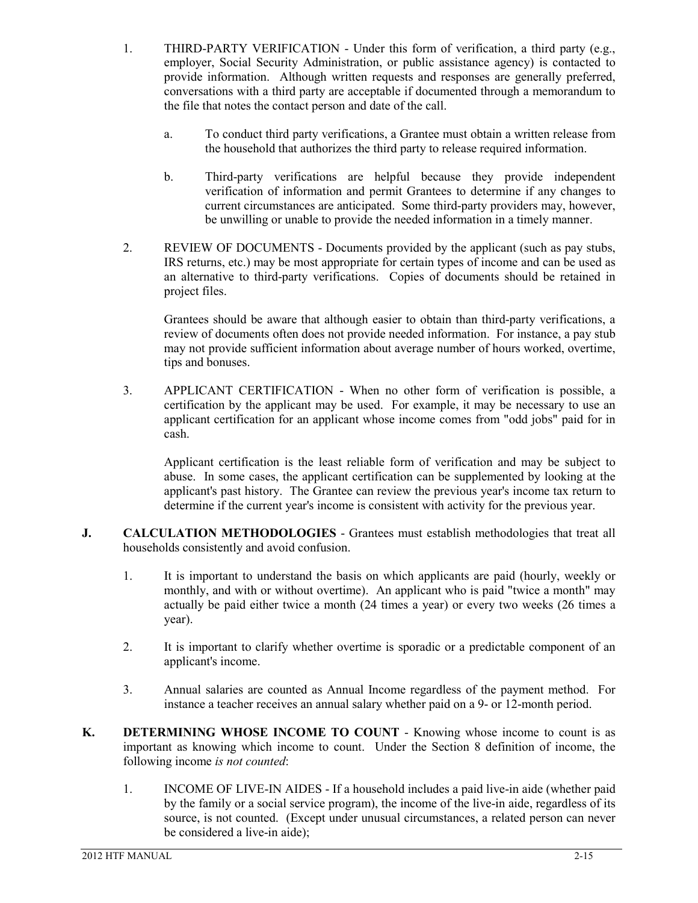1. THIRD-PARTY VERIFICATION - Under this form of verification, a third party (e.g., employer, Social Security Administration, or public assistance agency) is contacted to provide information. Although written requests and responses are generally preferred, conversations with a third party are acceptable if documented through a memorandum to the file that notes the contact person and date of the call.

   a. To conduct third party verifications, a Grantee must obtain a written release from the household that authorizes the third party to release required information.

   b. Third-party verifications are helpful because they provide independent verification of information and permit Grantees to determine if any changes to current circumstances are anticipated. Some third-party providers may, however, be unwilling or unable to provide the needed information in a timely manner.

2. REVIEW OF DOCUMENTS - Documents provided by the applicant (such as pay stubs, IRS returns, etc.) may be most appropriate for certain types of income and can be used as an alternative to third-party verifications. Copies of documents should be retained in project files.

   Grantees should be aware that although easier to obtain than third-party verifications, a review of documents often does not provide needed information. For instance, a pay stub may not provide sufficient information about average number of hours worked, overtime, tips and bonuses.

3. APPLICANT CERTIFICATION - When no other form of verification is possible, a certification by the applicant may be used. For example, it may be necessary to use an applicant certification for an applicant whose income comes from "odd jobs" paid for in cash.

   Applicant certification is the least reliable form of verification and may be subject to abuse. In some cases, the applicant certification can be supplemented by looking at the applicant's past history. The Grantee can review the previous year's income tax return to determine if the current year's income is consistent with activity for the previous year.

**J. CALCULATION METHODOLOGIES** - Grantees must establish methodologies that treat all households consistently and avoid confusion.

1. It is important to understand the basis on which applicants are paid (hourly, weekly or monthly, and with or without overtime). An applicant who is paid "twice a month" may actually be paid either twice a month (24 times a year) or every two weeks (26 times a year).

2. It is important to clarify whether overtime is sporadic or a predictable component of an applicant's income.

3. Annual salaries are counted as Annual Income regardless of the payment method. For instance a teacher receives an annual salary whether paid on a 9- or 12-month period.

**K. DETERMINING WHOSE INCOME TO COUNT** - Knowing whose income to count is as important as knowing which income to count. Under the Section 8 definition of income, the following income *is not counted*:

1. INCOME OF LIVE-IN AIDES - If a household includes a paid live-in aide (whether paid by the family or a social service program), the income of the live-in aide, regardless of its source, is not counted. (Except under unusual circumstances, a related person can never be considered a live-in aide);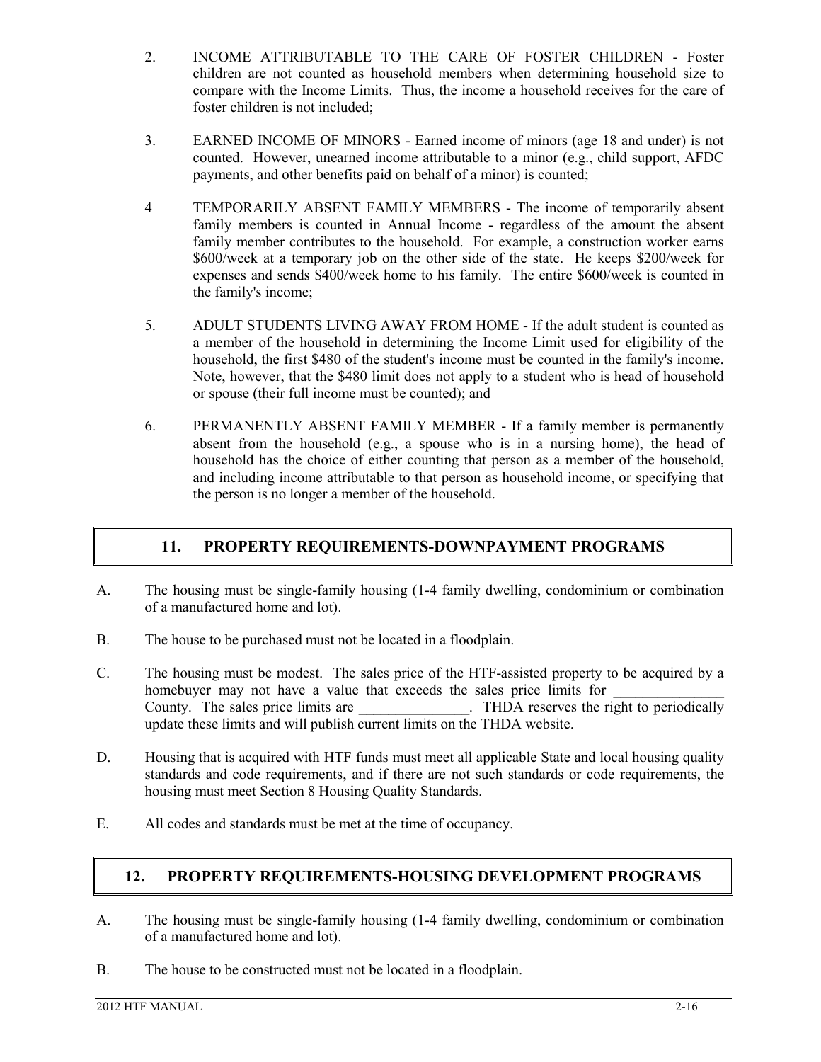2. INCOME ATTRIBUTABLE TO THE CARE OF FOSTER CHILDREN - Foster children are not counted as household members when determining household size to compare with the Income Limits. Thus, the income a household receives for the care of foster children is not included;

3. EARNED INCOME OF MINORS - Earned income of minors (age 18 and under) is not counted. However, unearned income attributable to a minor (e.g., child support, AFDC payments, and other benefits paid on behalf of a minor) is counted;

4 TEMPORARILY ABSENT FAMILY MEMBERS - The income of temporarily absent family members is counted in Annual Income - regardless of the amount the absent family member contributes to the household. For example, a construction worker earns $600/week at a temporary job on the other side of the state. He keeps $200/week for expenses and sends $400/week home to his family. The entire $600/week is counted in the family's income;

5. ADULT STUDENTS LIVING AWAY FROM HOME - If the adult student is counted as a member of the household in determining the Income Limit used for eligibility of the household, the first $480 of the student's income must be counted in the family's income. Note, however, that the $480 limit does not apply to a student who is head of household or spouse (their full income must be counted); and

6. PERMANENTLY ABSENT FAMILY MEMBER - If a family member is permanently absent from the household (e.g., a spouse who is in a nursing home), the head of household has the choice of either counting that person as a member of the household, and including income attributable to that person as household income, or specifying that the person is no longer a member of the household.

## 11. PROPERTY REQUIREMENTS-DOWNPAYMENT PROGRAMS

A. The housing must be single-family housing (1-4 family dwelling, condominium or combination of a manufactured home and lot).

B. The house to be purchased must not be located in a floodplain.

C. The housing must be modest. The sales price of the HTF-assisted property to be acquired by a homebuyer may not have a value that exceeds the sales price limits for _______________ County. The sales price limits are _______________. THDA reserves the right to periodically update these limits and will publish current limits on the THDA website.

D. Housing that is acquired with HTF funds must meet all applicable State and local housing quality standards and code requirements, and if there are not such standards or code requirements, the housing must meet Section 8 Housing Quality Standards.

E. All codes and standards must be met at the time of occupancy.

## 12. PROPERTY REQUIREMENTS-HOUSING DEVELOPMENT PROGRAMS

A. The housing must be single-family housing (1-4 family dwelling, condominium or combination of a manufactured home and lot).

B. The house to be constructed must not be located in a floodplain.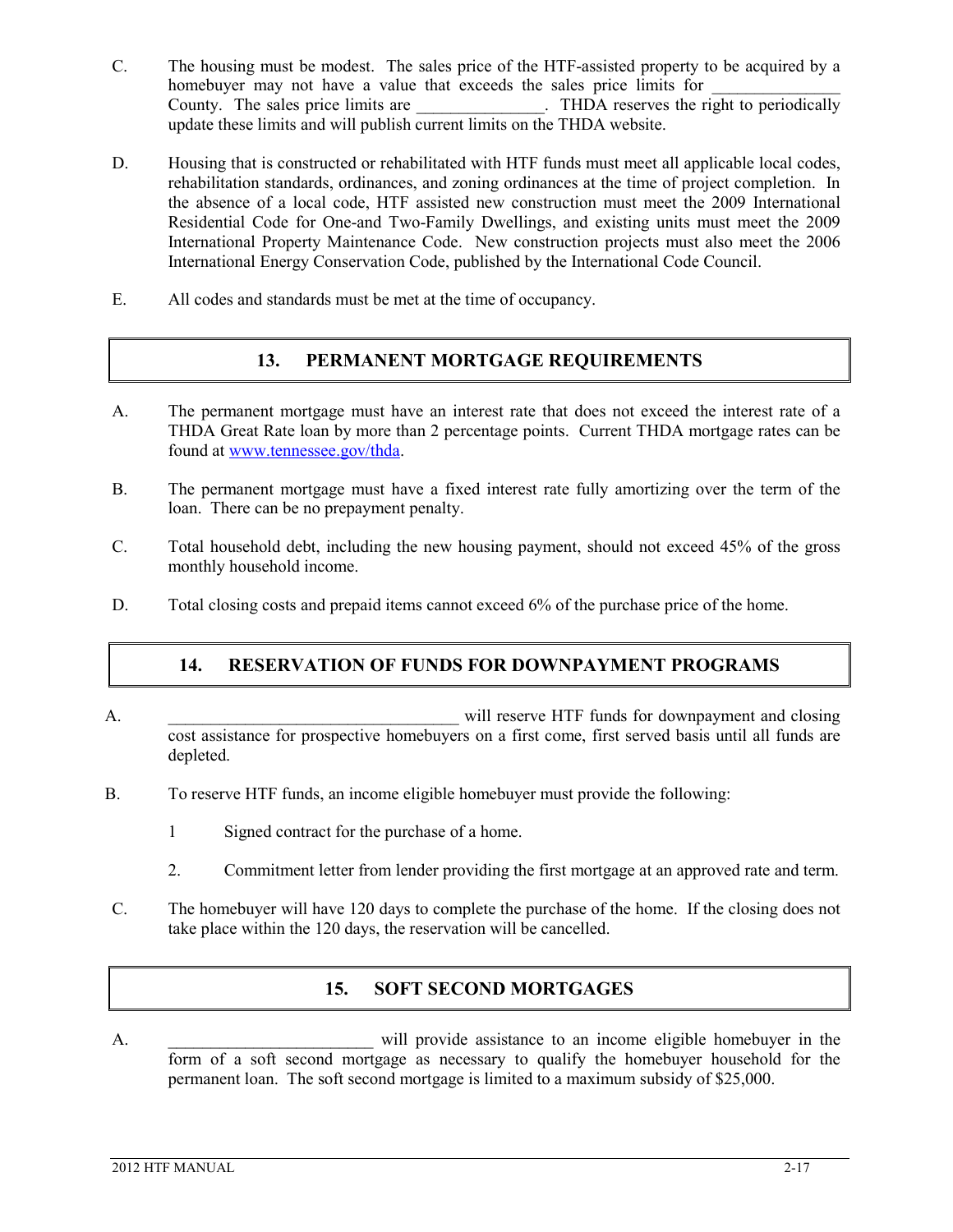C. The housing must be modest. The sales price of the HTF-assisted property to be acquired by a homebuyer may not have a value that exceeds the sales price limits for _______________ County. The sales price limits are _______________. THDA reserves the right to periodically update these limits and will publish current limits on the THDA website.

D. Housing that is constructed or rehabilitated with HTF funds must meet all applicable local codes, rehabilitation standards, ordinances, and zoning ordinances at the time of project completion. In the absence of a local code, HTF assisted new construction must meet the 2009 International Residential Code for One-and Two-Family Dwellings, and existing units must meet the 2009 International Property Maintenance Code. New construction projects must also meet the 2006 International Energy Conservation Code, published by the International Code Council.

E. All codes and standards must be met at the time of occupancy.

## 13. PERMANENT MORTGAGE REQUIREMENTS

A. The permanent mortgage must have an interest rate that does not exceed the interest rate of a THDA Great Rate loan by more than 2 percentage points. Current THDA mortgage rates can be found at www.tennessee.gov/thda.

B. The permanent mortgage must have a fixed interest rate fully amortizing over the term of the loan. There can be no prepayment penalty.

C. Total household debt, including the new housing payment, should not exceed 45% of the gross monthly household income.

D. Total closing costs and prepaid items cannot exceed 6% of the purchase price of the home.

## 14. RESERVATION OF FUNDS FOR DOWNPAYMENT PROGRAMS

A. __________________________________ will reserve HTF funds for downpayment and closing cost assistance for prospective homebuyers on a first come, first served basis until all funds are depleted.

B. To reserve HTF funds, an income eligible homebuyer must provide the following:

  1 Signed contract for the purchase of a home.

  2. Commitment letter from lender providing the first mortgage at an approved rate and term.

C. The homebuyer will have 120 days to complete the purchase of the home. If the closing does not take place within the 120 days, the reservation will be cancelled.

## 15. SOFT SECOND MORTGAGES

A. ________________________ will provide assistance to an income eligible homebuyer in the form of a soft second mortgage as necessary to qualify the homebuyer household for the permanent loan. The soft second mortgage is limited to a maximum subsidy of $25,000.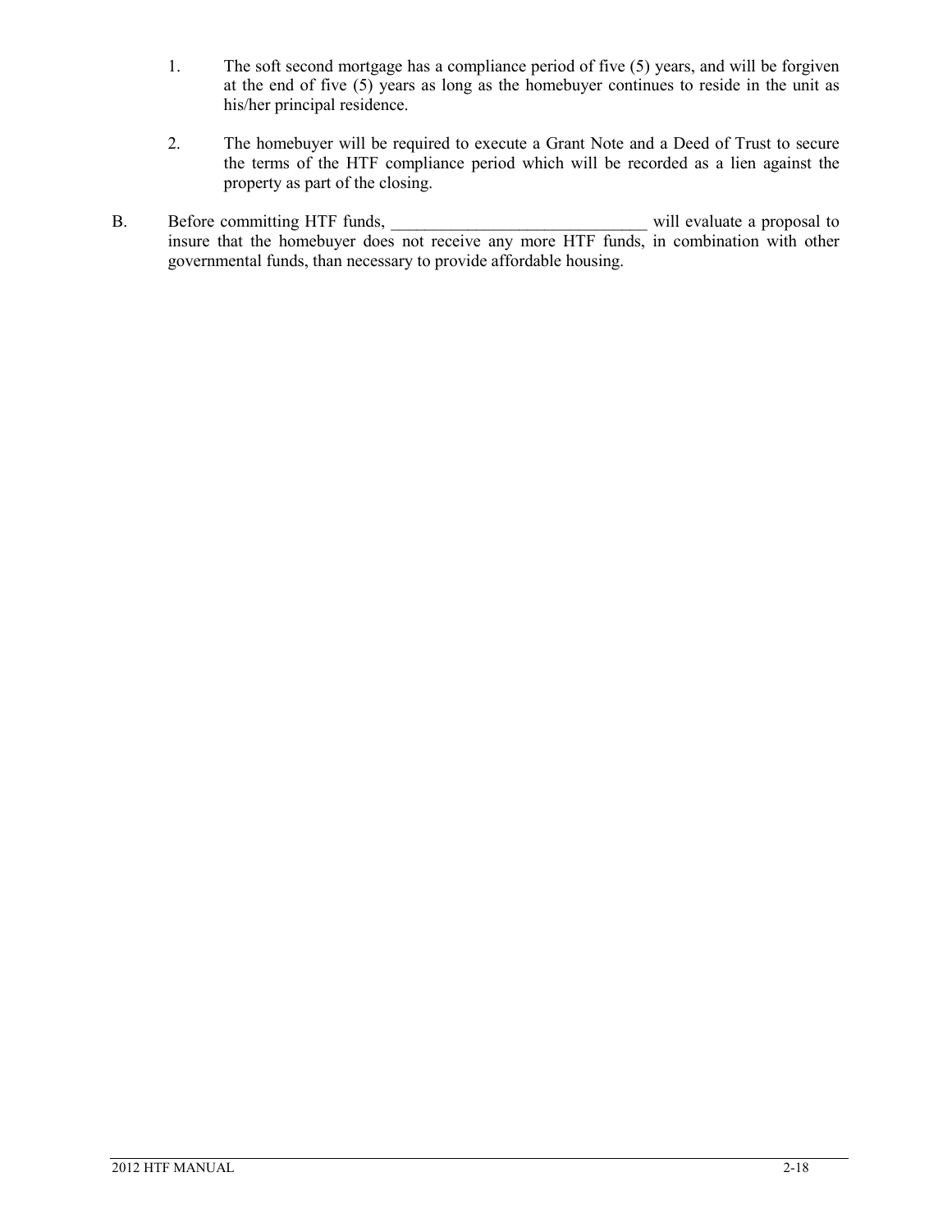1. The soft second mortgage has a compliance period of five (5) years, and will be forgiven at the end of five (5) years as long as the homebuyer continues to reside in the unit as his/her principal residence.

2. The homebuyer will be required to execute a Grant Note and a Deed of Trust to secure the terms of the HTF compliance period which will be recorded as a lien against the property as part of the closing.

B. Before committing HTF funds, ______________________________ will evaluate a proposal to insure that the homebuyer does not receive any more HTF funds, in combination with other governmental funds, than necessary to provide affordable housing.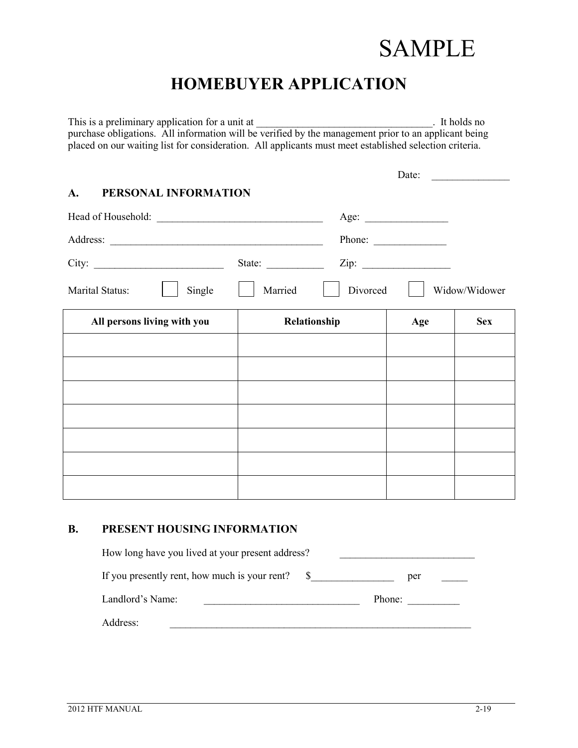SAMPLE

# HOMEBUYER APPLICATION

This is a preliminary application for a unit at ___________________________________. It holds no purchase obligations. All information will be verified by the management prior to an applicant being placed on our waiting list for consideration. All applicants must meet established selection criteria.

Date: _______________

## A. PERSONAL INFORMATION

Head of Household: ________________________________ Age: ________________

Address: __________________________________________ Phone: ______________

City: _________________________ State: ___________ Zip: _________________

Marital Status: ☐ Single ☐ Married ☐ Divorced ☐ Widow/Widower

| All persons living with you | Relationship | Age | Sex |
|---|---|---|---|
| | | | |
| | | | |
| | | | |
| | | | |
| | | | |
| | | | |
| | | | |

## B. PRESENT HOUSING INFORMATION

How long have you lived at your present address? ___________________________

If you presently rent, how much is your rent? $________________ per _____

Landlord's Name: ______________________________ Phone: __________

Address: ______________________________________________________________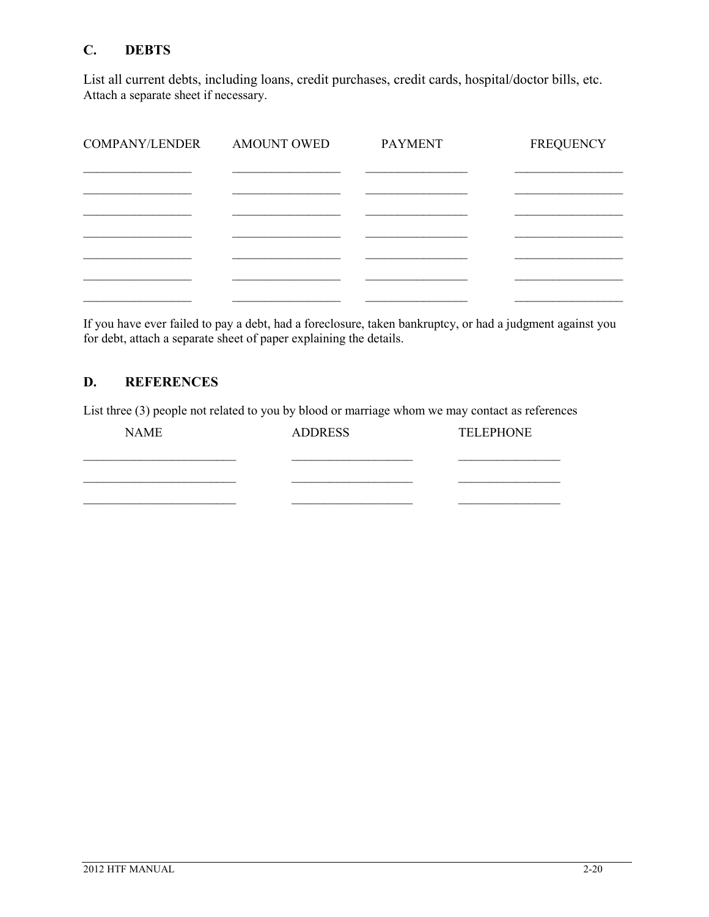## C. DEBTS

List all current debts, including loans, credit purchases, credit cards, hospital/doctor bills, etc. Attach a separate sheet if necessary.

| COMPANY/LENDER | AMOUNT OWED | PAYMENT | FREQUENCY |
|---|---|---|---|
| | | | |
| | | | |
| | | | |
| | | | |
| | | | |
| | | | |
| | | | |

If you have ever failed to pay a debt, had a foreclosure, taken bankruptcy, or had a judgment against you for debt, attach a separate sheet of paper explaining the details.

## D. REFERENCES

List three (3) people not related to you by blood or marriage whom we may contact as references

| NAME | ADDRESS | TELEPHONE |
|---|---|---|
| | | |
| | | |
| | | |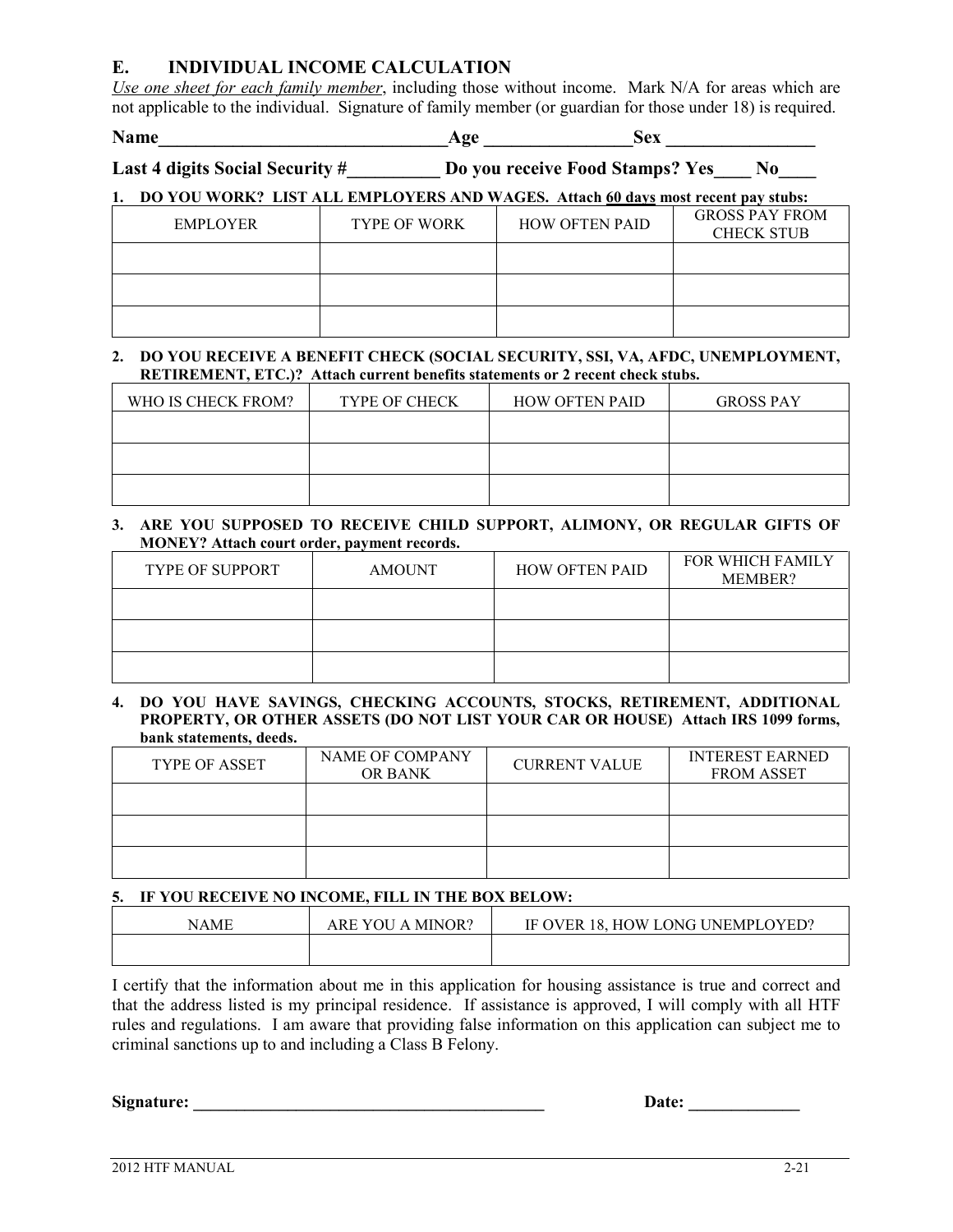## E. INDIVIDUAL INCOME CALCULATION

*Use one sheet for each family member*, including those without income. Mark N/A for areas which are not applicable to the individual. Signature of family member (or guardian for those under 18) is required.

**Name**_______________________________**Age** ________________**Sex** ________________

**Last 4 digits Social Security #**__________ **Do you receive Food Stamps? Yes**____ **No**____

**1. DO YOU WORK? LIST ALL EMPLOYERS AND WAGES. Attach 60 days most recent pay stubs:**

| EMPLOYER | TYPE OF WORK | HOW OFTEN PAID | GROSS PAY FROM CHECK STUB |
|---|---|---|---|
| | | | |
| | | | |
| | | | |

**2. DO YOU RECEIVE A BENEFIT CHECK (SOCIAL SECURITY, SSI, VA, AFDC, UNEMPLOYMENT, RETIREMENT, ETC.)? Attach current benefits statements or 2 recent check stubs.**

| WHO IS CHECK FROM? | TYPE OF CHECK | HOW OFTEN PAID | GROSS PAY |
|---|---|---|---|
| | | | |
| | | | |
| | | | |

**3. ARE YOU SUPPOSED TO RECEIVE CHILD SUPPORT, ALIMONY, OR REGULAR GIFTS OF MONEY? Attach court order, payment records.**

| TYPE OF SUPPORT | AMOUNT | HOW OFTEN PAID | FOR WHICH FAMILY MEMBER? |
|---|---|---|---|
| | | | |
| | | | |
| | | | |

**4. DO YOU HAVE SAVINGS, CHECKING ACCOUNTS, STOCKS, RETIREMENT, ADDITIONAL PROPERTY, OR OTHER ASSETS (DO NOT LIST YOUR CAR OR HOUSE) Attach IRS 1099 forms, bank statements, deeds.**

| TYPE OF ASSET | NAME OF COMPANY OR BANK | CURRENT VALUE | INTEREST EARNED FROM ASSET |
|---|---|---|---|
| | | | |
| | | | |
| | | | |

**5. IF YOU RECEIVE NO INCOME, FILL IN THE BOX BELOW:**

| NAME | ARE YOU A MINOR? | IF OVER 18, HOW LONG UNEMPLOYED? |
|---|---|---|
| | | |

I certify that the information about me in this application for housing assistance is true and correct and that the address listed is my principal residence. If assistance is approved, I will comply with all HTF rules and regulations. I am aware that providing false information on this application can subject me to criminal sanctions up to and including a Class B Felony.

**Signature:** ________________________________________ **Date:** _____________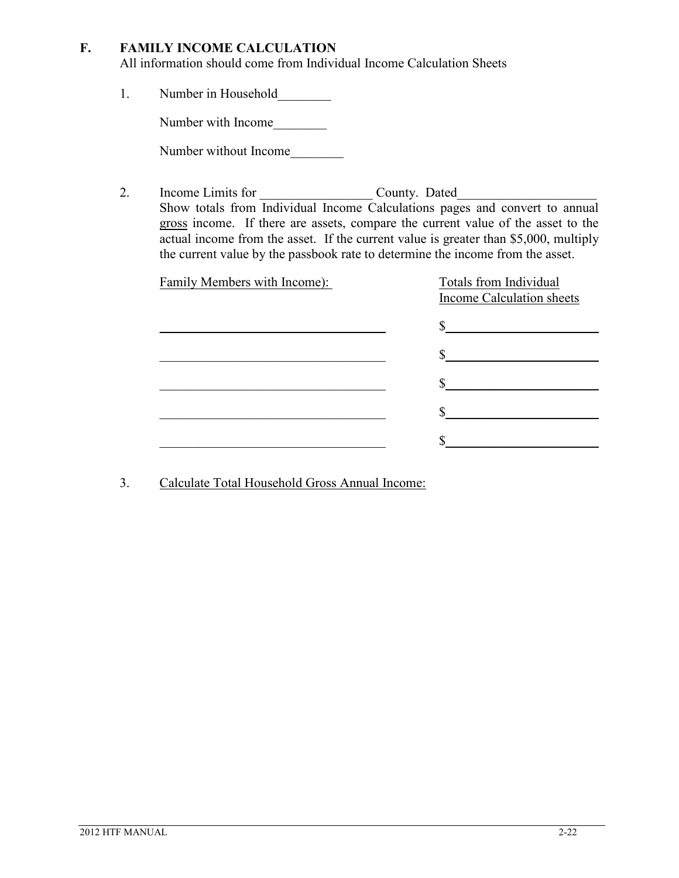## F. FAMILY INCOME CALCULATION

All information should come from Individual Income Calculation Sheets

1. Number in Household________

   Number with Income________

   Number without Income________

2. Income Limits for _________________ County. Dated_____________________

   Show totals from Individual Income Calculations pages and convert to annual gross income. If there are assets, compare the current value of the asset to the actual income from the asset. If the current value is greater than $5,000, multiply the current value by the passbook rate to determine the income from the asset.

| Family Members with Income): | Totals from Individual Income Calculation sheets |
|---|---|
| ____________________________ | $____________________ |
| ____________________________ | $____________________ |
| ____________________________ | $____________________ |
| ____________________________ | $____________________ |
| ____________________________ | $____________________ |

3. Calculate Total Household Gross Annual Income: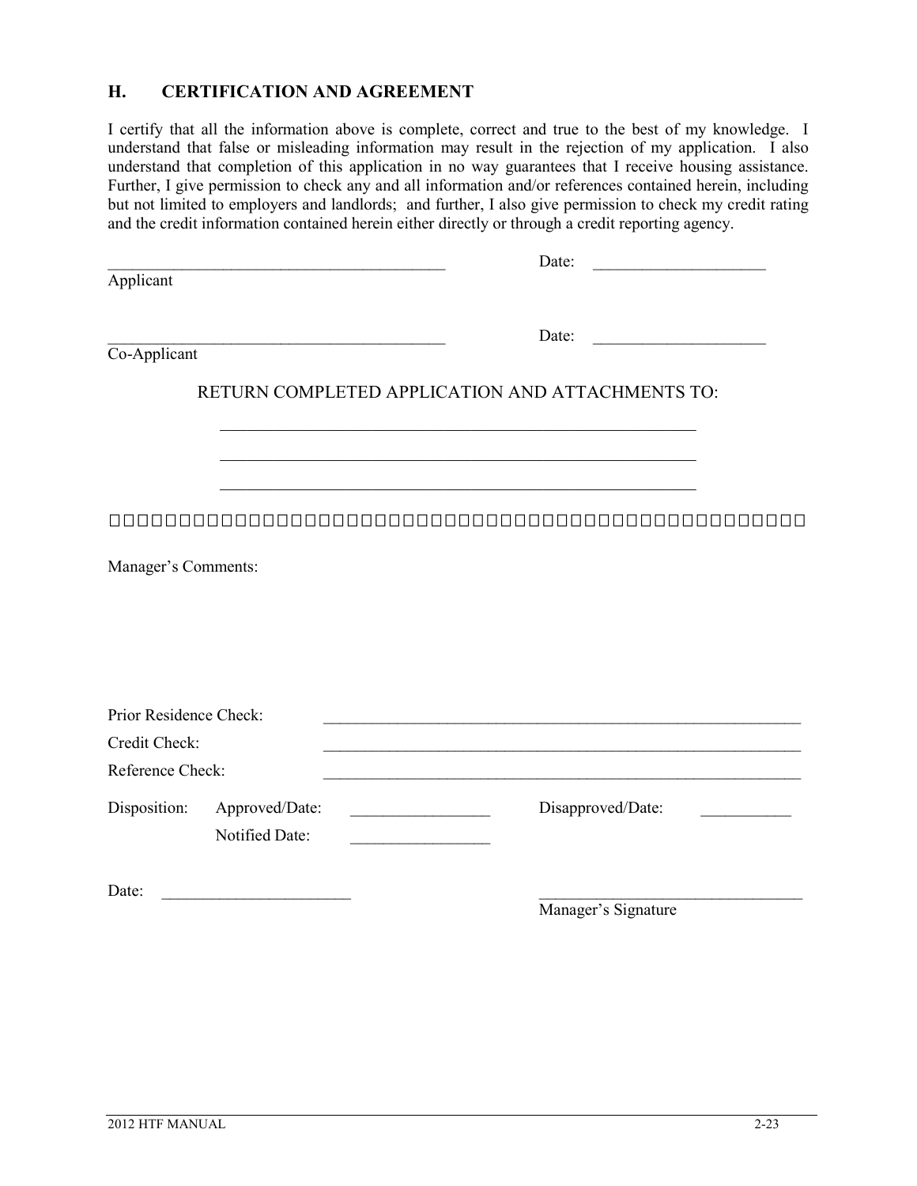## H. CERTIFICATION AND AGREEMENT

I certify that all the information above is complete, correct and true to the best of my knowledge. I understand that false or misleading information may result in the rejection of my application. I also understand that completion of this application in no way guarantees that I receive housing assistance. Further, I give permission to check any and all information and/or references contained herein, including but not limited to employers and landlords; and further, I also give permission to check my credit rating and the credit information contained herein either directly or through a credit reporting agency.

\_\_\_\_\_\_\_\_\_\_\_\_\_\_\_\_\_\_\_\_\_\_\_\_\_\_\_\_\_\_\_\_\_\_\_\_\_\_\_\_ Date: \_\_\_\_\_\_\_\_\_\_\_\_\_\_\_\_\_\_\_\_
Applicant

\_\_\_\_\_\_\_\_\_\_\_\_\_\_\_\_\_\_\_\_\_\_\_\_\_\_\_\_\_\_\_\_\_\_\_\_\_\_\_\_ Date: \_\_\_\_\_\_\_\_\_\_\_\_\_\_\_\_\_\_\_\_
Co-Applicant

RETURN COMPLETED APPLICATION AND ATTACHMENTS TO:

\_\_\_\_\_\_\_\_\_\_\_\_\_\_\_\_\_\_\_\_\_\_\_\_\_\_\_\_\_\_\_\_\_\_\_\_\_\_\_\_\_\_\_\_\_\_\_\_\_\_\_\_

\_\_\_\_\_\_\_\_\_\_\_\_\_\_\_\_\_\_\_\_\_\_\_\_\_\_\_\_\_\_\_\_\_\_\_\_\_\_\_\_\_\_\_\_\_\_\_\_\_\_\_\_

\_\_\_\_\_\_\_\_\_\_\_\_\_\_\_\_\_\_\_\_\_\_\_\_\_\_\_\_\_\_\_\_\_\_\_\_\_\_\_\_\_\_\_\_\_\_\_\_\_\_\_\_

---

Manager's Comments:

Prior Residence Check: \_\_\_\_\_\_\_\_\_\_\_\_\_\_\_\_\_\_\_\_\_\_\_\_\_\_\_\_\_\_\_\_\_\_\_\_\_\_\_\_\_\_\_\_\_\_\_\_\_\_\_\_

Credit Check: \_\_\_\_\_\_\_\_\_\_\_\_\_\_\_\_\_\_\_\_\_\_\_\_\_\_\_\_\_\_\_\_\_\_\_\_\_\_\_\_\_\_\_\_\_\_\_\_\_\_\_\_

Reference Check: \_\_\_\_\_\_\_\_\_\_\_\_\_\_\_\_\_\_\_\_\_\_\_\_\_\_\_\_\_\_\_\_\_\_\_\_\_\_\_\_\_\_\_\_\_\_\_\_\_\_\_\_

Disposition: Approved/Date: \_\_\_\_\_\_\_\_\_\_\_\_\_\_\_\_ Disapproved/Date: \_\_\_\_\_\_\_\_\_\_

Notified Date: \_\_\_\_\_\_\_\_\_\_\_\_\_\_\_\_

Date: \_\_\_\_\_\_\_\_\_\_\_\_\_\_\_\_\_\_\_\_\_\_ \_\_\_\_\_\_\_\_\_\_\_\_\_\_\_\_\_\_\_\_\_\_\_\_\_\_\_\_\_\_
Manager's Signature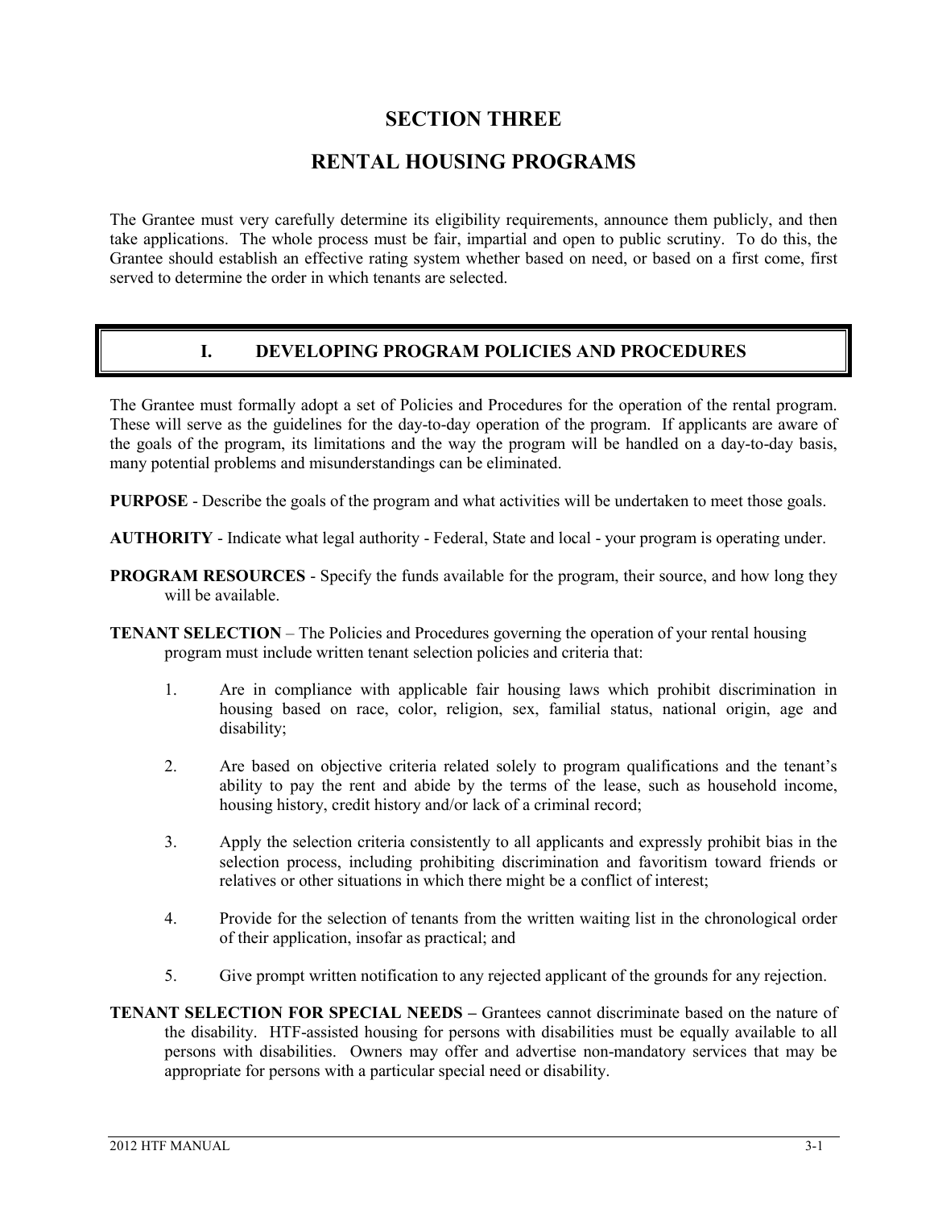# SECTION THREE

# RENTAL HOUSING PROGRAMS

The Grantee must very carefully determine its eligibility requirements, announce them publicly, and then take applications. The whole process must be fair, impartial and open to public scrutiny. To do this, the Grantee should establish an effective rating system whether based on need, or based on a first come, first served to determine the order in which tenants are selected.

## I. DEVELOPING PROGRAM POLICIES AND PROCEDURES

The Grantee must formally adopt a set of Policies and Procedures for the operation of the rental program. These will serve as the guidelines for the day-to-day operation of the program. If applicants are aware of the goals of the program, its limitations and the way the program will be handled on a day-to-day basis, many potential problems and misunderstandings can be eliminated.

**PURPOSE** - Describe the goals of the program and what activities will be undertaken to meet those goals.

**AUTHORITY** - Indicate what legal authority - Federal, State and local - your program is operating under.

**PROGRAM RESOURCES** - Specify the funds available for the program, their source, and how long they will be available.

**TENANT SELECTION** – The Policies and Procedures governing the operation of your rental housing program must include written tenant selection policies and criteria that:

1. Are in compliance with applicable fair housing laws which prohibit discrimination in housing based on race, color, religion, sex, familial status, national origin, age and disability;

2. Are based on objective criteria related solely to program qualifications and the tenant's ability to pay the rent and abide by the terms of the lease, such as household income, housing history, credit history and/or lack of a criminal record;

3. Apply the selection criteria consistently to all applicants and expressly prohibit bias in the selection process, including prohibiting discrimination and favoritism toward friends or relatives or other situations in which there might be a conflict of interest;

4. Provide for the selection of tenants from the written waiting list in the chronological order of their application, insofar as practical; and

5. Give prompt written notification to any rejected applicant of the grounds for any rejection.

**TENANT SELECTION FOR SPECIAL NEEDS –** Grantees cannot discriminate based on the nature of the disability. HTF-assisted housing for persons with disabilities must be equally available to all persons with disabilities. Owners may offer and advertise non-mandatory services that may be appropriate for persons with a particular special need or disability.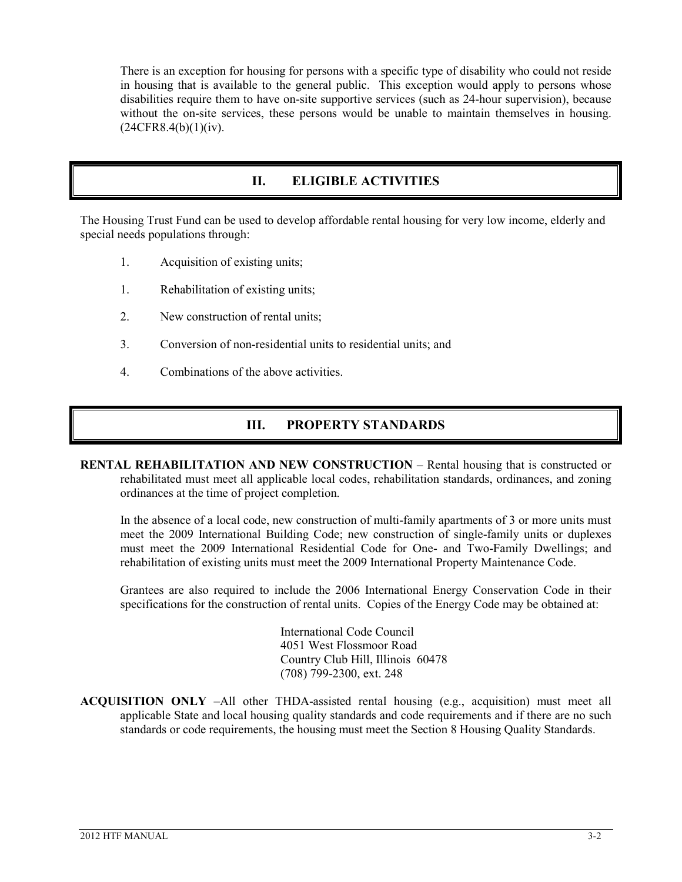There is an exception for housing for persons with a specific type of disability who could not reside in housing that is available to the general public. This exception would apply to persons whose disabilities require them to have on-site supportive services (such as 24-hour supervision), because without the on-site services, these persons would be unable to maintain themselves in housing. (24CFR8.4(b)(1)(iv).

## II. ELIGIBLE ACTIVITIES

The Housing Trust Fund can be used to develop affordable rental housing for very low income, elderly and special needs populations through:

1. Acquisition of existing units;
1. Rehabilitation of existing units;
2. New construction of rental units;
3. Conversion of non-residential units to residential units; and
4. Combinations of the above activities.

## III. PROPERTY STANDARDS

**RENTAL REHABILITATION AND NEW CONSTRUCTION** – Rental housing that is constructed or rehabilitated must meet all applicable local codes, rehabilitation standards, ordinances, and zoning ordinances at the time of project completion.

In the absence of a local code, new construction of multi-family apartments of 3 or more units must meet the 2009 International Building Code; new construction of single-family units or duplexes must meet the 2009 International Residential Code for One- and Two-Family Dwellings; and rehabilitation of existing units must meet the 2009 International Property Maintenance Code.

Grantees are also required to include the 2006 International Energy Conservation Code in their specifications for the construction of rental units. Copies of the Energy Code may be obtained at:

International Code Council
4051 West Flossmoor Road
Country Club Hill, Illinois 60478
(708) 799-2300, ext. 248

**ACQUISITION ONLY** –All other THDA-assisted rental housing (e.g., acquisition) must meet all applicable State and local housing quality standards and code requirements and if there are no such standards or code requirements, the housing must meet the Section 8 Housing Quality Standards.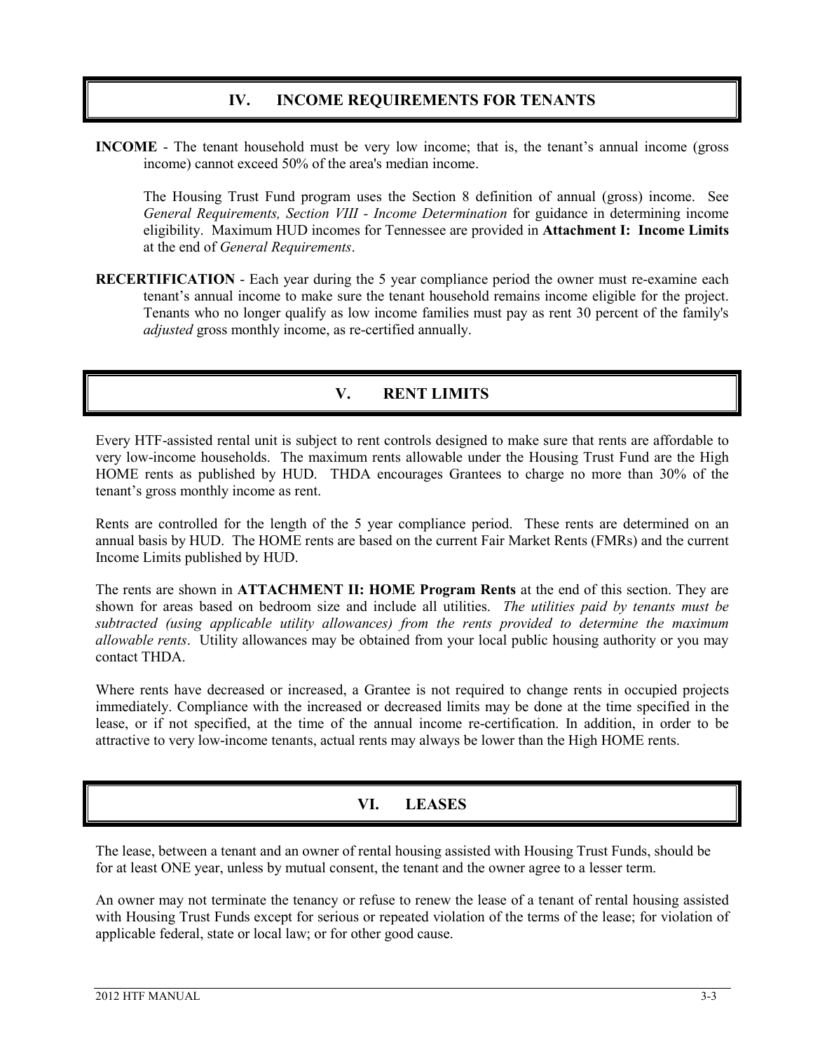## IV. INCOME REQUIREMENTS FOR TENANTS

**INCOME** - The tenant household must be very low income; that is, the tenant's annual income (gross income) cannot exceed 50% of the area's median income.

The Housing Trust Fund program uses the Section 8 definition of annual (gross) income. See *General Requirements, Section VIII - Income Determination* for guidance in determining income eligibility. Maximum HUD incomes for Tennessee are provided in **Attachment I: Income Limits** at the end of *General Requirements*.

**RECERTIFICATION** - Each year during the 5 year compliance period the owner must re-examine each tenant's annual income to make sure the tenant household remains income eligible for the project. Tenants who no longer qualify as low income families must pay as rent 30 percent of the family's *adjusted* gross monthly income, as re-certified annually.

## V. RENT LIMITS

Every HTF-assisted rental unit is subject to rent controls designed to make sure that rents are affordable to very low-income households. The maximum rents allowable under the Housing Trust Fund are the High HOME rents as published by HUD. THDA encourages Grantees to charge no more than 30% of the tenant's gross monthly income as rent.

Rents are controlled for the length of the 5 year compliance period. These rents are determined on an annual basis by HUD. The HOME rents are based on the current Fair Market Rents (FMRs) and the current Income Limits published by HUD.

The rents are shown in **ATTACHMENT II: HOME Program Rents** at the end of this section. They are shown for areas based on bedroom size and include all utilities. *The utilities paid by tenants must be subtracted (using applicable utility allowances) from the rents provided to determine the maximum allowable rents*. Utility allowances may be obtained from your local public housing authority or you may contact THDA.

Where rents have decreased or increased, a Grantee is not required to change rents in occupied projects immediately. Compliance with the increased or decreased limits may be done at the time specified in the lease, or if not specified, at the time of the annual income re-certification. In addition, in order to be attractive to very low-income tenants, actual rents may always be lower than the High HOME rents.

## VI. LEASES

The lease, between a tenant and an owner of rental housing assisted with Housing Trust Funds, should be for at least ONE year, unless by mutual consent, the tenant and the owner agree to a lesser term.

An owner may not terminate the tenancy or refuse to renew the lease of a tenant of rental housing assisted with Housing Trust Funds except for serious or repeated violation of the terms of the lease; for violation of applicable federal, state or local law; or for other good cause.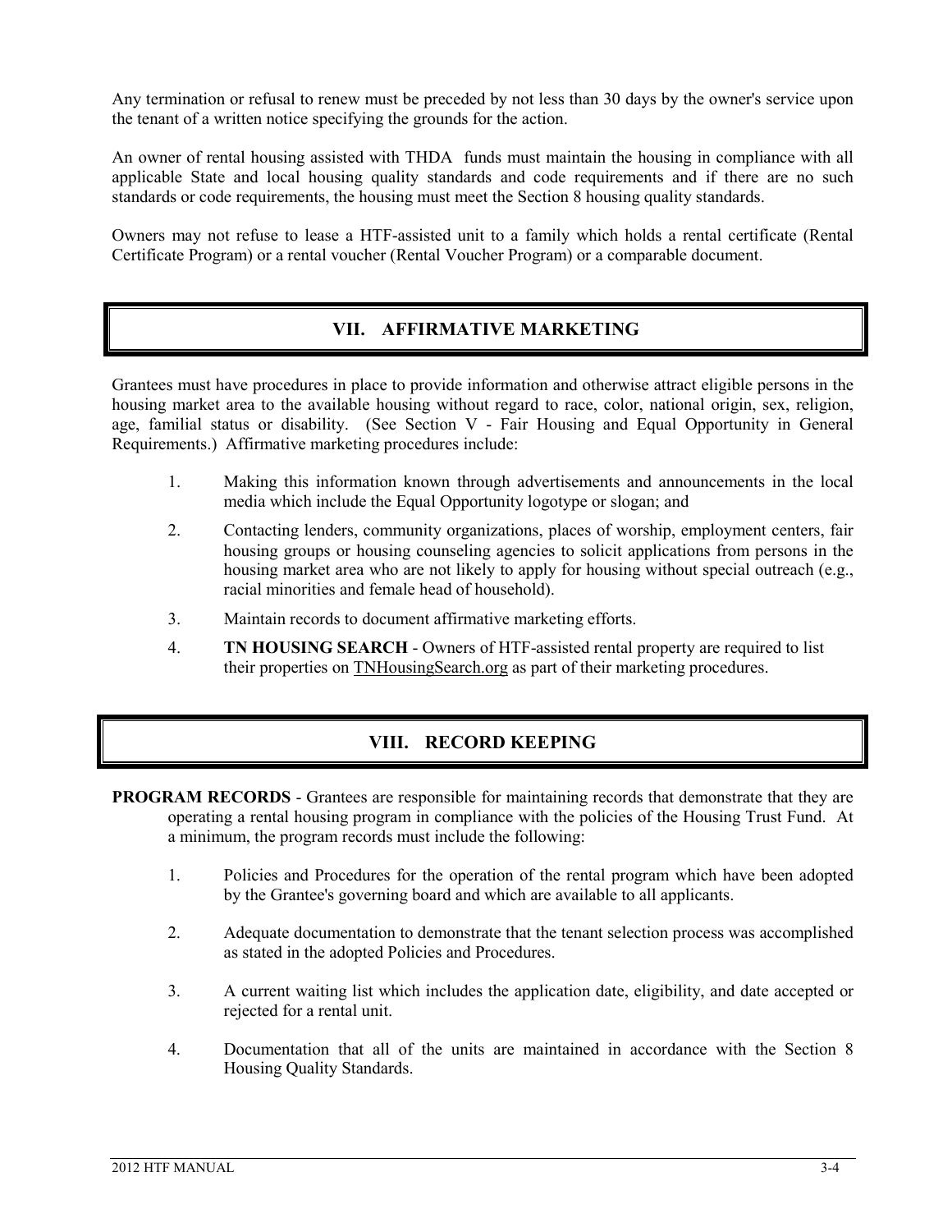Any termination or refusal to renew must be preceded by not less than 30 days by the owner's service upon the tenant of a written notice specifying the grounds for the action.

An owner of rental housing assisted with THDA funds must maintain the housing in compliance with all applicable State and local housing quality standards and code requirements and if there are no such standards or code requirements, the housing must meet the Section 8 housing quality standards.

Owners may not refuse to lease a HTF-assisted unit to a family which holds a rental certificate (Rental Certificate Program) or a rental voucher (Rental Voucher Program) or a comparable document.

## VII. AFFIRMATIVE MARKETING

Grantees must have procedures in place to provide information and otherwise attract eligible persons in the housing market area to the available housing without regard to race, color, national origin, sex, religion, age, familial status or disability. (See Section V - Fair Housing and Equal Opportunity in General Requirements.) Affirmative marketing procedures include:

1. Making this information known through advertisements and announcements in the local media which include the Equal Opportunity logotype or slogan; and
2. Contacting lenders, community organizations, places of worship, employment centers, fair housing groups or housing counseling agencies to solicit applications from persons in the housing market area who are not likely to apply for housing without special outreach (e.g., racial minorities and female head of household).
3. Maintain records to document affirmative marketing efforts.
4. **TN HOUSING SEARCH** - Owners of HTF-assisted rental property are required to list their properties on TNHousingSearch.org as part of their marketing procedures.

## VIII. RECORD KEEPING

**PROGRAM RECORDS** - Grantees are responsible for maintaining records that demonstrate that they are operating a rental housing program in compliance with the policies of the Housing Trust Fund. At a minimum, the program records must include the following:

1. Policies and Procedures for the operation of the rental program which have been adopted by the Grantee's governing board and which are available to all applicants.
2. Adequate documentation to demonstrate that the tenant selection process was accomplished as stated in the adopted Policies and Procedures.
3. A current waiting list which includes the application date, eligibility, and date accepted or rejected for a rental unit.
4. Documentation that all of the units are maintained in accordance with the Section 8 Housing Quality Standards.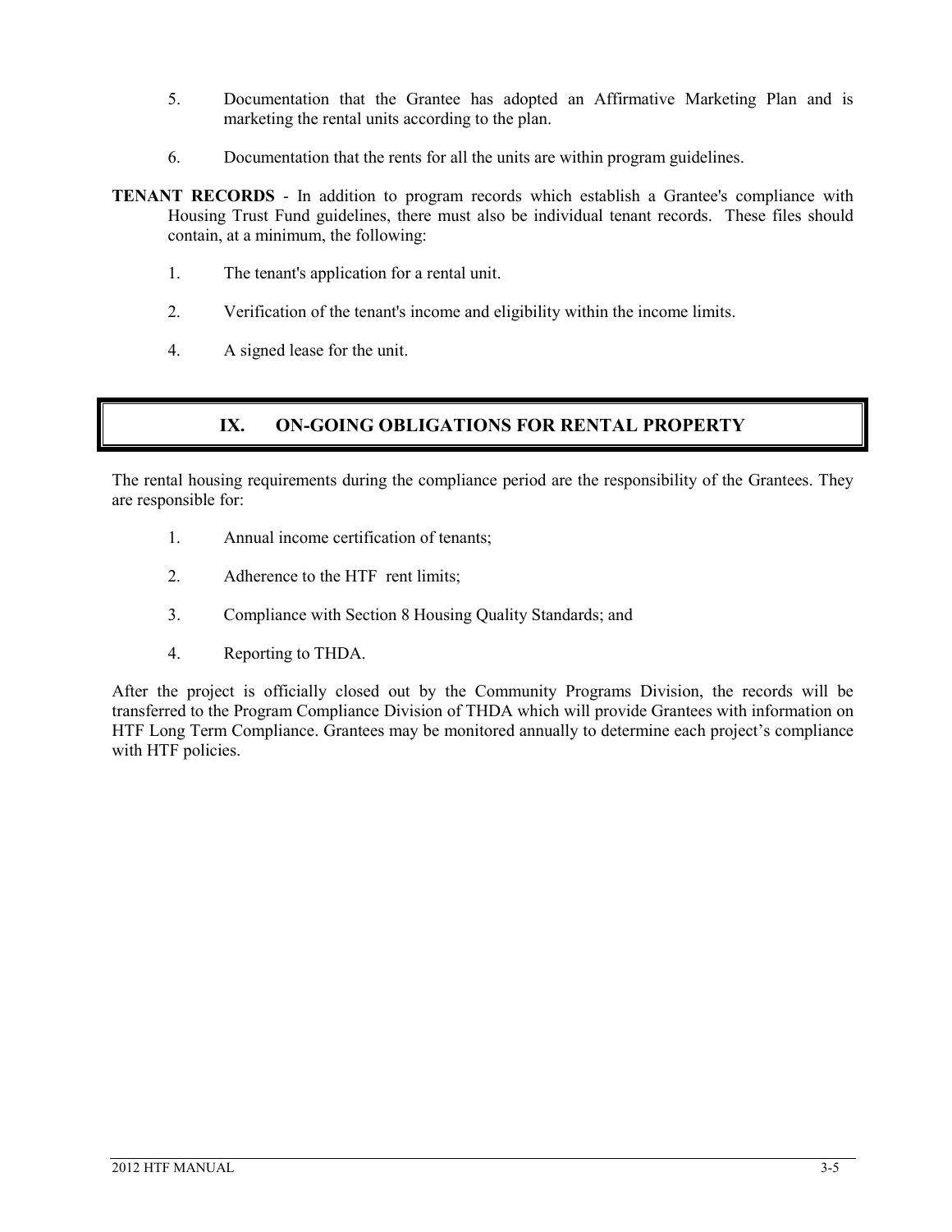5. Documentation that the Grantee has adopted an Affirmative Marketing Plan and is marketing the rental units according to the plan.

6. Documentation that the rents for all the units are within program guidelines.

**TENANT RECORDS** - In addition to program records which establish a Grantee's compliance with Housing Trust Fund guidelines, there must also be individual tenant records. These files should contain, at a minimum, the following:

1. The tenant's application for a rental unit.

2. Verification of the tenant's income and eligibility within the income limits.

4. A signed lease for the unit.

## IX. ON-GOING OBLIGATIONS FOR RENTAL PROPERTY

The rental housing requirements during the compliance period are the responsibility of the Grantees. They are responsible for:

1. Annual income certification of tenants;

2. Adherence to the HTF rent limits;

3. Compliance with Section 8 Housing Quality Standards; and

4. Reporting to THDA.

After the project is officially closed out by the Community Programs Division, the records will be transferred to the Program Compliance Division of THDA which will provide Grantees with information on HTF Long Term Compliance. Grantees may be monitored annually to determine each project's compliance with HTF policies.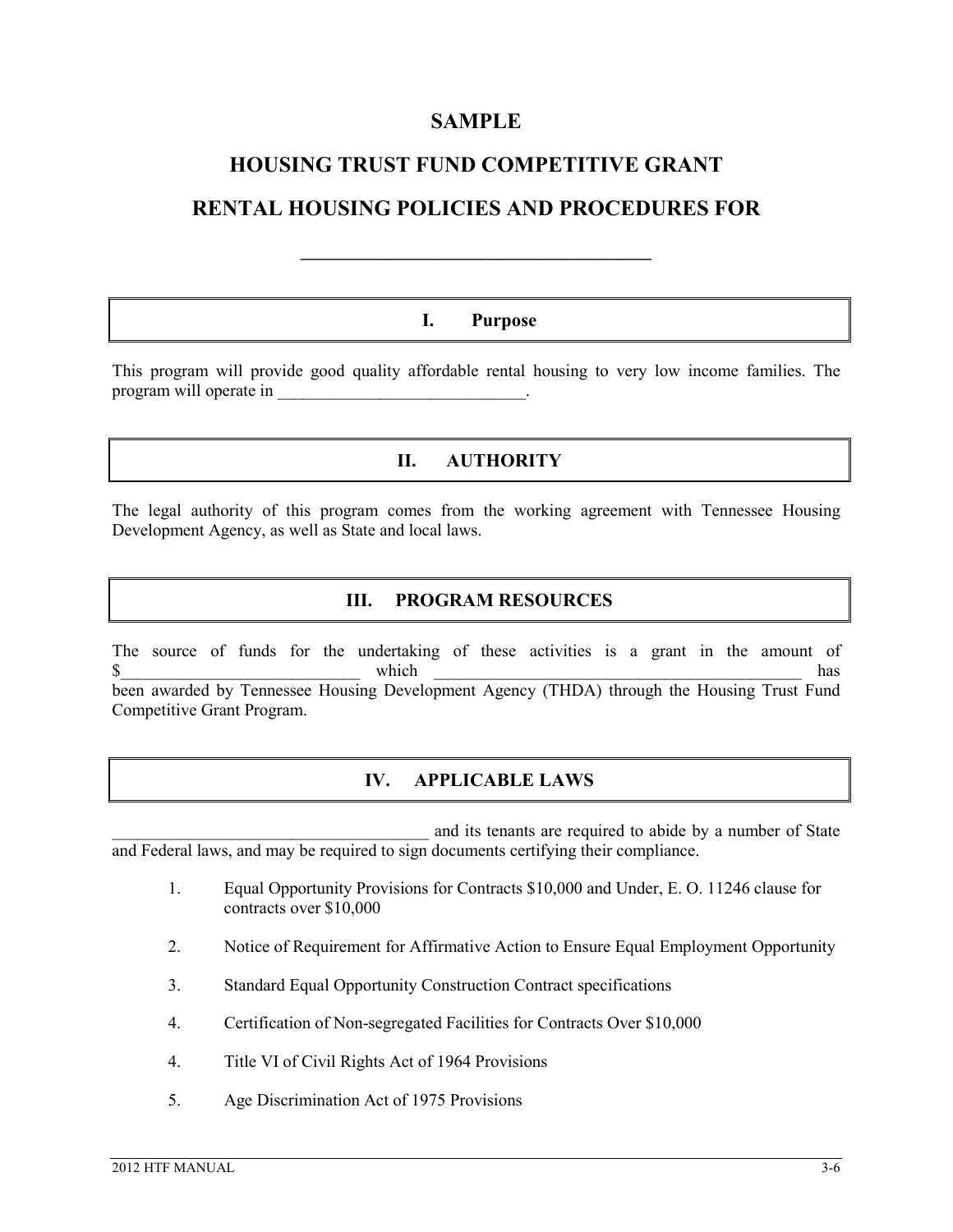# SAMPLE

# HOUSING TRUST FUND COMPETITIVE GRANT

# RENTAL HOUSING POLICIES AND PROCEDURES FOR

## ____________________________________

## I. Purpose

This program will provide good quality affordable rental housing to very low income families. The program will operate in ______________________________.

## II. AUTHORITY

The legal authority of this program comes from the working agreement with Tennessee Housing Development Agency, as well as State and local laws.

## III. PROGRAM RESOURCES

The source of funds for the undertaking of these activities is a grant in the amount of $____________________________ which ____________________________________________ has been awarded by Tennessee Housing Development Agency (THDA) through the Housing Trust Fund Competitive Grant Program.

## IV. APPLICABLE LAWS

______________________________________ and its tenants are required to abide by a number of State and Federal laws, and may be required to sign documents certifying their compliance.

1. Equal Opportunity Provisions for Contracts $10,000 and Under, E. O. 11246 clause for contracts over $10,000
2. Notice of Requirement for Affirmative Action to Ensure Equal Employment Opportunity
3. Standard Equal Opportunity Construction Contract specifications
4. Certification of Non-segregated Facilities for Contracts Over $10,000
4. Title VI of Civil Rights Act of 1964 Provisions
5. Age Discrimination Act of 1975 Provisions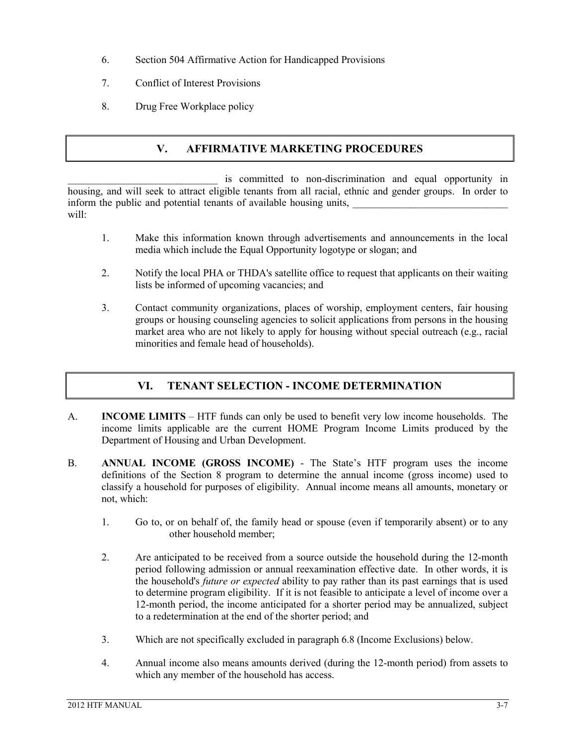6. Section 504 Affirmative Action for Handicapped Provisions

7. Conflict of Interest Provisions

8. Drug Free Workplace policy

## V. AFFIRMATIVE MARKETING PROCEDURES

_____________________________ is committed to non-discrimination and equal opportunity in housing, and will seek to attract eligible tenants from all racial, ethnic and gender groups. In order to inform the public and potential tenants of available housing units, _______________________________ will:

1. Make this information known through advertisements and announcements in the local media which include the Equal Opportunity logotype or slogan; and

2. Notify the local PHA or THDA's satellite office to request that applicants on their waiting lists be informed of upcoming vacancies; and

3. Contact community organizations, places of worship, employment centers, fair housing groups or housing counseling agencies to solicit applications from persons in the housing market area who are not likely to apply for housing without special outreach (e.g., racial minorities and female head of households).

## VI. TENANT SELECTION - INCOME DETERMINATION

A. **INCOME LIMITS** – HTF funds can only be used to benefit very low income households. The income limits applicable are the current HOME Program Income Limits produced by the Department of Housing and Urban Development.

B. **ANNUAL INCOME (GROSS INCOME)** - The State's HTF program uses the income definitions of the Section 8 program to determine the annual income (gross income) used to classify a household for purposes of eligibility. Annual income means all amounts, monetary or not, which:

1. Go to, or on behalf of, the family head or spouse (even if temporarily absent) or to any other household member;

2. Are anticipated to be received from a source outside the household during the 12-month period following admission or annual reexamination effective date. In other words, it is the household's *future or expected* ability to pay rather than its past earnings that is used to determine program eligibility. If it is not feasible to anticipate a level of income over a 12-month period, the income anticipated for a shorter period may be annualized, subject to a redetermination at the end of the shorter period; and

3. Which are not specifically excluded in paragraph 6.8 (Income Exclusions) below.

4. Annual income also means amounts derived (during the 12-month period) from assets to which any member of the household has access.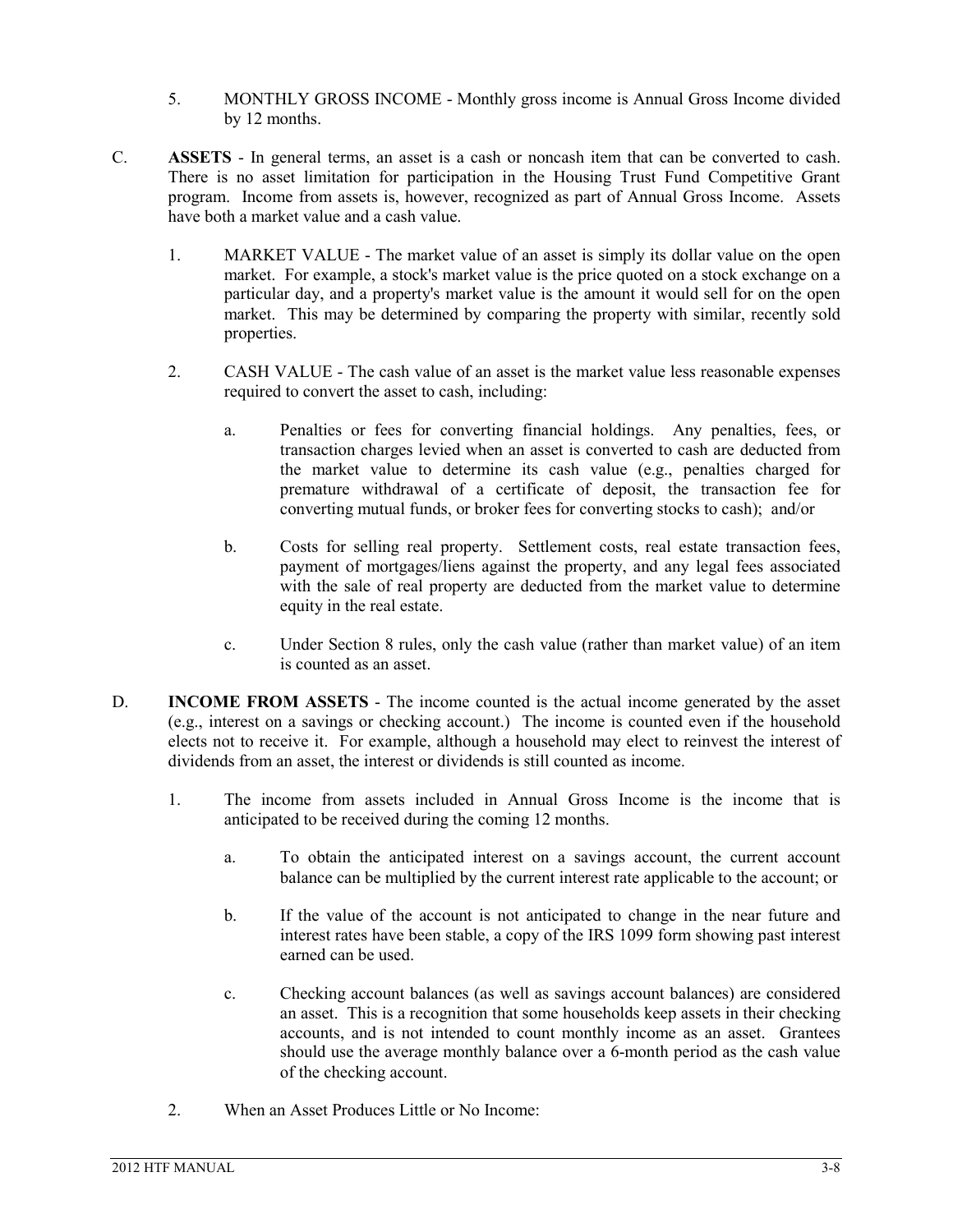5. MONTHLY GROSS INCOME - Monthly gross income is Annual Gross Income divided by 12 months.

C. **ASSETS** - In general terms, an asset is a cash or noncash item that can be converted to cash. There is no asset limitation for participation in the Housing Trust Fund Competitive Grant program. Income from assets is, however, recognized as part of Annual Gross Income. Assets have both a market value and a cash value.

   1. MARKET VALUE - The market value of an asset is simply its dollar value on the open market. For example, a stock's market value is the price quoted on a stock exchange on a particular day, and a property's market value is the amount it would sell for on the open market. This may be determined by comparing the property with similar, recently sold properties.

   2. CASH VALUE - The cash value of an asset is the market value less reasonable expenses required to convert the asset to cash, including:

      a. Penalties or fees for converting financial holdings. Any penalties, fees, or transaction charges levied when an asset is converted to cash are deducted from the market value to determine its cash value (e.g., penalties charged for premature withdrawal of a certificate of deposit, the transaction fee for converting mutual funds, or broker fees for converting stocks to cash); and/or

      b. Costs for selling real property. Settlement costs, real estate transaction fees, payment of mortgages/liens against the property, and any legal fees associated with the sale of real property are deducted from the market value to determine equity in the real estate.

      c. Under Section 8 rules, only the cash value (rather than market value) of an item is counted as an asset.

D. **INCOME FROM ASSETS** - The income counted is the actual income generated by the asset (e.g., interest on a savings or checking account.) The income is counted even if the household elects not to receive it. For example, although a household may elect to reinvest the interest of dividends from an asset, the interest or dividends is still counted as income.

   1. The income from assets included in Annual Gross Income is the income that is anticipated to be received during the coming 12 months.

      a. To obtain the anticipated interest on a savings account, the current account balance can be multiplied by the current interest rate applicable to the account; or

      b. If the value of the account is not anticipated to change in the near future and interest rates have been stable, a copy of the IRS 1099 form showing past interest earned can be used.

      c. Checking account balances (as well as savings account balances) are considered an asset. This is a recognition that some households keep assets in their checking accounts, and is not intended to count monthly income as an asset. Grantees should use the average monthly balance over a 6-month period as the cash value of the checking account.

   2. When an Asset Produces Little or No Income: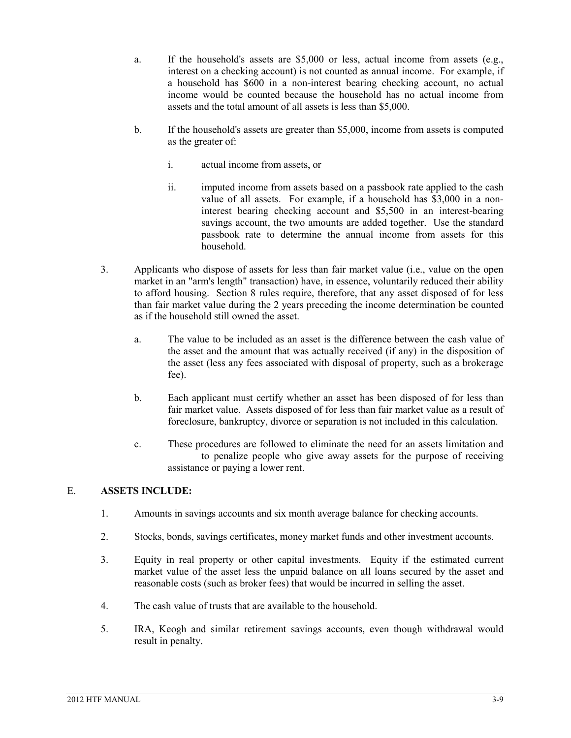a. If the household's assets are \$5,000 or less, actual income from assets (e.g., interest on a checking account) is not counted as annual income. For example, if a household has \$600 in a non-interest bearing checking account, no actual income would be counted because the household has no actual income from assets and the total amount of all assets is less than \$5,000.

b. If the household's assets are greater than \$5,000, income from assets is computed as the greater of:

   i. actual income from assets, or

   ii. imputed income from assets based on a passbook rate applied to the cash value of all assets. For example, if a household has \$3,000 in a non-interest bearing checking account and \$5,500 in an interest-bearing savings account, the two amounts are added together. Use the standard passbook rate to determine the annual income from assets for this household.

3. Applicants who dispose of assets for less than fair market value (i.e., value on the open market in an "arm's length" transaction) have, in essence, voluntarily reduced their ability to afford housing. Section 8 rules require, therefore, that any asset disposed of for less than fair market value during the 2 years preceding the income determination be counted as if the household still owned the asset.

   a. The value to be included as an asset is the difference between the cash value of the asset and the amount that was actually received (if any) in the disposition of the asset (less any fees associated with disposal of property, such as a brokerage fee).

   b. Each applicant must certify whether an asset has been disposed of for less than fair market value. Assets disposed of for less than fair market value as a result of foreclosure, bankruptcy, divorce or separation is not included in this calculation.

   c. These procedures are followed to eliminate the need for an assets limitation and to penalize people who give away assets for the purpose of receiving assistance or paying a lower rent.

## E. ASSETS INCLUDE:

1. Amounts in savings accounts and six month average balance for checking accounts.

2. Stocks, bonds, savings certificates, money market funds and other investment accounts.

3. Equity in real property or other capital investments. Equity if the estimated current market value of the asset less the unpaid balance on all loans secured by the asset and reasonable costs (such as broker fees) that would be incurred in selling the asset.

4. The cash value of trusts that are available to the household.

5. IRA, Keogh and similar retirement savings accounts, even though withdrawal would result in penalty.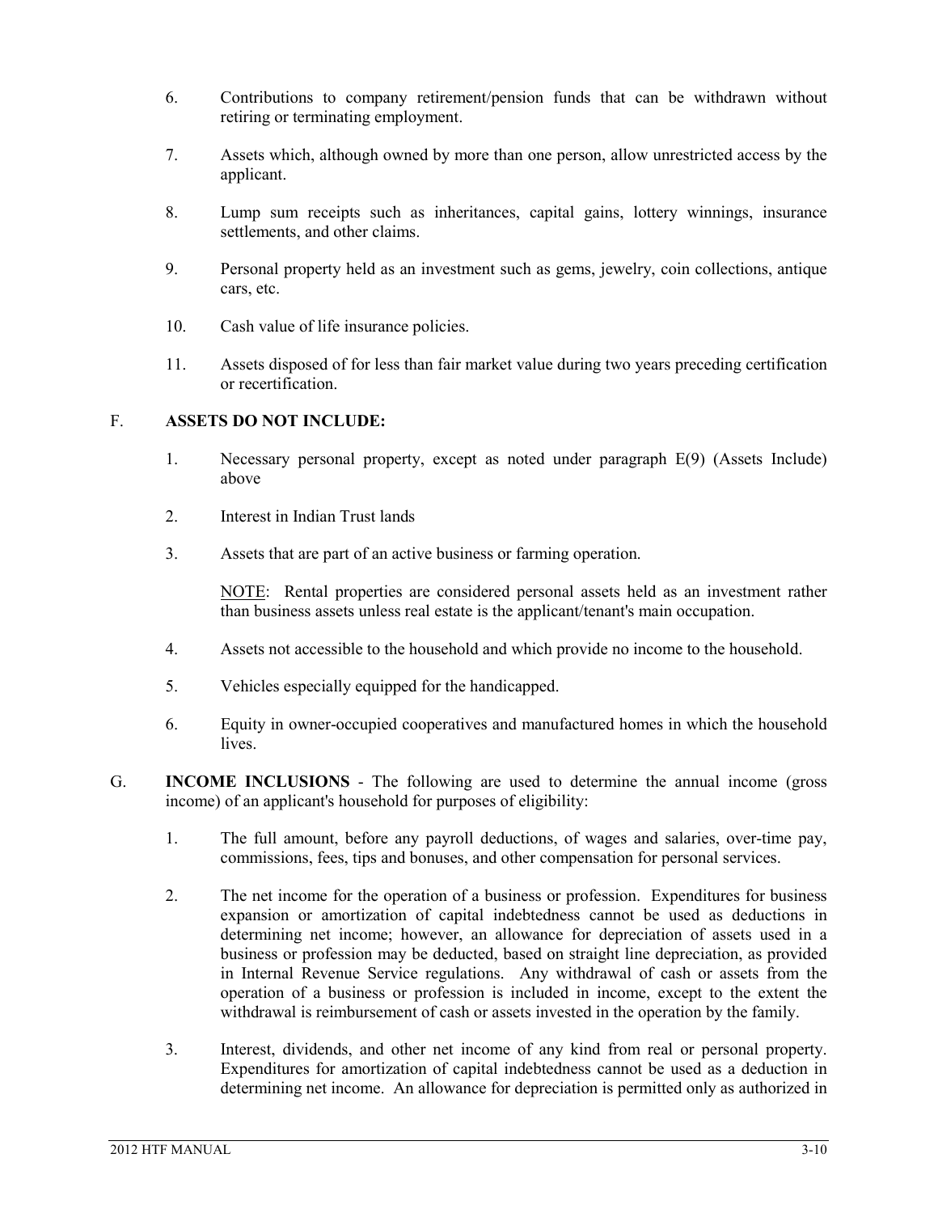6. Contributions to company retirement/pension funds that can be withdrawn without retiring or terminating employment.

7. Assets which, although owned by more than one person, allow unrestricted access by the applicant.

8. Lump sum receipts such as inheritances, capital gains, lottery winnings, insurance settlements, and other claims.

9. Personal property held as an investment such as gems, jewelry, coin collections, antique cars, etc.

10. Cash value of life insurance policies.

11. Assets disposed of for less than fair market value during two years preceding certification or recertification.

F. **ASSETS DO NOT INCLUDE:**

1. Necessary personal property, except as noted under paragraph E(9) (Assets Include) above

2. Interest in Indian Trust lands

3. Assets that are part of an active business or farming operation.

   NOTE: Rental properties are considered personal assets held as an investment rather than business assets unless real estate is the applicant/tenant's main occupation.

4. Assets not accessible to the household and which provide no income to the household.

5. Vehicles especially equipped for the handicapped.

6. Equity in owner-occupied cooperatives and manufactured homes in which the household lives.

G. **INCOME INCLUSIONS** - The following are used to determine the annual income (gross income) of an applicant's household for purposes of eligibility:

1. The full amount, before any payroll deductions, of wages and salaries, over-time pay, commissions, fees, tips and bonuses, and other compensation for personal services.

2. The net income for the operation of a business or profession. Expenditures for business expansion or amortization of capital indebtedness cannot be used as deductions in determining net income; however, an allowance for depreciation of assets used in a business or profession may be deducted, based on straight line depreciation, as provided in Internal Revenue Service regulations. Any withdrawal of cash or assets from the operation of a business or profession is included in income, except to the extent the withdrawal is reimbursement of cash or assets invested in the operation by the family.

3. Interest, dividends, and other net income of any kind from real or personal property. Expenditures for amortization of capital indebtedness cannot be used as a deduction in determining net income. An allowance for depreciation is permitted only as authorized in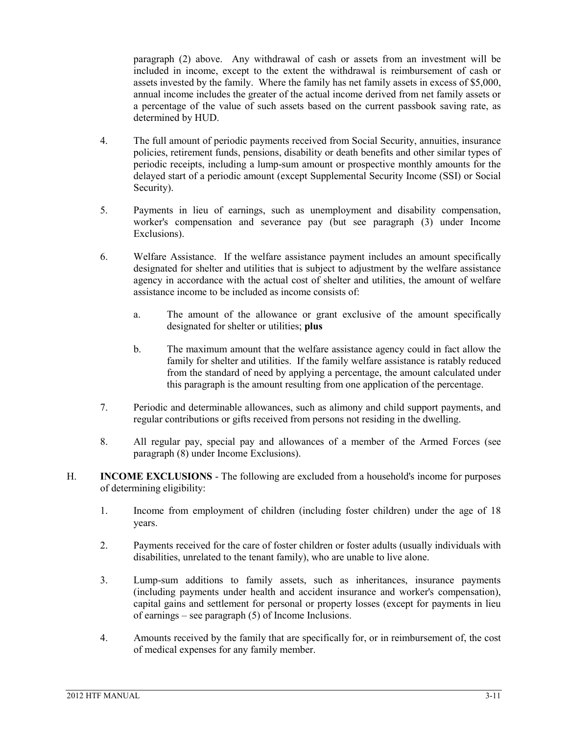paragraph (2) above. Any withdrawal of cash or assets from an investment will be included in income, except to the extent the withdrawal is reimbursement of cash or assets invested by the family. Where the family has net family assets in excess of $5,000, annual income includes the greater of the actual income derived from net family assets or a percentage of the value of such assets based on the current passbook saving rate, as determined by HUD.

4. The full amount of periodic payments received from Social Security, annuities, insurance policies, retirement funds, pensions, disability or death benefits and other similar types of periodic receipts, including a lump-sum amount or prospective monthly amounts for the delayed start of a periodic amount (except Supplemental Security Income (SSI) or Social Security).

5. Payments in lieu of earnings, such as unemployment and disability compensation, worker's compensation and severance pay (but see paragraph (3) under Income Exclusions).

6. Welfare Assistance. If the welfare assistance payment includes an amount specifically designated for shelter and utilities that is subject to adjustment by the welfare assistance agency in accordance with the actual cost of shelter and utilities, the amount of welfare assistance income to be included as income consists of:

   a. The amount of the allowance or grant exclusive of the amount specifically designated for shelter or utilities; **plus**

   b. The maximum amount that the welfare assistance agency could in fact allow the family for shelter and utilities. If the family welfare assistance is ratably reduced from the standard of need by applying a percentage, the amount calculated under this paragraph is the amount resulting from one application of the percentage.

7. Periodic and determinable allowances, such as alimony and child support payments, and regular contributions or gifts received from persons not residing in the dwelling.

8. All regular pay, special pay and allowances of a member of the Armed Forces (see paragraph (8) under Income Exclusions).

H. **INCOME EXCLUSIONS** - The following are excluded from a household's income for purposes of determining eligibility:

1. Income from employment of children (including foster children) under the age of 18 years.

2. Payments received for the care of foster children or foster adults (usually individuals with disabilities, unrelated to the tenant family), who are unable to live alone.

3. Lump-sum additions to family assets, such as inheritances, insurance payments (including payments under health and accident insurance and worker's compensation), capital gains and settlement for personal or property losses (except for payments in lieu of earnings – see paragraph (5) of Income Inclusions.

4. Amounts received by the family that are specifically for, or in reimbursement of, the cost of medical expenses for any family member.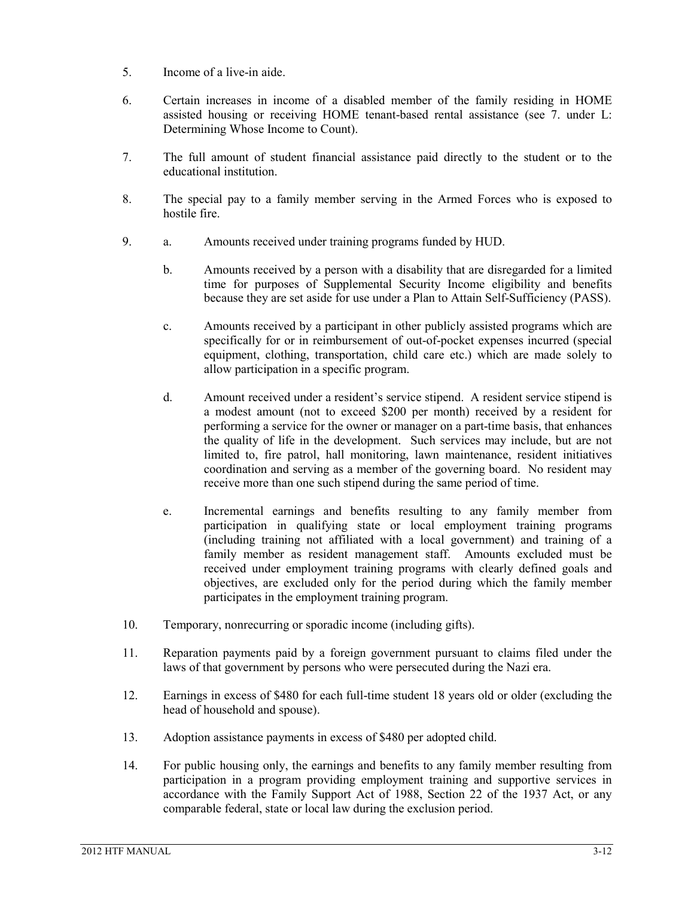5. Income of a live-in aide.

6. Certain increases in income of a disabled member of the family residing in HOME assisted housing or receiving HOME tenant-based rental assistance (see 7. under L: Determining Whose Income to Count).

7. The full amount of student financial assistance paid directly to the student or to the educational institution.

8. The special pay to a family member serving in the Armed Forces who is exposed to hostile fire.

9. a. Amounts received under training programs funded by HUD.

   b. Amounts received by a person with a disability that are disregarded for a limited time for purposes of Supplemental Security Income eligibility and benefits because they are set aside for use under a Plan to Attain Self-Sufficiency (PASS).

   c. Amounts received by a participant in other publicly assisted programs which are specifically for or in reimbursement of out-of-pocket expenses incurred (special equipment, clothing, transportation, child care etc.) which are made solely to allow participation in a specific program.

   d. Amount received under a resident's service stipend. A resident service stipend is a modest amount (not to exceed $200 per month) received by a resident for performing a service for the owner or manager on a part-time basis, that enhances the quality of life in the development. Such services may include, but are not limited to, fire patrol, hall monitoring, lawn maintenance, resident initiatives coordination and serving as a member of the governing board. No resident may receive more than one such stipend during the same period of time.

   e. Incremental earnings and benefits resulting to any family member from participation in qualifying state or local employment training programs (including training not affiliated with a local government) and training of a family member as resident management staff. Amounts excluded must be received under employment training programs with clearly defined goals and objectives, are excluded only for the period during which the family member participates in the employment training program.

10. Temporary, nonrecurring or sporadic income (including gifts).

11. Reparation payments paid by a foreign government pursuant to claims filed under the laws of that government by persons who were persecuted during the Nazi era.

12. Earnings in excess of $480 for each full-time student 18 years old or older (excluding the head of household and spouse).

13. Adoption assistance payments in excess of $480 per adopted child.

14. For public housing only, the earnings and benefits to any family member resulting from participation in a program providing employment training and supportive services in accordance with the Family Support Act of 1988, Section 22 of the 1937 Act, or any comparable federal, state or local law during the exclusion period.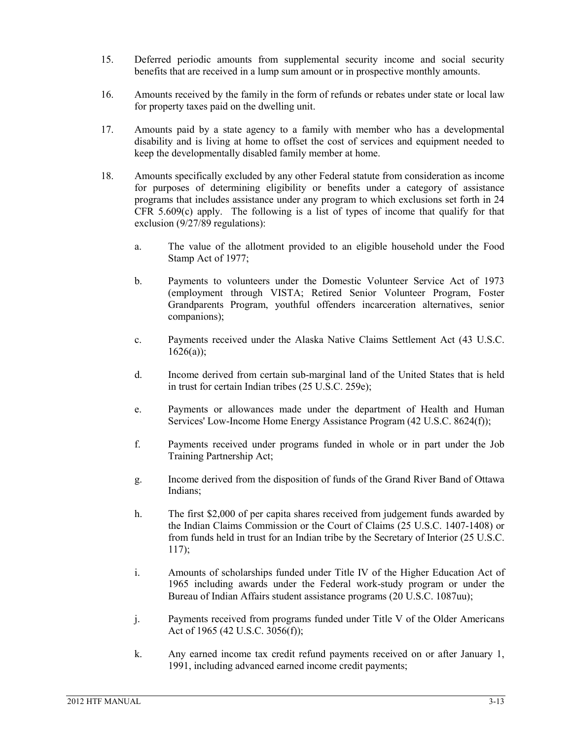15. Deferred periodic amounts from supplemental security income and social security benefits that are received in a lump sum amount or in prospective monthly amounts.

16. Amounts received by the family in the form of refunds or rebates under state or local law for property taxes paid on the dwelling unit.

17. Amounts paid by a state agency to a family with member who has a developmental disability and is living at home to offset the cost of services and equipment needed to keep the developmentally disabled family member at home.

18. Amounts specifically excluded by any other Federal statute from consideration as income for purposes of determining eligibility or benefits under a category of assistance programs that includes assistance under any program to which exclusions set forth in 24 CFR 5.609(c) apply. The following is a list of types of income that qualify for that exclusion (9/27/89 regulations):

    a. The value of the allotment provided to an eligible household under the Food Stamp Act of 1977;

    b. Payments to volunteers under the Domestic Volunteer Service Act of 1973 (employment through VISTA; Retired Senior Volunteer Program, Foster Grandparents Program, youthful offenders incarceration alternatives, senior companions);

    c. Payments received under the Alaska Native Claims Settlement Act (43 U.S.C. 1626(a));

    d. Income derived from certain sub-marginal land of the United States that is held in trust for certain Indian tribes (25 U.S.C. 259e);

    e. Payments or allowances made under the department of Health and Human Services' Low-Income Home Energy Assistance Program (42 U.S.C. 8624(f));

    f. Payments received under programs funded in whole or in part under the Job Training Partnership Act;

    g. Income derived from the disposition of funds of the Grand River Band of Ottawa Indians;

    h. The first $2,000 of per capita shares received from judgement funds awarded by the Indian Claims Commission or the Court of Claims (25 U.S.C. 1407-1408) or from funds held in trust for an Indian tribe by the Secretary of Interior (25 U.S.C. 117);

    i. Amounts of scholarships funded under Title IV of the Higher Education Act of 1965 including awards under the Federal work-study program or under the Bureau of Indian Affairs student assistance programs (20 U.S.C. 1087uu);

    j. Payments received from programs funded under Title V of the Older Americans Act of 1965 (42 U.S.C. 3056(f));

    k. Any earned income tax credit refund payments received on or after January 1, 1991, including advanced earned income credit payments;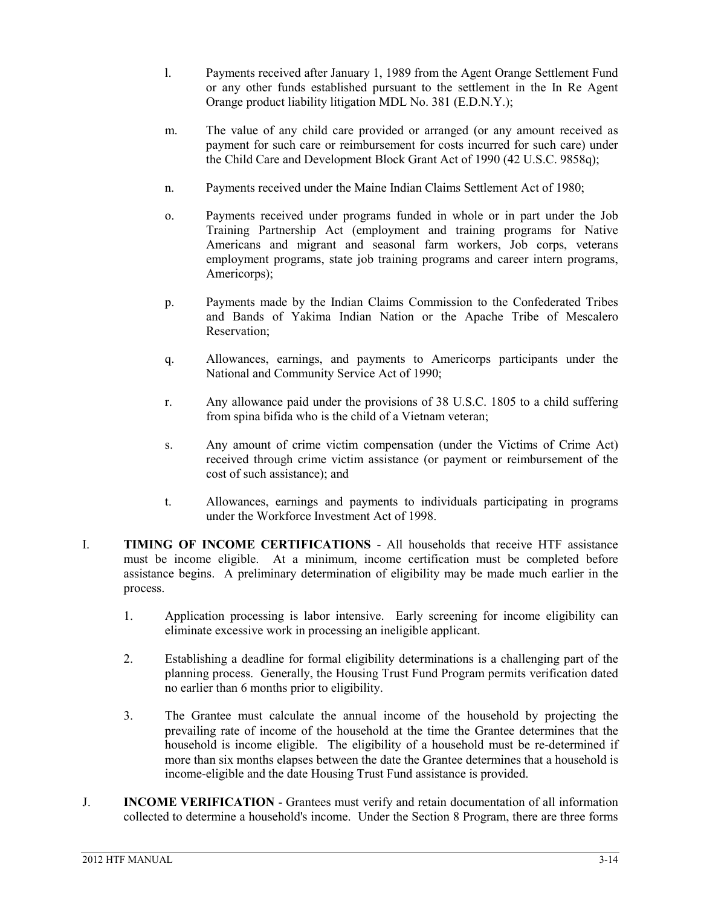l. Payments received after January 1, 1989 from the Agent Orange Settlement Fund or any other funds established pursuant to the settlement in the In Re Agent Orange product liability litigation MDL No. 381 (E.D.N.Y.);

m. The value of any child care provided or arranged (or any amount received as payment for such care or reimbursement for costs incurred for such care) under the Child Care and Development Block Grant Act of 1990 (42 U.S.C. 9858q);

n. Payments received under the Maine Indian Claims Settlement Act of 1980;

o. Payments received under programs funded in whole or in part under the Job Training Partnership Act (employment and training programs for Native Americans and migrant and seasonal farm workers, Job corps, veterans employment programs, state job training programs and career intern programs, Americorps);

p. Payments made by the Indian Claims Commission to the Confederated Tribes and Bands of Yakima Indian Nation or the Apache Tribe of Mescalero Reservation;

q. Allowances, earnings, and payments to Americorps participants under the National and Community Service Act of 1990;

r. Any allowance paid under the provisions of 38 U.S.C. 1805 to a child suffering from spina bifida who is the child of a Vietnam veteran;

s. Any amount of crime victim compensation (under the Victims of Crime Act) received through crime victim assistance (or payment or reimbursement of the cost of such assistance); and

t. Allowances, earnings and payments to individuals participating in programs under the Workforce Investment Act of 1998.

I. **TIMING OF INCOME CERTIFICATIONS** - All households that receive HTF assistance must be income eligible. At a minimum, income certification must be completed before assistance begins. A preliminary determination of eligibility may be made much earlier in the process.

1. Application processing is labor intensive. Early screening for income eligibility can eliminate excessive work in processing an ineligible applicant.

2. Establishing a deadline for formal eligibility determinations is a challenging part of the planning process. Generally, the Housing Trust Fund Program permits verification dated no earlier than 6 months prior to eligibility.

3. The Grantee must calculate the annual income of the household by projecting the prevailing rate of income of the household at the time the Grantee determines that the household is income eligible. The eligibility of a household must be re-determined if more than six months elapses between the date the Grantee determines that a household is income-eligible and the date Housing Trust Fund assistance is provided.

J. **INCOME VERIFICATION** - Grantees must verify and retain documentation of all information collected to determine a household's income. Under the Section 8 Program, there are three forms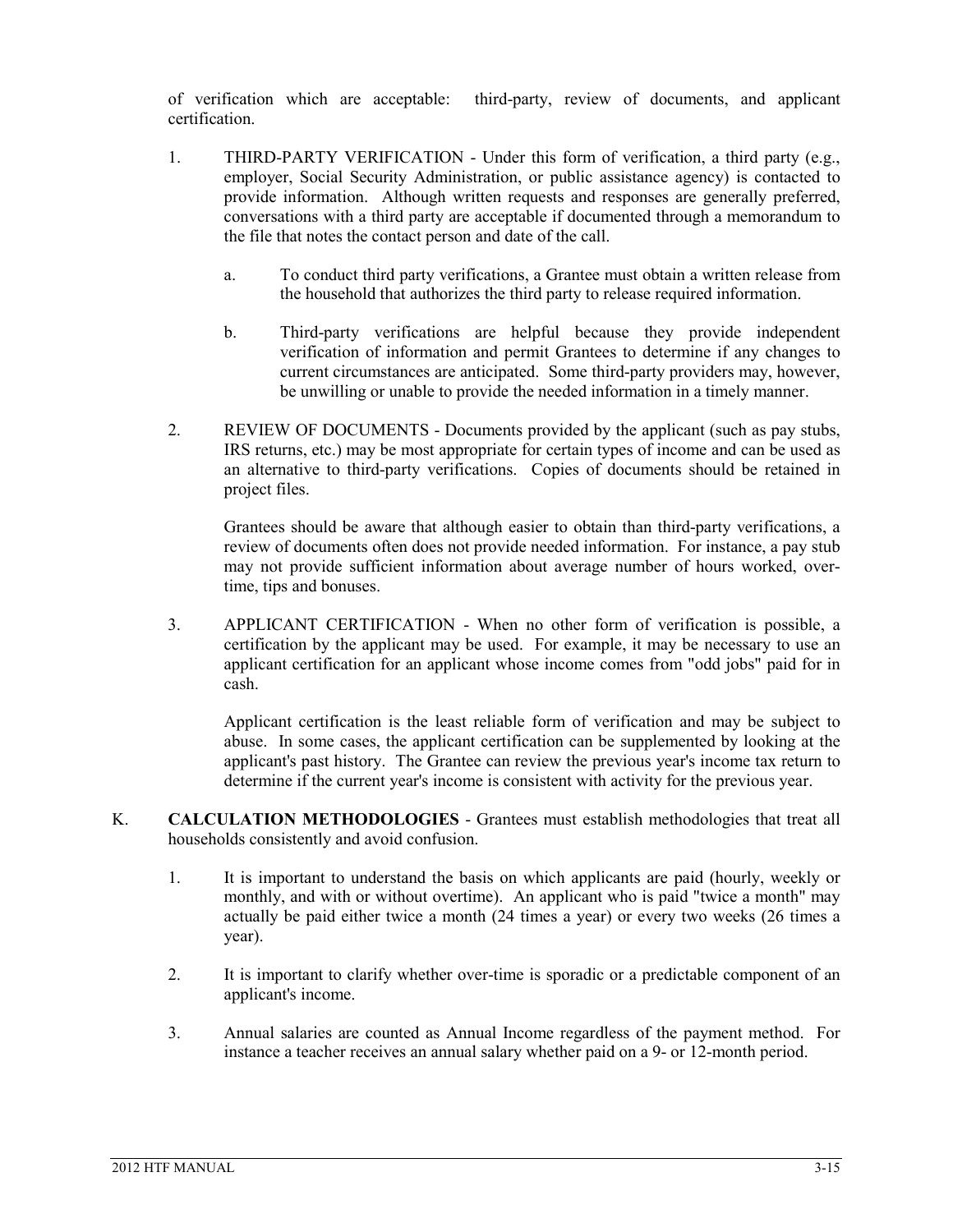of verification which are acceptable: third-party, review of documents, and applicant certification.

1. THIRD-PARTY VERIFICATION - Under this form of verification, a third party (e.g., employer, Social Security Administration, or public assistance agency) is contacted to provide information. Although written requests and responses are generally preferred, conversations with a third party are acceptable if documented through a memorandum to the file that notes the contact person and date of the call.

   a. To conduct third party verifications, a Grantee must obtain a written release from the household that authorizes the third party to release required information.

   b. Third-party verifications are helpful because they provide independent verification of information and permit Grantees to determine if any changes to current circumstances are anticipated. Some third-party providers may, however, be unwilling or unable to provide the needed information in a timely manner.

2. REVIEW OF DOCUMENTS - Documents provided by the applicant (such as pay stubs, IRS returns, etc.) may be most appropriate for certain types of income and can be used as an alternative to third-party verifications. Copies of documents should be retained in project files.

   Grantees should be aware that although easier to obtain than third-party verifications, a review of documents often does not provide needed information. For instance, a pay stub may not provide sufficient information about average number of hours worked, over-time, tips and bonuses.

3. APPLICANT CERTIFICATION - When no other form of verification is possible, a certification by the applicant may be used. For example, it may be necessary to use an applicant certification for an applicant whose income comes from "odd jobs" paid for in cash.

   Applicant certification is the least reliable form of verification and may be subject to abuse. In some cases, the applicant certification can be supplemented by looking at the applicant's past history. The Grantee can review the previous year's income tax return to determine if the current year's income is consistent with activity for the previous year.

K. **CALCULATION METHODOLOGIES** - Grantees must establish methodologies that treat all households consistently and avoid confusion.

1. It is important to understand the basis on which applicants are paid (hourly, weekly or monthly, and with or without overtime). An applicant who is paid "twice a month" may actually be paid either twice a month (24 times a year) or every two weeks (26 times a year).

2. It is important to clarify whether over-time is sporadic or a predictable component of an applicant's income.

3. Annual salaries are counted as Annual Income regardless of the payment method. For instance a teacher receives an annual salary whether paid on a 9- or 12-month period.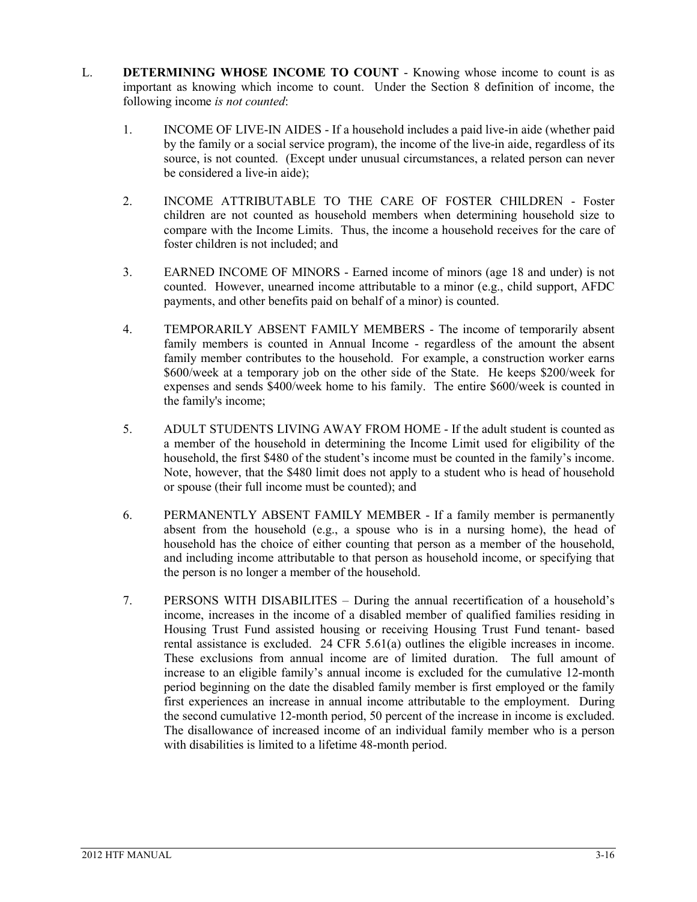L. **DETERMINING WHOSE INCOME TO COUNT** - Knowing whose income to count is as important as knowing which income to count. Under the Section 8 definition of income, the following income *is not counted*:

1. INCOME OF LIVE-IN AIDES - If a household includes a paid live-in aide (whether paid by the family or a social service program), the income of the live-in aide, regardless of its source, is not counted. (Except under unusual circumstances, a related person can never be considered a live-in aide);

2. INCOME ATTRIBUTABLE TO THE CARE OF FOSTER CHILDREN - Foster children are not counted as household members when determining household size to compare with the Income Limits. Thus, the income a household receives for the care of foster children is not included; and

3. EARNED INCOME OF MINORS - Earned income of minors (age 18 and under) is not counted. However, unearned income attributable to a minor (e.g., child support, AFDC payments, and other benefits paid on behalf of a minor) is counted.

4. TEMPORARILY ABSENT FAMILY MEMBERS - The income of temporarily absent family members is counted in Annual Income - regardless of the amount the absent family member contributes to the household. For example, a construction worker earns $600/week at a temporary job on the other side of the State. He keeps $200/week for expenses and sends $400/week home to his family. The entire $600/week is counted in the family's income;

5. ADULT STUDENTS LIVING AWAY FROM HOME - If the adult student is counted as a member of the household in determining the Income Limit used for eligibility of the household, the first $480 of the student's income must be counted in the family's income. Note, however, that the $480 limit does not apply to a student who is head of household or spouse (their full income must be counted); and

6. PERMANENTLY ABSENT FAMILY MEMBER - If a family member is permanently absent from the household (e.g., a spouse who is in a nursing home), the head of household has the choice of either counting that person as a member of the household, and including income attributable to that person as household income, or specifying that the person is no longer a member of the household.

7. PERSONS WITH DISABILITES – During the annual recertification of a household's income, increases in the income of a disabled member of qualified families residing in Housing Trust Fund assisted housing or receiving Housing Trust Fund tenant- based rental assistance is excluded. 24 CFR 5.61(a) outlines the eligible increases in income. These exclusions from annual income are of limited duration. The full amount of increase to an eligible family's annual income is excluded for the cumulative 12-month period beginning on the date the disabled family member is first employed or the family first experiences an increase in annual income attributable to the employment. During the second cumulative 12-month period, 50 percent of the increase in income is excluded. The disallowance of increased income of an individual family member who is a person with disabilities is limited to a lifetime 48-month period.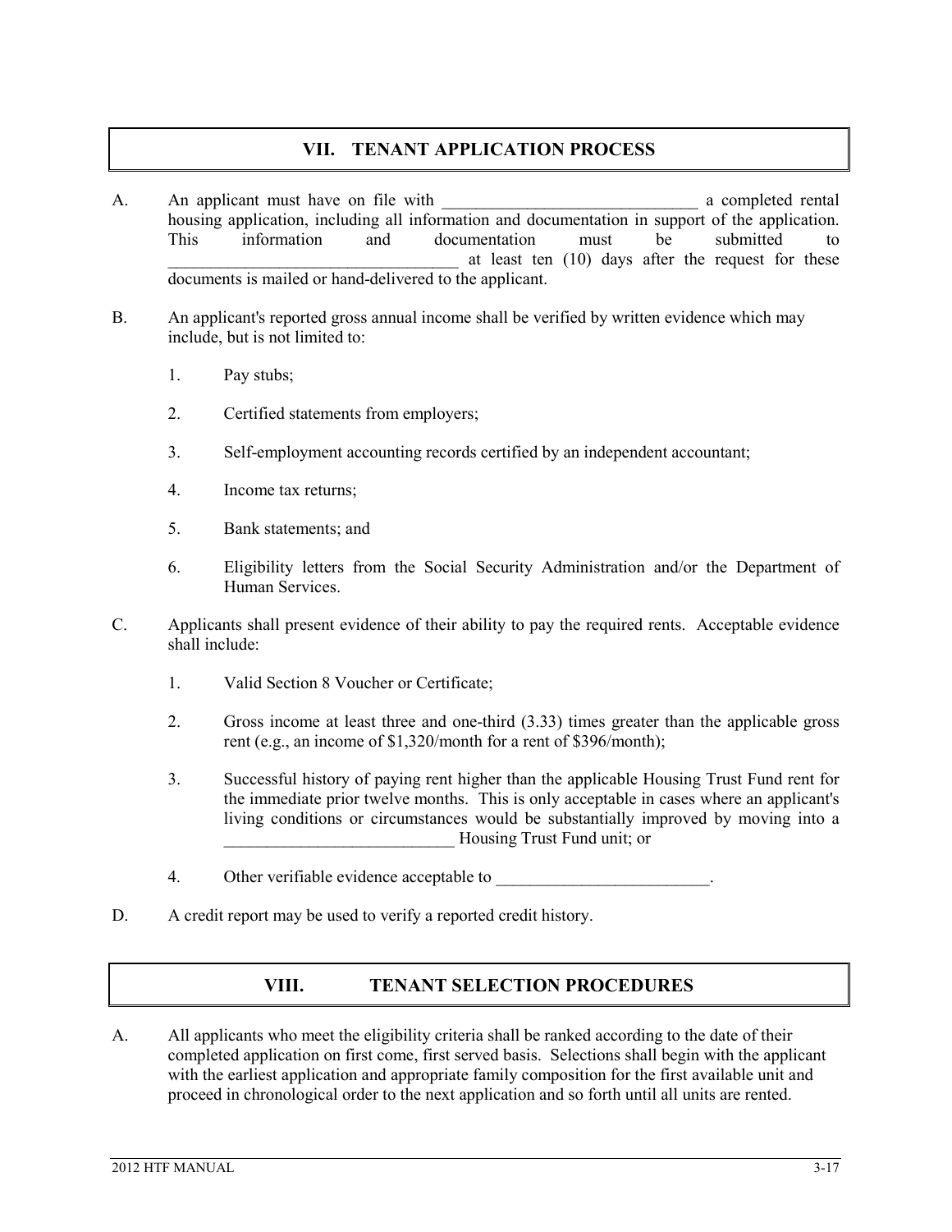## VII. TENANT APPLICATION PROCESS

A. An applicant must have on file with _______________________________ a completed rental housing application, including all information and documentation in support of the application. This information and documentation must be submitted to _________________________________ at least ten (10) days after the request for these documents is mailed or hand-delivered to the applicant.

B. An applicant's reported gross annual income shall be verified by written evidence which may include, but is not limited to:

1. Pay stubs;

2. Certified statements from employers;

3. Self-employment accounting records certified by an independent accountant;

4. Income tax returns;

5. Bank statements; and

6. Eligibility letters from the Social Security Administration and/or the Department of Human Services.

C. Applicants shall present evidence of their ability to pay the required rents. Acceptable evidence shall include:

1. Valid Section 8 Voucher or Certificate;

2. Gross income at least three and one-third (3.33) times greater than the applicable gross rent (e.g., an income of $1,320/month for a rent of $396/month);

3. Successful history of paying rent higher than the applicable Housing Trust Fund rent for the immediate prior twelve months. This is only acceptable in cases where an applicant's living conditions or circumstances would be substantially improved by moving into a ___________________________ Housing Trust Fund unit; or

4. Other verifiable evidence acceptable to _________________________.

D. A credit report may be used to verify a reported credit history.

## VIII. TENANT SELECTION PROCEDURES

A. All applicants who meet the eligibility criteria shall be ranked according to the date of their completed application on first come, first served basis. Selections shall begin with the applicant with the earliest application and appropriate family composition for the first available unit and proceed in chronological order to the next application and so forth until all units are rented.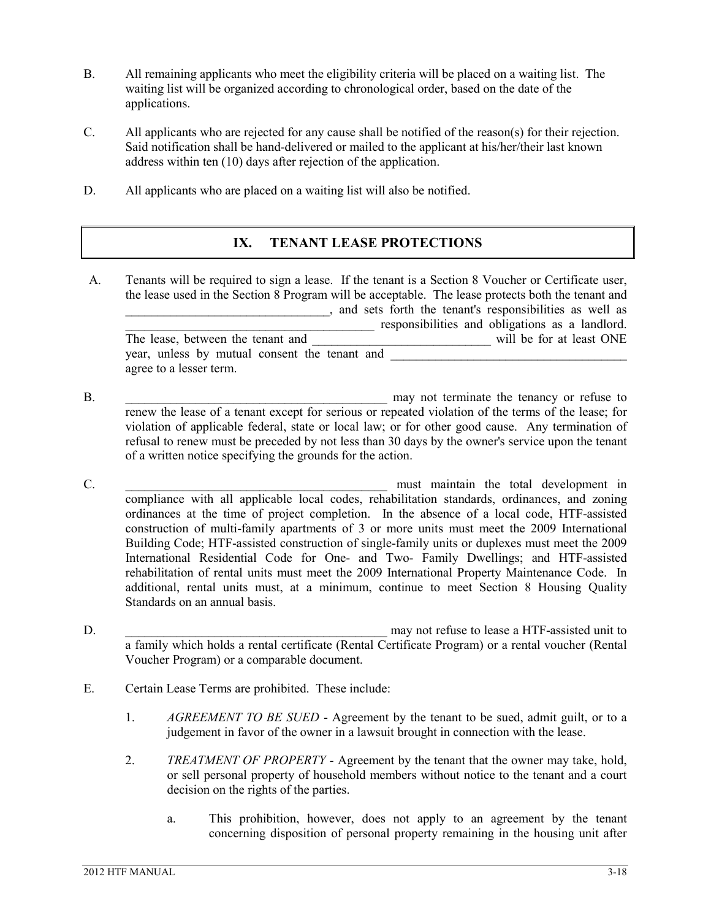B. All remaining applicants who meet the eligibility criteria will be placed on a waiting list. The waiting list will be organized according to chronological order, based on the date of the applications.

C. All applicants who are rejected for any cause shall be notified of the reason(s) for their rejection. Said notification shall be hand-delivered or mailed to the applicant at his/her/their last known address within ten (10) days after rejection of the application.

D. All applicants who are placed on a waiting list will also be notified.

## IX. TENANT LEASE PROTECTIONS

A. Tenants will be required to sign a lease. If the tenant is a Section 8 Voucher or Certificate user, the lease used in the Section 8 Program will be acceptable. The lease protects both the tenant and ________________________________, and sets forth the tenant's responsibilities as well as ______________________________________ responsibilities and obligations as a landlord. The lease, between the tenant and ____________________________ will be for at least ONE year, unless by mutual consent the tenant and ______________________________________ agree to a lesser term.

B. __________________________________________ may not terminate the tenancy or refuse to renew the lease of a tenant except for serious or repeated violation of the terms of the lease; for violation of applicable federal, state or local law; or for other good cause. Any termination of refusal to renew must be preceded by not less than 30 days by the owner's service upon the tenant of a written notice specifying the grounds for the action.

C. ___________________________________________ must maintain the total development in compliance with all applicable local codes, rehabilitation standards, ordinances, and zoning ordinances at the time of project completion. In the absence of a local code, HTF-assisted construction of multi-family apartments of 3 or more units must meet the 2009 International Building Code; HTF-assisted construction of single-family units or duplexes must meet the 2009 International Residential Code for One- and Two- Family Dwellings; and HTF-assisted rehabilitation of rental units must meet the 2009 International Property Maintenance Code. In additional, rental units must, at a minimum, continue to meet Section 8 Housing Quality Standards on an annual basis.

D. ___________________________________________ may not refuse to lease a HTF-assisted unit to a family which holds a rental certificate (Rental Certificate Program) or a rental voucher (Rental Voucher Program) or a comparable document.

E. Certain Lease Terms are prohibited. These include:

1. *AGREEMENT TO BE SUED* - Agreement by the tenant to be sued, admit guilt, or to a judgement in favor of the owner in a lawsuit brought in connection with the lease.

2. *TREATMENT OF PROPERTY* - Agreement by the tenant that the owner may take, hold, or sell personal property of household members without notice to the tenant and a court decision on the rights of the parties.

   a. This prohibition, however, does not apply to an agreement by the tenant concerning disposition of personal property remaining in the housing unit after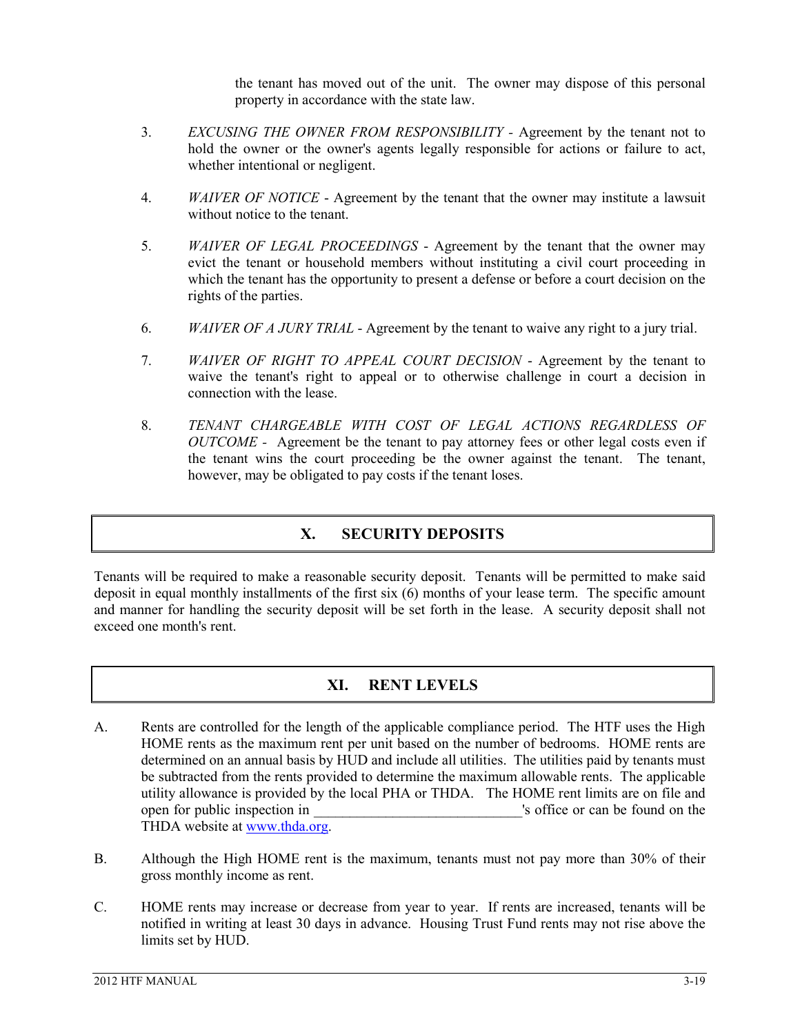the tenant has moved out of the unit. The owner may dispose of this personal property in accordance with the state law.

3. *EXCUSING THE OWNER FROM RESPONSIBILITY* - Agreement by the tenant not to hold the owner or the owner's agents legally responsible for actions or failure to act, whether intentional or negligent.

4. *WAIVER OF NOTICE* - Agreement by the tenant that the owner may institute a lawsuit without notice to the tenant.

5. *WAIVER OF LEGAL PROCEEDINGS* - Agreement by the tenant that the owner may evict the tenant or household members without instituting a civil court proceeding in which the tenant has the opportunity to present a defense or before a court decision on the rights of the parties.

6. *WAIVER OF A JURY TRIAL* - Agreement by the tenant to waive any right to a jury trial.

7. *WAIVER OF RIGHT TO APPEAL COURT DECISION* - Agreement by the tenant to waive the tenant's right to appeal or to otherwise challenge in court a decision in connection with the lease.

8. *TENANT CHARGEABLE WITH COST OF LEGAL ACTIONS REGARDLESS OF OUTCOME* - Agreement be the tenant to pay attorney fees or other legal costs even if the tenant wins the court proceeding be the owner against the tenant. The tenant, however, may be obligated to pay costs if the tenant loses.

## X. SECURITY DEPOSITS

Tenants will be required to make a reasonable security deposit. Tenants will be permitted to make said deposit in equal monthly installments of the first six (6) months of your lease term. The specific amount and manner for handling the security deposit will be set forth in the lease. A security deposit shall not exceed one month's rent.

## XI. RENT LEVELS

A. Rents are controlled for the length of the applicable compliance period. The HTF uses the High HOME rents as the maximum rent per unit based on the number of bedrooms. HOME rents are determined on an annual basis by HUD and include all utilities. The utilities paid by tenants must be subtracted from the rents provided to determine the maximum allowable rents. The applicable utility allowance is provided by the local PHA or THDA. The HOME rent limits are on file and open for public inspection in \_\_\_\_\_\_\_\_\_\_\_\_\_\_\_\_\_\_\_\_\_\_\_\_\_\_\_\_'s office or can be found on the THDA website at www.thda.org.

B. Although the High HOME rent is the maximum, tenants must not pay more than 30% of their gross monthly income as rent.

C. HOME rents may increase or decrease from year to year. If rents are increased, tenants will be notified in writing at least 30 days in advance. Housing Trust Fund rents may not rise above the limits set by HUD.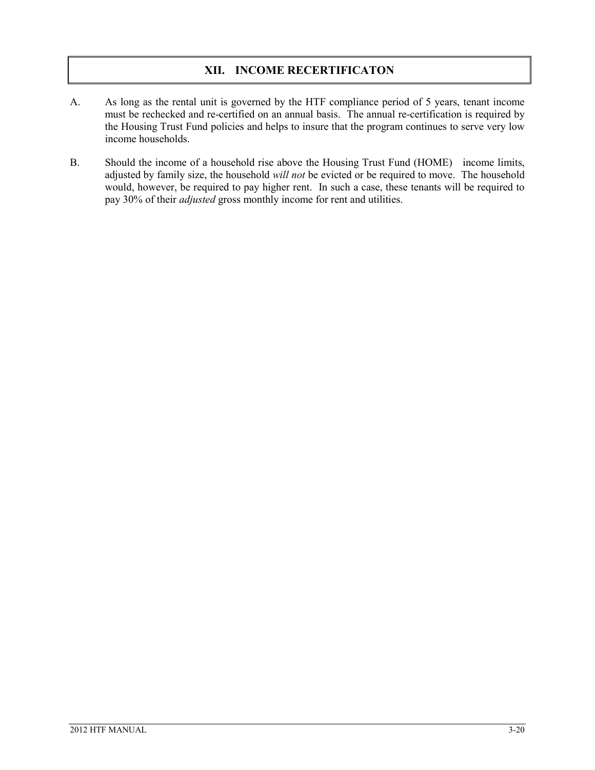## XII. INCOME RECERTIFICATON

A. As long as the rental unit is governed by the HTF compliance period of 5 years, tenant income must be rechecked and re-certified on an annual basis. The annual re-certification is required by the Housing Trust Fund policies and helps to insure that the program continues to serve very low income households.

B. Should the income of a household rise above the Housing Trust Fund (HOME) income limits, adjusted by family size, the household *will not* be evicted or be required to move. The household would, however, be required to pay higher rent. In such a case, these tenants will be required to pay 30% of their *adjusted* gross monthly income for rent and utilities.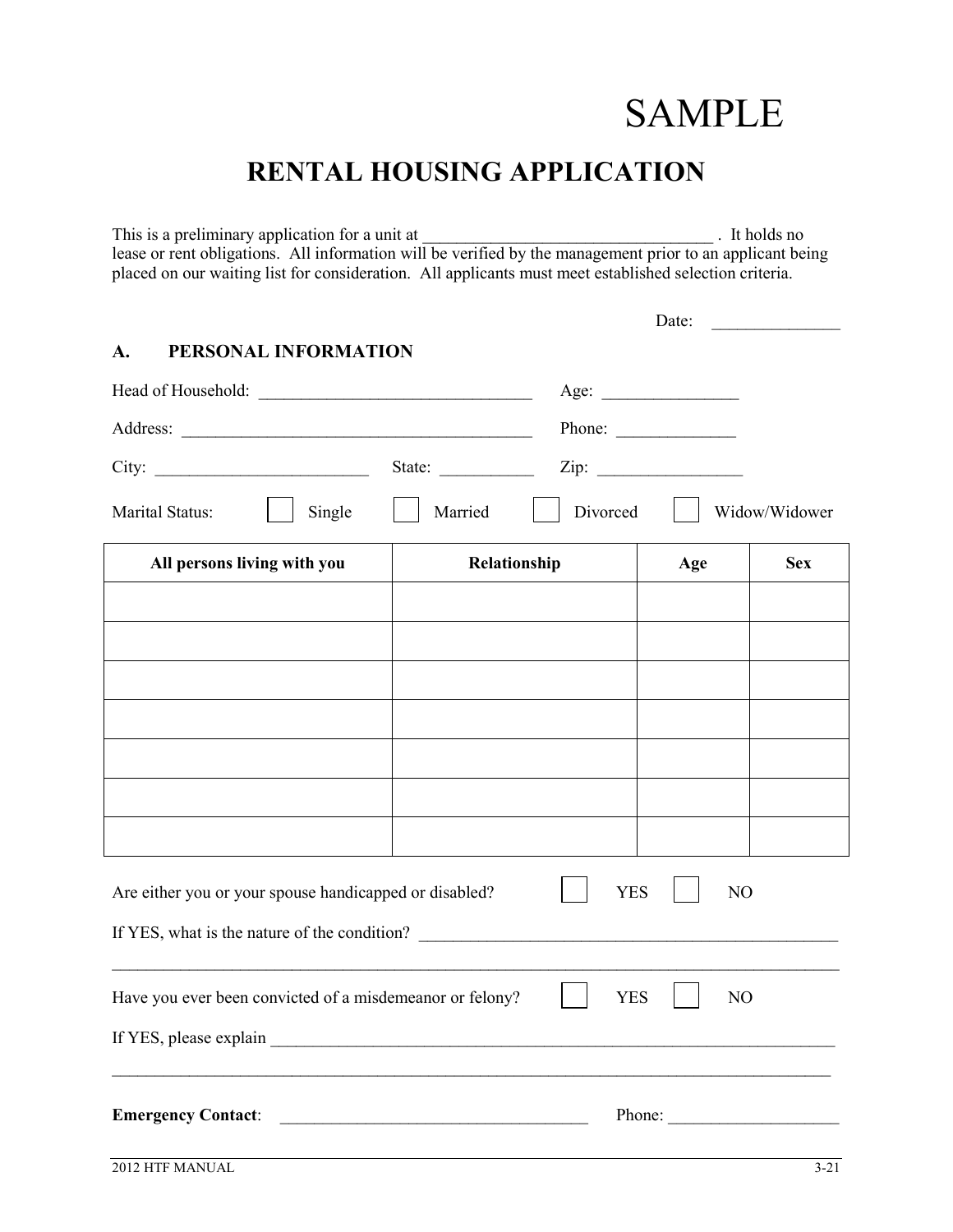SAMPLE

# RENTAL HOUSING APPLICATION

This is a preliminary application for a unit at \_\_\_\_\_\_\_\_\_\_\_\_\_\_\_\_\_\_\_\_\_\_\_\_\_\_\_\_\_\_\_\_\_\_ . It holds no lease or rent obligations. All information will be verified by the management prior to an applicant being placed on our waiting list for consideration. All applicants must meet established selection criteria.

Date: \_\_\_\_\_\_\_\_\_\_\_\_\_\_\_

## A. PERSONAL INFORMATION

Head of Household: \_\_\_\_\_\_\_\_\_\_\_\_\_\_\_\_\_\_\_\_\_\_\_\_\_\_\_\_\_\_\_\_ Age: \_\_\_\_\_\_\_\_\_\_\_\_\_\_\_\_

Address: \_\_\_\_\_\_\_\_\_\_\_\_\_\_\_\_\_\_\_\_\_\_\_\_\_\_\_\_\_\_\_\_\_\_\_\_\_\_\_\_\_ Phone: \_\_\_\_\_\_\_\_\_\_\_\_\_\_

City: \_\_\_\_\_\_\_\_\_\_\_\_\_\_\_\_\_\_\_\_\_\_\_\_\_ State: \_\_\_\_\_\_\_\_\_\_\_ Zip: \_\_\_\_\_\_\_\_\_\_\_\_\_\_\_\_\_

Marital Status: ☐ Single ☐ Married ☐ Divorced ☐ Widow/Widower

| All persons living with you | Relationship | Age | Sex |
|---|---|---|---|
| | | | |
| | | | |
| | | | |
| | | | |
| | | | |
| | | | |
| | | | |

Are either you or your spouse handicapped or disabled? ☐ YES ☐ NO

If YES, what is the nature of the condition? \_\_\_\_\_\_\_\_\_\_\_\_\_\_\_\_\_\_\_\_\_\_\_\_\_\_\_\_\_\_\_\_\_\_\_\_\_\_\_\_\_\_\_\_\_\_\_\_\_

\_\_\_\_\_\_\_\_\_\_\_\_\_\_\_\_\_\_\_\_\_\_\_\_\_\_\_\_\_\_\_\_\_\_\_\_\_\_\_\_\_\_\_\_\_\_\_\_\_\_\_\_\_\_\_\_\_\_\_\_\_\_\_\_\_\_\_\_\_\_\_\_\_\_\_\_\_\_\_\_\_\_\_\_\_\_

Have you ever been convicted of a misdemeanor or felony? ☐ YES ☐ NO

If YES, please explain \_\_\_\_\_\_\_\_\_\_\_\_\_\_\_\_\_\_\_\_\_\_\_\_\_\_\_\_\_\_\_\_\_\_\_\_\_\_\_\_\_\_\_\_\_\_\_\_\_\_\_\_\_\_\_\_\_\_\_\_\_\_\_\_\_\_\_\_

\_\_\_\_\_\_\_\_\_\_\_\_\_\_\_\_\_\_\_\_\_\_\_\_\_\_\_\_\_\_\_\_\_\_\_\_\_\_\_\_\_\_\_\_\_\_\_\_\_\_\_\_\_\_\_\_\_\_\_\_\_\_\_\_\_\_\_\_\_\_\_\_\_\_\_\_\_\_\_\_\_\_\_\_\_\_

**Emergency Contact**: \_\_\_\_\_\_\_\_\_\_\_\_\_\_\_\_\_\_\_\_\_\_\_\_\_\_\_\_\_\_\_\_\_\_\_\_\_ Phone: \_\_\_\_\_\_\_\_\_\_\_\_\_\_\_\_\_\_\_\_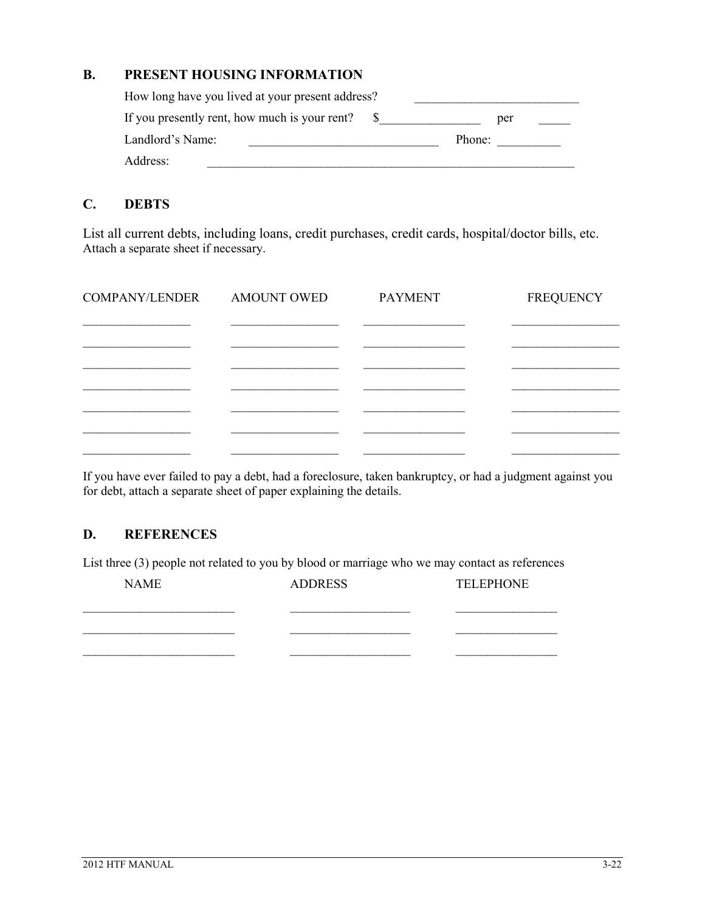## B. PRESENT HOUSING INFORMATION

How long have you lived at your present address? ___________________________

If you presently rent, how much is your rent? $________________ per _____

Landlord's Name: ______________________________ Phone: __________

Address: ____________________________________________________________

## C. DEBTS

List all current debts, including loans, credit purchases, credit cards, hospital/doctor bills, etc. Attach a separate sheet if necessary.

| COMPANY/LENDER | AMOUNT OWED | PAYMENT | FREQUENCY |
| --- | --- | --- | --- |
| _________________ | _________________ | ________________ | _________________ |
| _________________ | _________________ | ________________ | _________________ |
| _________________ | _________________ | ________________ | _________________ |
| _________________ | _________________ | ________________ | _________________ |
| _________________ | _________________ | ________________ | _________________ |
| _________________ | _________________ | ________________ | _________________ |
| _________________ | _________________ | ________________ | _________________ |

If you have ever failed to pay a debt, had a foreclosure, taken bankruptcy, or had a judgment against you for debt, attach a separate sheet of paper explaining the details.

## D. REFERENCES

List three (3) people not related to you by blood or marriage who we may contact as references

| NAME | ADDRESS | TELEPHONE |
| --- | --- | --- |
| ________________________ | ___________________ | ________________ |
| ________________________ | ___________________ | ________________ |
| ________________________ | ___________________ | ________________ |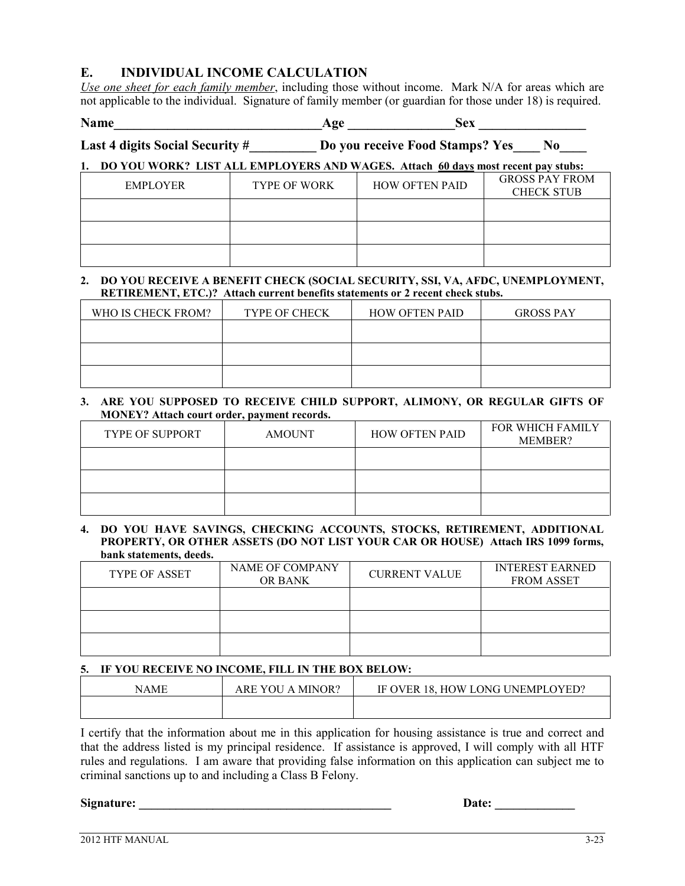## E. INDIVIDUAL INCOME CALCULATION

*Use one sheet for each family member*, including those without income. Mark N/A for areas which are not applicable to the individual. Signature of family member (or guardian for those under 18) is required.

**Name________________________________Age ________________Sex ________________**

**Last 4 digits Social Security #__________ Do you receive Food Stamps? Yes____ No____**

**1. DO YOU WORK? LIST ALL EMPLOYERS AND WAGES. Attach 60 days most recent pay stubs:**

| EMPLOYER | TYPE OF WORK | HOW OFTEN PAID | GROSS PAY FROM CHECK STUB |
|---|---|---|---|
| | | | |
| | | | |
| | | | |

**2. DO YOU RECEIVE A BENEFIT CHECK (SOCIAL SECURITY, SSI, VA, AFDC, UNEMPLOYMENT, RETIREMENT, ETC.)? Attach current benefits statements or 2 recent check stubs.**

| WHO IS CHECK FROM? | TYPE OF CHECK | HOW OFTEN PAID | GROSS PAY |
|---|---|---|---|
| | | | |
| | | | |
| | | | |

**3. ARE YOU SUPPOSED TO RECEIVE CHILD SUPPORT, ALIMONY, OR REGULAR GIFTS OF MONEY? Attach court order, payment records.**

| TYPE OF SUPPORT | AMOUNT | HOW OFTEN PAID | FOR WHICH FAMILY MEMBER? |
|---|---|---|---|
| | | | |
| | | | |
| | | | |

**4. DO YOU HAVE SAVINGS, CHECKING ACCOUNTS, STOCKS, RETIREMENT, ADDITIONAL PROPERTY, OR OTHER ASSETS (DO NOT LIST YOUR CAR OR HOUSE) Attach IRS 1099 forms, bank statements, deeds.**

| TYPE OF ASSET | NAME OF COMPANY OR BANK | CURRENT VALUE | INTEREST EARNED FROM ASSET |
|---|---|---|---|
| | | | |
| | | | |
| | | | |

**5. IF YOU RECEIVE NO INCOME, FILL IN THE BOX BELOW:**

| NAME | ARE YOU A MINOR? | IF OVER 18, HOW LONG UNEMPLOYED? |
|---|---|---|
| | | |

I certify that the information about me in this application for housing assistance is true and correct and that the address listed is my principal residence. If assistance is approved, I will comply with all HTF rules and regulations. I am aware that providing false information on this application can subject me to criminal sanctions up to and including a Class B Felony.

**Signature: __________________________________________ Date: _____________**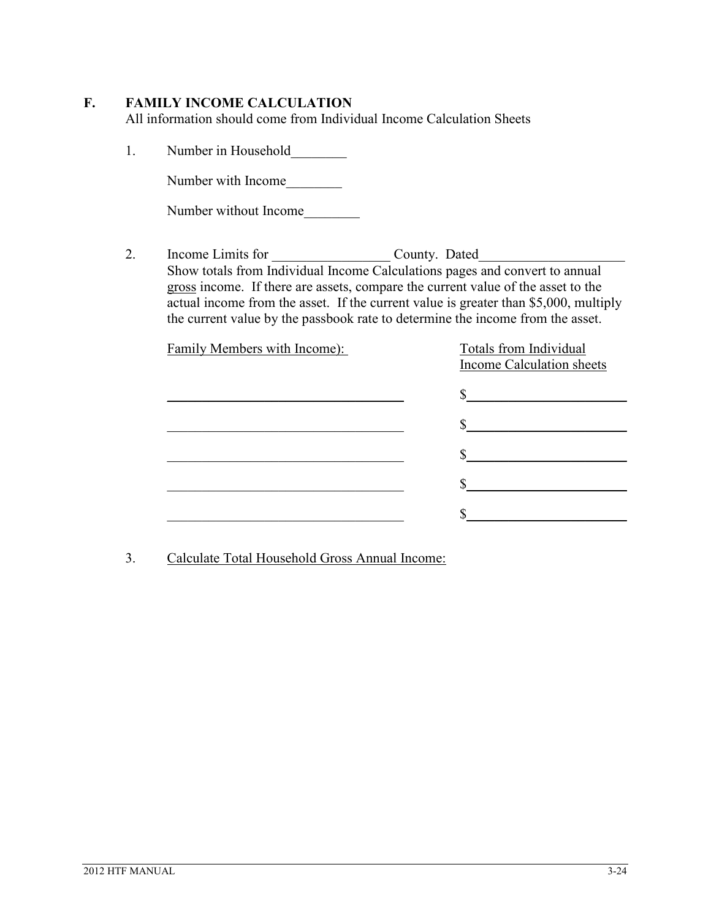## F. FAMILY INCOME CALCULATION

All information should come from Individual Income Calculation Sheets

1. Number in Household________

   Number with Income________

   Number without Income________

2. Income Limits for _________________ County. Dated_____________________

   Show totals from Individual Income Calculations pages and convert to annual gross income. If there are assets, compare the current value of the asset to the actual income from the asset. If the current value is greater than $5,000, multiply the current value by the passbook rate to determine the income from the asset.

| Family Members with Income): | Totals from Individual Income Calculation sheets |
|---|---|
| ___________________________________ | $_______________________ |
| ___________________________________ | $_______________________ |
| ___________________________________ | $_______________________ |
| ___________________________________ | $_______________________ |
| ___________________________________ | $_______________________ |

3. Calculate Total Household Gross Annual Income: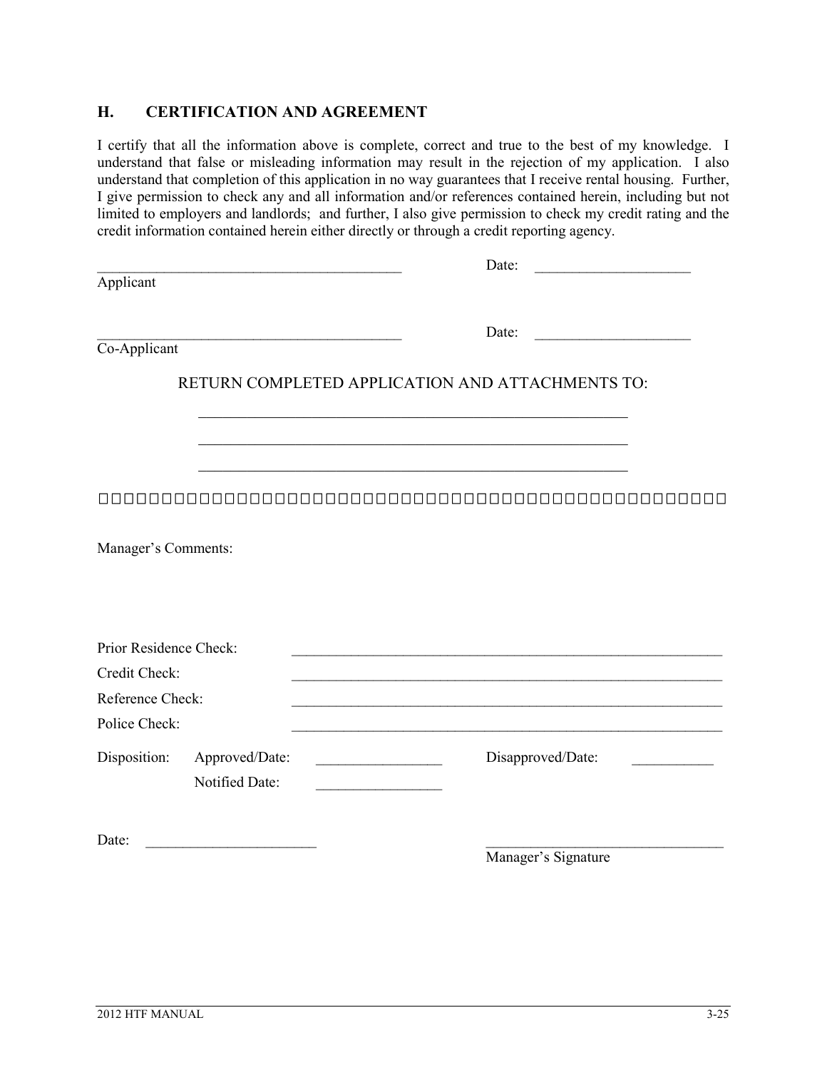## H. CERTIFICATION AND AGREEMENT

I certify that all the information above is complete, correct and true to the best of my knowledge. I understand that false or misleading information may result in the rejection of my application. I also understand that completion of this application in no way guarantees that I receive rental housing. Further, I give permission to check any and all information and/or references contained herein, including but not limited to employers and landlords; and further, I also give permission to check my credit rating and the credit information contained herein either directly or through a credit reporting agency.

___________________________________________ Date: ______________________
Applicant

___________________________________________ Date: ______________________
Co-Applicant

RETURN COMPLETED APPLICATION AND ATTACHMENTS TO:

____________________________________________________________

____________________________________________________________

____________________________________________________________

□□□□□□□□□□□□□□□□□□□□□□□□□□□□□□□□□□□□□□□□□□□□□□□□□□□□□□□□□□□□□□□□□□□□□□□□□□□□□□□□□□□□□□□□□□□□

Manager's Comments:

Prior Residence Check: ____________________________________________________________

Credit Check: ____________________________________________________________

Reference Check: ____________________________________________________________

Police Check: ____________________________________________________________

Disposition: Approved/Date: _________________ Disapproved/Date: ___________

Notified Date: _________________

Date: _______________________ _________________________________
Manager's Signature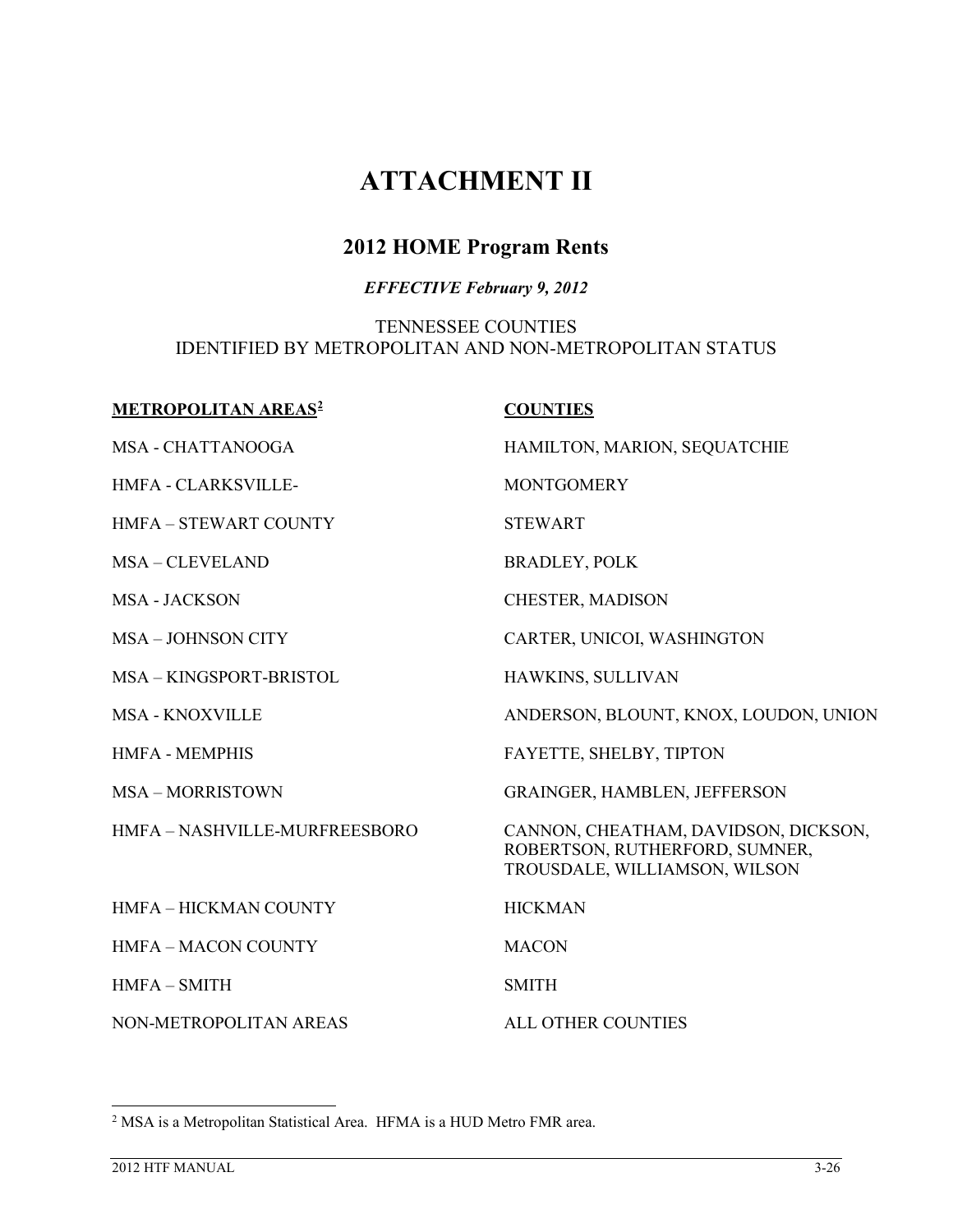# ATTACHMENT II

## 2012 HOME Program Rents

***EFFECTIVE February 9, 2012***

TENNESSEE COUNTIES
IDENTIFIED BY METROPOLITAN AND NON-METROPOLITAN STATUS

| **METROPOLITAN AREAS**[2] | **COUNTIES** |
| --- | --- |
| MSA - CHATTANOOGA | HAMILTON, MARION, SEQUATCHIE |
| HMFA - CLARKSVILLE- | MONTGOMERY |
| HMFA – STEWART COUNTY | STEWART |
| MSA – CLEVELAND | BRADLEY, POLK |
| MSA - JACKSON | CHESTER, MADISON |
| MSA – JOHNSON CITY | CARTER, UNICOI, WASHINGTON |
| MSA – KINGSPORT-BRISTOL | HAWKINS, SULLIVAN |
| MSA - KNOXVILLE | ANDERSON, BLOUNT, KNOX, LOUDON, UNION |
| HMFA - MEMPHIS | FAYETTE, SHELBY, TIPTON |
| MSA – MORRISTOWN | GRAINGER, HAMBLEN, JEFFERSON |
| HMFA – NASHVILLE-MURFREESBORO | CANNON, CHEATHAM, DAVIDSON, DICKSON, ROBERTSON, RUTHERFORD, SUMNER, TROUSDALE, WILLIAMSON, WILSON |
| HMFA – HICKMAN COUNTY | HICKMAN |
| HMFA – MACON COUNTY | MACON |
| HMFA – SMITH | SMITH |
| NON-METROPOLITAN AREAS | ALL OTHER COUNTIES |

[2] MSA is a Metropolitan Statistical Area. HFMA is a HUD Metro FMR area.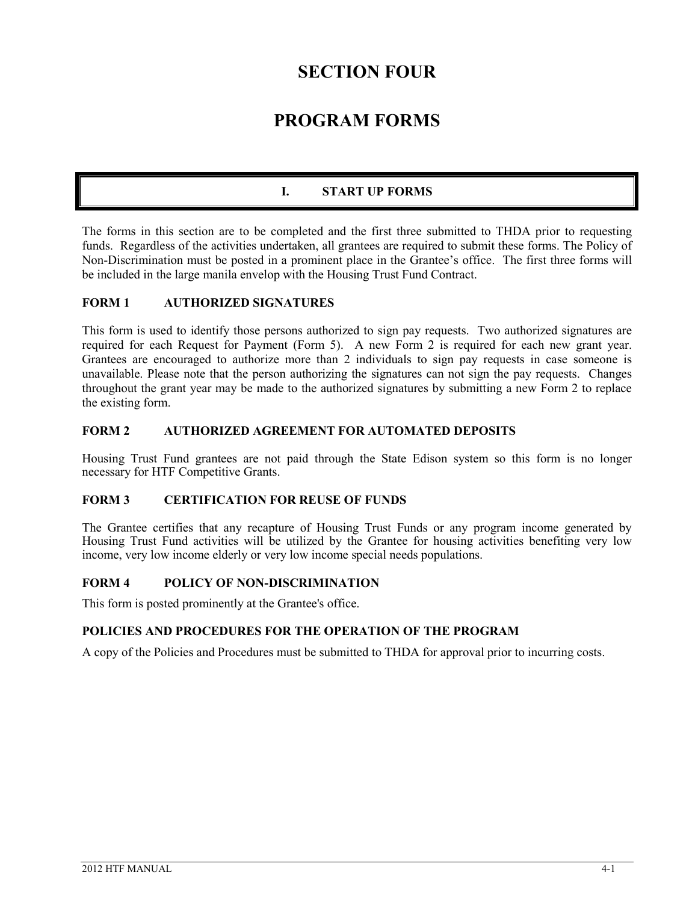# SECTION FOUR

# PROGRAM FORMS

## I. START UP FORMS

The forms in this section are to be completed and the first three submitted to THDA prior to requesting funds. Regardless of the activities undertaken, all grantees are required to submit these forms. The Policy of Non-Discrimination must be posted in a prominent place in the Grantee's office. The first three forms will be included in the large manila envelop with the Housing Trust Fund Contract.

### FORM 1 AUTHORIZED SIGNATURES

This form is used to identify those persons authorized to sign pay requests. Two authorized signatures are required for each Request for Payment (Form 5). A new Form 2 is required for each new grant year. Grantees are encouraged to authorize more than 2 individuals to sign pay requests in case someone is unavailable. Please note that the person authorizing the signatures can not sign the pay requests. Changes throughout the grant year may be made to the authorized signatures by submitting a new Form 2 to replace the existing form.

### FORM 2 AUTHORIZED AGREEMENT FOR AUTOMATED DEPOSITS

Housing Trust Fund grantees are not paid through the State Edison system so this form is no longer necessary for HTF Competitive Grants.

### FORM 3 CERTIFICATION FOR REUSE OF FUNDS

The Grantee certifies that any recapture of Housing Trust Funds or any program income generated by Housing Trust Fund activities will be utilized by the Grantee for housing activities benefiting very low income, very low income elderly or very low income special needs populations.

### FORM 4 POLICY OF NON-DISCRIMINATION

This form is posted prominently at the Grantee's office.

### POLICIES AND PROCEDURES FOR THE OPERATION OF THE PROGRAM

A copy of the Policies and Procedures must be submitted to THDA for approval prior to incurring costs.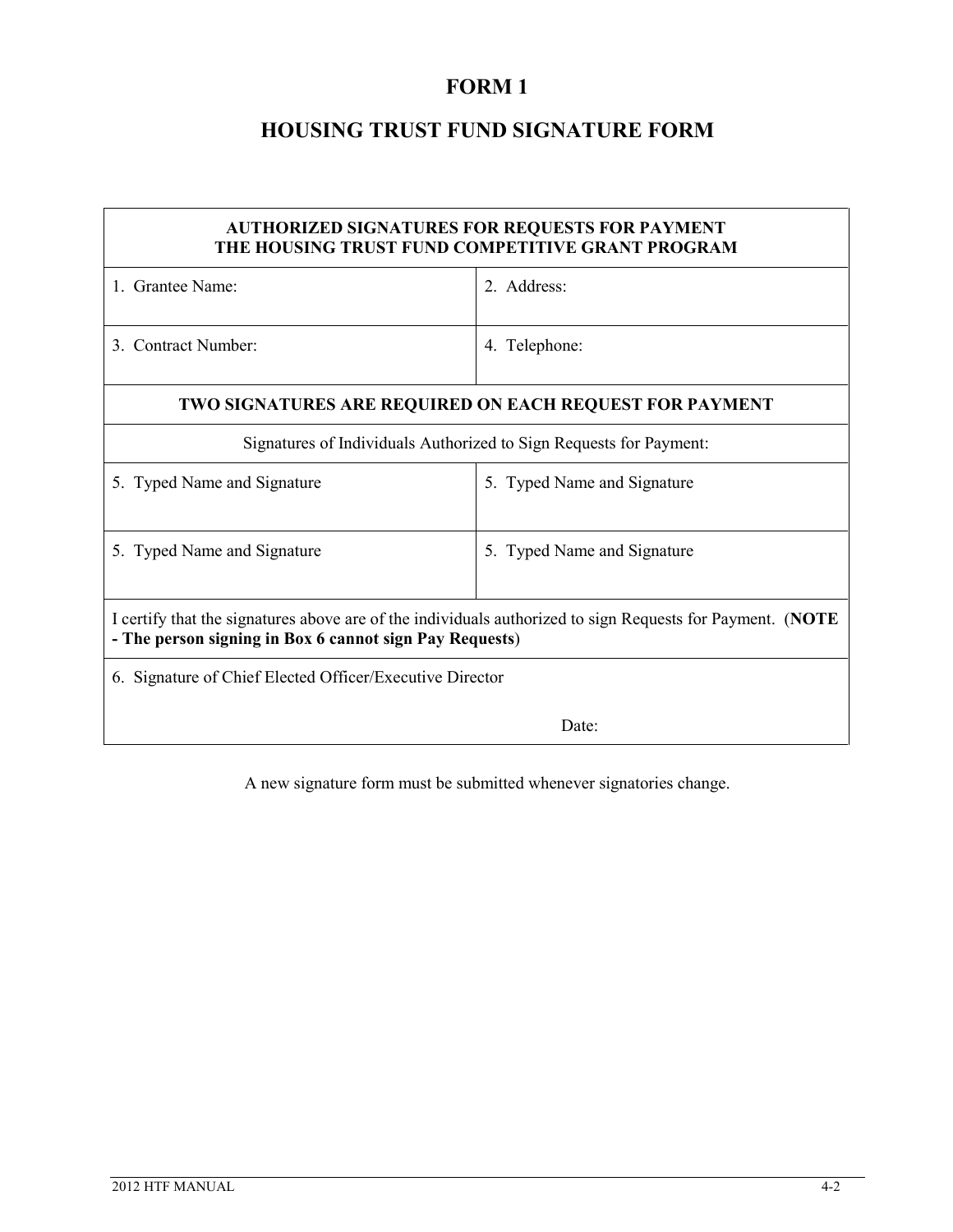# FORM 1

# HOUSING TRUST FUND SIGNATURE FORM

| **AUTHORIZED SIGNATURES FOR REQUESTS FOR PAYMENT THE HOUSING TRUST FUND COMPETITIVE GRANT PROGRAM** | |
|---|---|
| 1. Grantee Name: | 2. Address: |
| 3. Contract Number: | 4. Telephone: |
| **TWO SIGNATURES ARE REQUIRED ON EACH REQUEST FOR PAYMENT** | |
| Signatures of Individuals Authorized to Sign Requests for Payment: | |
| 5. Typed Name and Signature | 5. Typed Name and Signature |
| 5. Typed Name and Signature | 5. Typed Name and Signature |
| I certify that the signatures above are of the individuals authorized to sign Requests for Payment. (**NOTE - The person signing in Box 6 cannot sign Pay Requests**) | |
| 6. Signature of Chief Elected Officer/Executive Director | Date: |

A new signature form must be submitted whenever signatories change.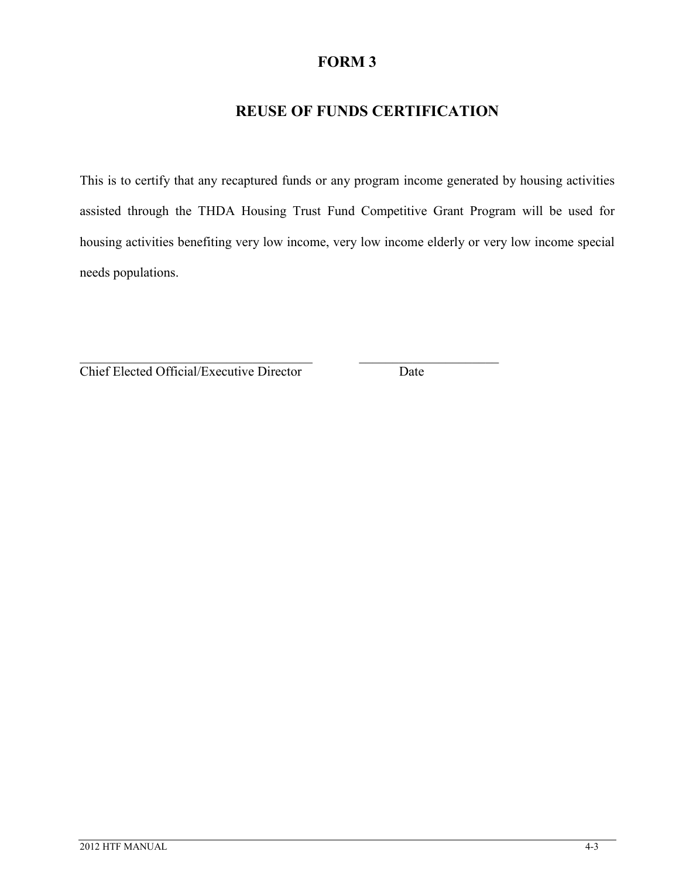# FORM 3

## REUSE OF FUNDS CERTIFICATION

This is to certify that any recaptured funds or any program income generated by housing activities assisted through the THDA Housing Trust Fund Competitive Grant Program will be used for housing activities benefiting very low income, very low income elderly or very low income special needs populations.

\_\_\_\_\_\_\_\_\_\_\_\_\_\_\_\_\_\_\_\_\_\_\_\_\_\_\_\_\_\_\_\_\_\_\_\_ \_\_\_\_\_\_\_\_\_\_\_\_\_\_\_\_\_\_\_\_\_\_
Chief Elected Official/Executive Director Date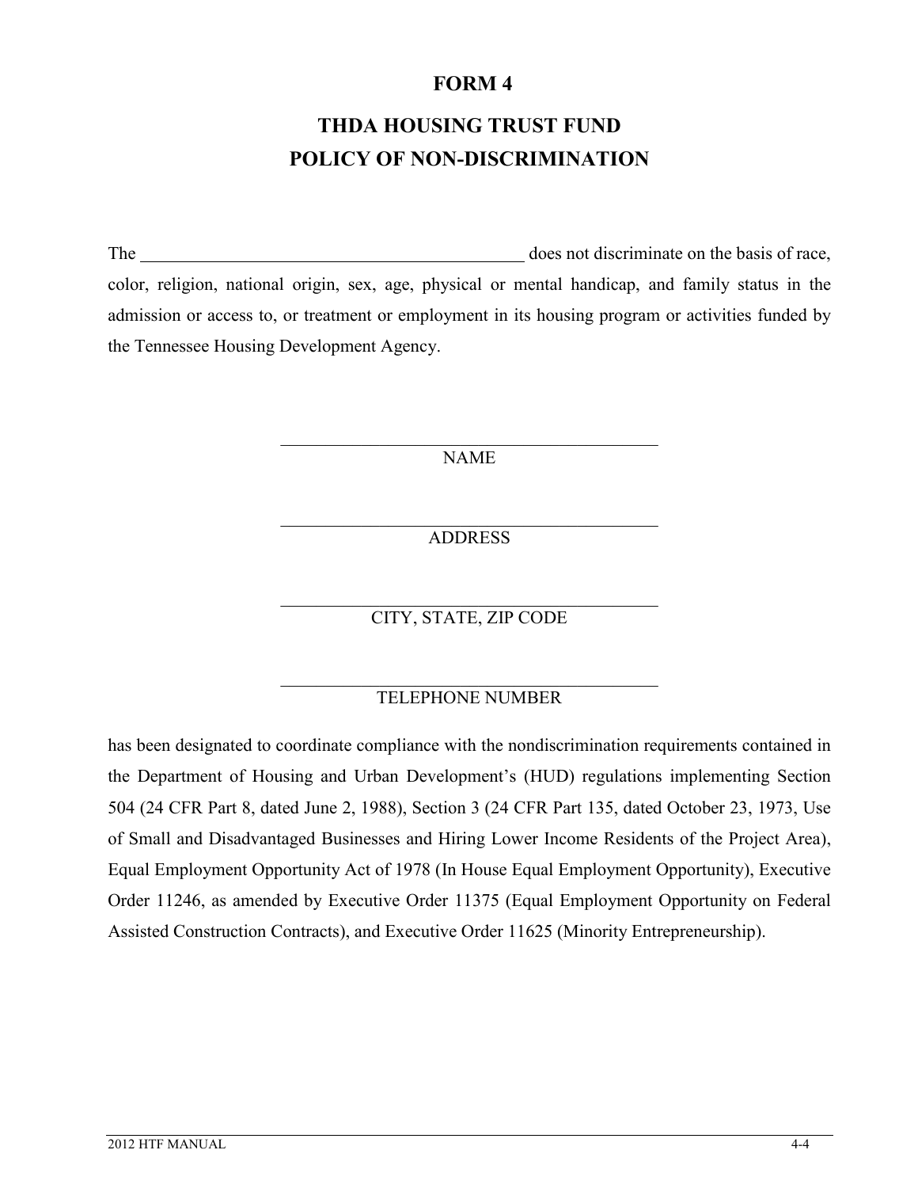# FORM 4

## THDA HOUSING TRUST FUND
## POLICY OF NON-DISCRIMINATION

The ____________________________________________ does not discriminate on the basis of race, color, religion, national origin, sex, age, physical or mental handicap, and family status in the admission or access to, or treatment or employment in its housing program or activities funded by the Tennessee Housing Development Agency.

____________________________________________
NAME

____________________________________________
ADDRESS

____________________________________________
CITY, STATE, ZIP CODE

____________________________________________
TELEPHONE NUMBER

has been designated to coordinate compliance with the nondiscrimination requirements contained in the Department of Housing and Urban Development's (HUD) regulations implementing Section 504 (24 CFR Part 8, dated June 2, 1988), Section 3 (24 CFR Part 135, dated October 23, 1973, Use of Small and Disadvantaged Businesses and Hiring Lower Income Residents of the Project Area), Equal Employment Opportunity Act of 1978 (In House Equal Employment Opportunity), Executive Order 11246, as amended by Executive Order 11375 (Equal Employment Opportunity on Federal Assisted Construction Contracts), and Executive Order 11625 (Minority Entrepreneurship).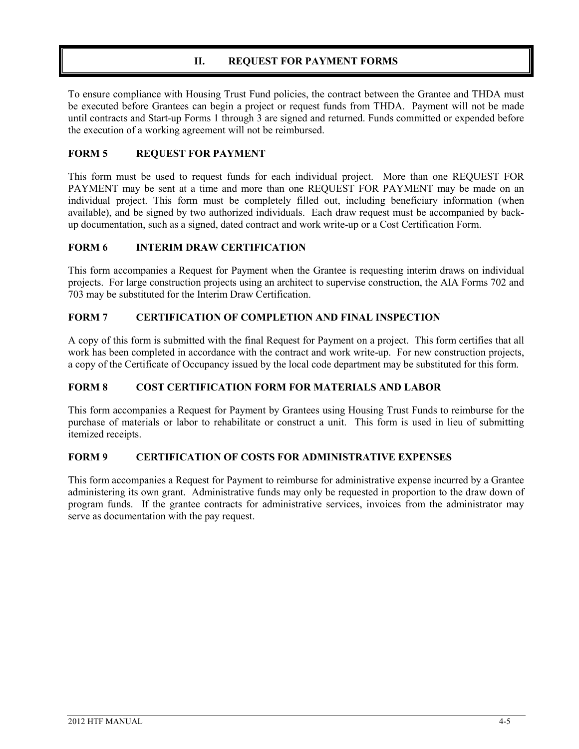## II. REQUEST FOR PAYMENT FORMS

To ensure compliance with Housing Trust Fund policies, the contract between the Grantee and THDA must be executed before Grantees can begin a project or request funds from THDA. Payment will not be made until contracts and Start-up Forms 1 through 3 are signed and returned. Funds committed or expended before the execution of a working agreement will not be reimbursed.

### FORM 5 REQUEST FOR PAYMENT

This form must be used to request funds for each individual project. More than one REQUEST FOR PAYMENT may be sent at a time and more than one REQUEST FOR PAYMENT may be made on an individual project. This form must be completely filled out, including beneficiary information (when available), and be signed by two authorized individuals. Each draw request must be accompanied by back-up documentation, such as a signed, dated contract and work write-up or a Cost Certification Form.

### FORM 6 INTERIM DRAW CERTIFICATION

This form accompanies a Request for Payment when the Grantee is requesting interim draws on individual projects. For large construction projects using an architect to supervise construction, the AIA Forms 702 and 703 may be substituted for the Interim Draw Certification.

### FORM 7 CERTIFICATION OF COMPLETION AND FINAL INSPECTION

A copy of this form is submitted with the final Request for Payment on a project. This form certifies that all work has been completed in accordance with the contract and work write-up. For new construction projects, a copy of the Certificate of Occupancy issued by the local code department may be substituted for this form.

### FORM 8 COST CERTIFICATION FORM FOR MATERIALS AND LABOR

This form accompanies a Request for Payment by Grantees using Housing Trust Funds to reimburse for the purchase of materials or labor to rehabilitate or construct a unit. This form is used in lieu of submitting itemized receipts.

### FORM 9 CERTIFICATION OF COSTS FOR ADMINISTRATIVE EXPENSES

This form accompanies a Request for Payment to reimburse for administrative expense incurred by a Grantee administering its own grant. Administrative funds may only be requested in proportion to the draw down of program funds. If the grantee contracts for administrative services, invoices from the administrator may serve as documentation with the pay request.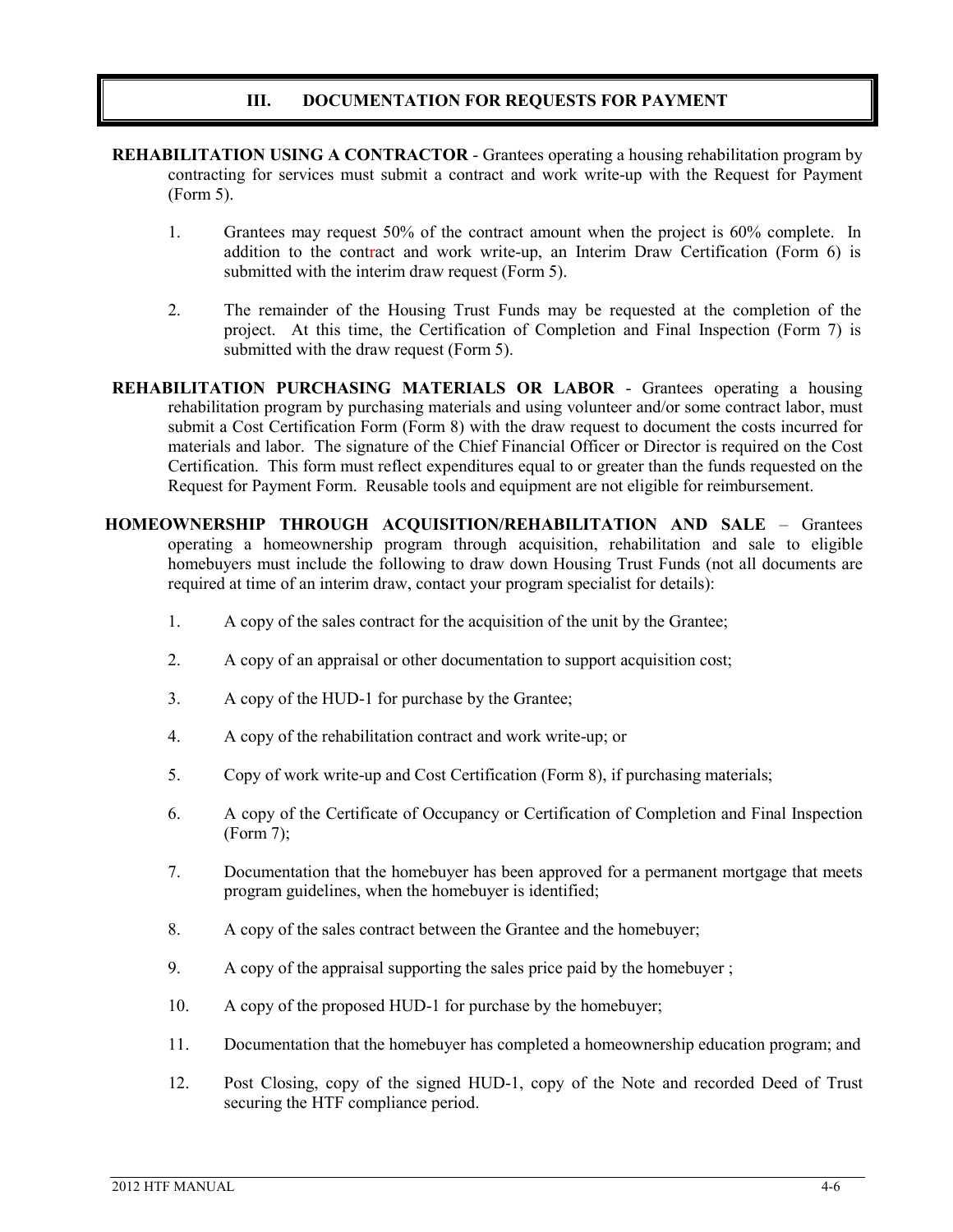## III. DOCUMENTATION FOR REQUESTS FOR PAYMENT

**REHABILITATION USING A CONTRACTOR** - Grantees operating a housing rehabilitation program by contracting for services must submit a contract and work write-up with the Request for Payment (Form 5).

1. Grantees may request 50% of the contract amount when the project is 60% complete. In addition to the contract and work write-up, an Interim Draw Certification (Form 6) is submitted with the interim draw request (Form 5).

2. The remainder of the Housing Trust Funds may be requested at the completion of the project. At this time, the Certification of Completion and Final Inspection (Form 7) is submitted with the draw request (Form 5).

**REHABILITATION PURCHASING MATERIALS OR LABOR** - Grantees operating a housing rehabilitation program by purchasing materials and using volunteer and/or some contract labor, must submit a Cost Certification Form (Form 8) with the draw request to document the costs incurred for materials and labor. The signature of the Chief Financial Officer or Director is required on the Cost Certification. This form must reflect expenditures equal to or greater than the funds requested on the Request for Payment Form. Reusable tools and equipment are not eligible for reimbursement.

**HOMEOWNERSHIP THROUGH ACQUISITION/REHABILITATION AND SALE** – Grantees operating a homeownership program through acquisition, rehabilitation and sale to eligible homebuyers must include the following to draw down Housing Trust Funds (not all documents are required at time of an interim draw, contact your program specialist for details):

1. A copy of the sales contract for the acquisition of the unit by the Grantee;

2. A copy of an appraisal or other documentation to support acquisition cost;

3. A copy of the HUD-1 for purchase by the Grantee;

4. A copy of the rehabilitation contract and work write-up; or

5. Copy of work write-up and Cost Certification (Form 8), if purchasing materials;

6. A copy of the Certificate of Occupancy or Certification of Completion and Final Inspection (Form 7);

7. Documentation that the homebuyer has been approved for a permanent mortgage that meets program guidelines, when the homebuyer is identified;

8. A copy of the sales contract between the Grantee and the homebuyer;

9. A copy of the appraisal supporting the sales price paid by the homebuyer ;

10. A copy of the proposed HUD-1 for purchase by the homebuyer;

11. Documentation that the homebuyer has completed a homeownership education program; and

12. Post Closing, copy of the signed HUD-1, copy of the Note and recorded Deed of Trust securing the HTF compliance period.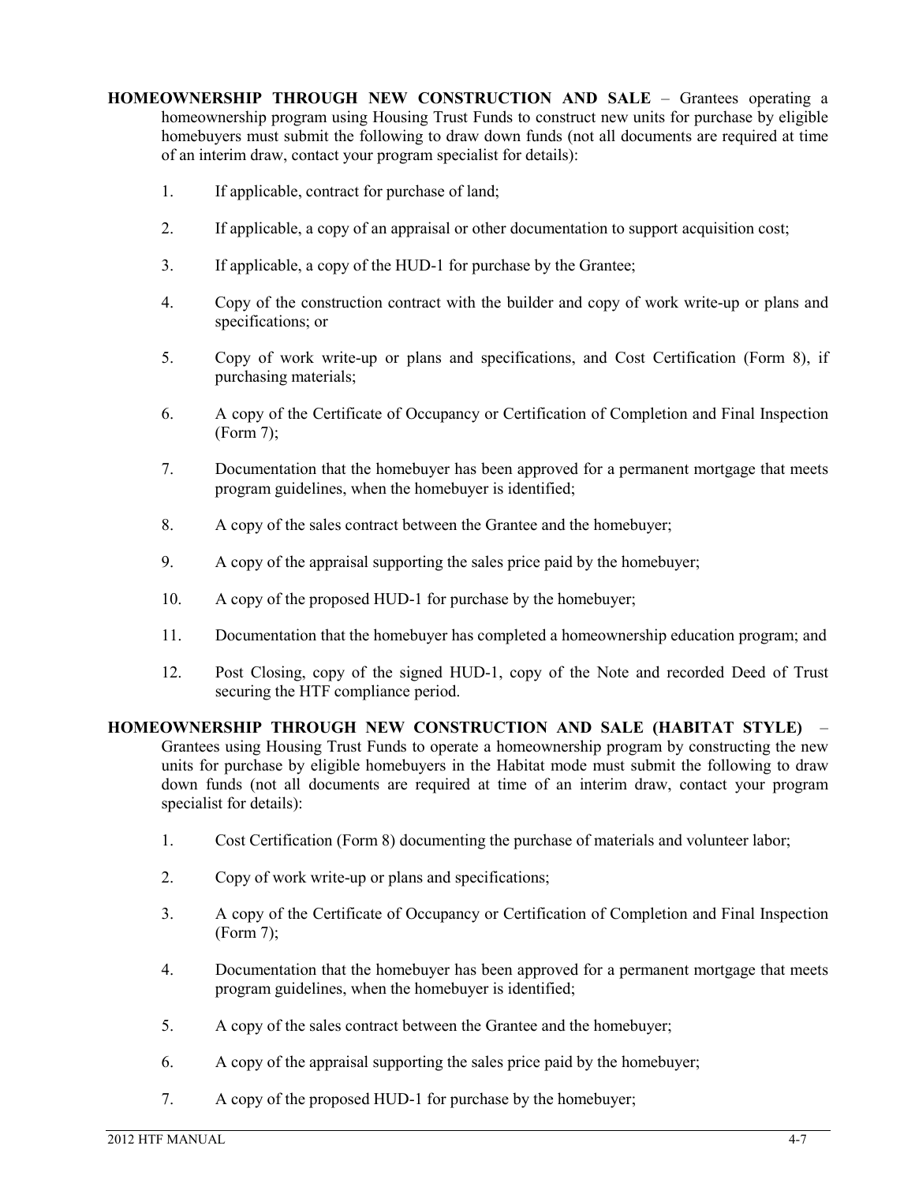**HOMEOWNERSHIP THROUGH NEW CONSTRUCTION AND SALE** – Grantees operating a homeownership program using Housing Trust Funds to construct new units for purchase by eligible homebuyers must submit the following to draw down funds (not all documents are required at time of an interim draw, contact your program specialist for details):

1. If applicable, contract for purchase of land;
2. If applicable, a copy of an appraisal or other documentation to support acquisition cost;
3. If applicable, a copy of the HUD-1 for purchase by the Grantee;
4. Copy of the construction contract with the builder and copy of work write-up or plans and specifications; or
5. Copy of work write-up or plans and specifications, and Cost Certification (Form 8), if purchasing materials;
6. A copy of the Certificate of Occupancy or Certification of Completion and Final Inspection (Form 7);
7. Documentation that the homebuyer has been approved for a permanent mortgage that meets program guidelines, when the homebuyer is identified;
8. A copy of the sales contract between the Grantee and the homebuyer;
9. A copy of the appraisal supporting the sales price paid by the homebuyer;
10. A copy of the proposed HUD-1 for purchase by the homebuyer;
11. Documentation that the homebuyer has completed a homeownership education program; and
12. Post Closing, copy of the signed HUD-1, copy of the Note and recorded Deed of Trust securing the HTF compliance period.

**HOMEOWNERSHIP THROUGH NEW CONSTRUCTION AND SALE (HABITAT STYLE)** – Grantees using Housing Trust Funds to operate a homeownership program by constructing the new units for purchase by eligible homebuyers in the Habitat mode must submit the following to draw down funds (not all documents are required at time of an interim draw, contact your program specialist for details):

1. Cost Certification (Form 8) documenting the purchase of materials and volunteer labor;
2. Copy of work write-up or plans and specifications;
3. A copy of the Certificate of Occupancy or Certification of Completion and Final Inspection (Form 7);
4. Documentation that the homebuyer has been approved for a permanent mortgage that meets program guidelines, when the homebuyer is identified;
5. A copy of the sales contract between the Grantee and the homebuyer;
6. A copy of the appraisal supporting the sales price paid by the homebuyer;
7. A copy of the proposed HUD-1 for purchase by the homebuyer;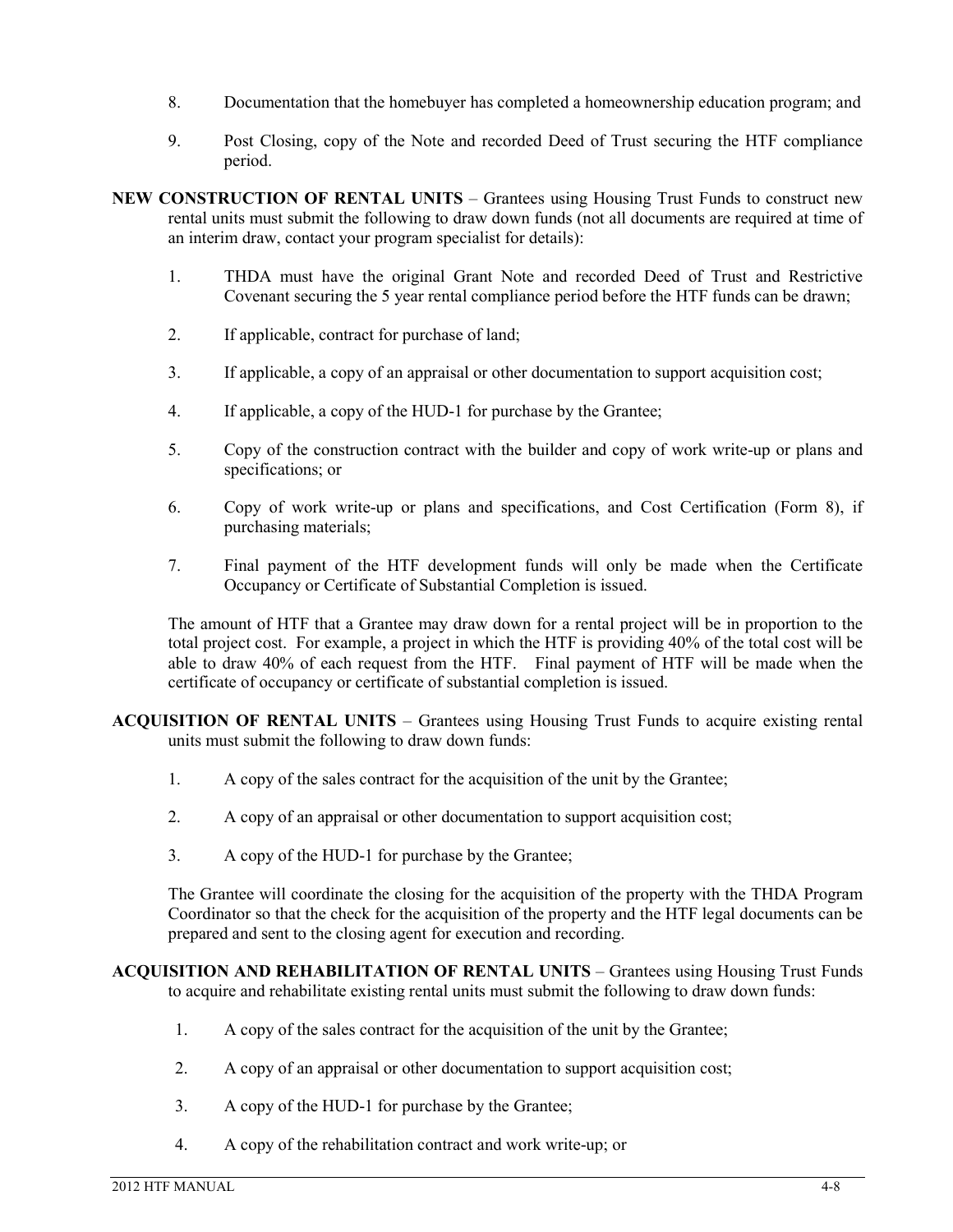8. Documentation that the homebuyer has completed a homeownership education program; and

9. Post Closing, copy of the Note and recorded Deed of Trust securing the HTF compliance period.

**NEW CONSTRUCTION OF RENTAL UNITS** – Grantees using Housing Trust Funds to construct new rental units must submit the following to draw down funds (not all documents are required at time of an interim draw, contact your program specialist for details):

1. THDA must have the original Grant Note and recorded Deed of Trust and Restrictive Covenant securing the 5 year rental compliance period before the HTF funds can be drawn;

2. If applicable, contract for purchase of land;

3. If applicable, a copy of an appraisal or other documentation to support acquisition cost;

4. If applicable, a copy of the HUD-1 for purchase by the Grantee;

5. Copy of the construction contract with the builder and copy of work write-up or plans and specifications; or

6. Copy of work write-up or plans and specifications, and Cost Certification (Form 8), if purchasing materials;

7. Final payment of the HTF development funds will only be made when the Certificate Occupancy or Certificate of Substantial Completion is issued.

The amount of HTF that a Grantee may draw down for a rental project will be in proportion to the total project cost. For example, a project in which the HTF is providing 40% of the total cost will be able to draw 40% of each request from the HTF. Final payment of HTF will be made when the certificate of occupancy or certificate of substantial completion is issued.

**ACQUISITION OF RENTAL UNITS** – Grantees using Housing Trust Funds to acquire existing rental units must submit the following to draw down funds:

1. A copy of the sales contract for the acquisition of the unit by the Grantee;

2. A copy of an appraisal or other documentation to support acquisition cost;

3. A copy of the HUD-1 for purchase by the Grantee;

The Grantee will coordinate the closing for the acquisition of the property with the THDA Program Coordinator so that the check for the acquisition of the property and the HTF legal documents can be prepared and sent to the closing agent for execution and recording.

**ACQUISITION AND REHABILITATION OF RENTAL UNITS** – Grantees using Housing Trust Funds to acquire and rehabilitate existing rental units must submit the following to draw down funds:

1. A copy of the sales contract for the acquisition of the unit by the Grantee;

2. A copy of an appraisal or other documentation to support acquisition cost;

3. A copy of the HUD-1 for purchase by the Grantee;

4. A copy of the rehabilitation contract and work write-up; or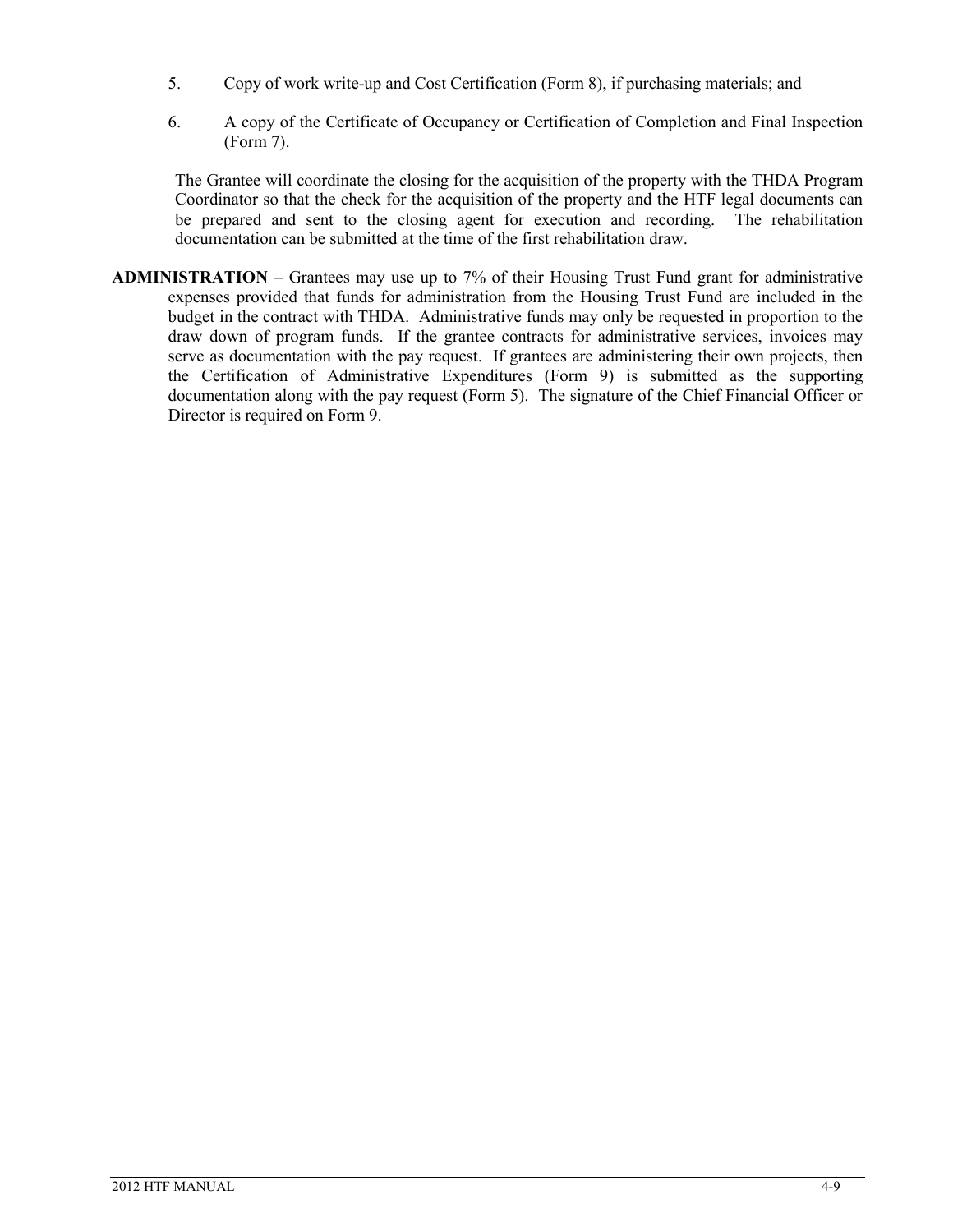5. Copy of work write-up and Cost Certification (Form 8), if purchasing materials; and

6. A copy of the Certificate of Occupancy or Certification of Completion and Final Inspection (Form 7).

The Grantee will coordinate the closing for the acquisition of the property with the THDA Program Coordinator so that the check for the acquisition of the property and the HTF legal documents can be prepared and sent to the closing agent for execution and recording. The rehabilitation documentation can be submitted at the time of the first rehabilitation draw.

**ADMINISTRATION** – Grantees may use up to 7% of their Housing Trust Fund grant for administrative expenses provided that funds for administration from the Housing Trust Fund are included in the budget in the contract with THDA. Administrative funds may only be requested in proportion to the draw down of program funds. If the grantee contracts for administrative services, invoices may serve as documentation with the pay request. If grantees are administering their own projects, then the Certification of Administrative Expenditures (Form 9) is submitted as the supporting documentation along with the pay request (Form 5). The signature of the Chief Financial Officer or Director is required on Form 9.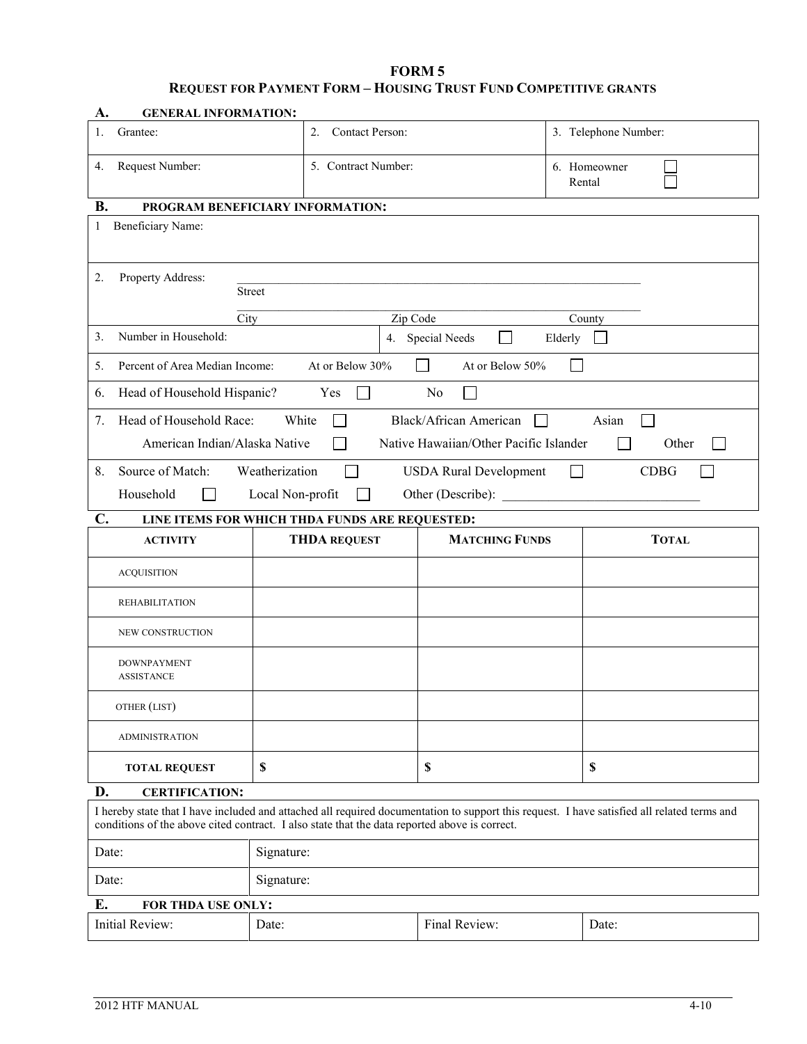# FORM 5

## REQUEST FOR PAYMENT FORM – HOUSING TRUST FUND COMPETITIVE GRANTS

### A. GENERAL INFORMATION:

| 1. Grantee: | 2. Contact Person: | 3. Telephone Number: |
|---|---|---|
| 4. Request Number: | 5. Contract Number: | 6. Homeowner ☐ Rental ☐ |

### B. PROGRAM BENEFICIARY INFORMATION:

1 Beneficiary Name:

2. Property Address: ______________________________
Street
______________________________
City Zip Code County

3. Number in Household:

4. Special Needs ☐ Elderly ☐

5. Percent of Area Median Income: At or Below 30% ☐ At or Below 50% ☐

6. Head of Household Hispanic? Yes ☐ No ☐

7. Head of Household Race: White ☐ Black/African American ☐ Asian ☐ American Indian/Alaska Native ☐ Native Hawaiian/Other Pacific Islander ☐ Other ☐

8. Source of Match: Weatherization ☐ USDA Rural Development ☐ CDBG ☐ Household ☐ Local Non-profit ☐ Other (Describe): ______________________________

### C. LINE ITEMS FOR WHICH THDA FUNDS ARE REQUESTED:

| ACTIVITY | THDA REQUEST | MATCHING FUNDS | TOTAL |
|---|---|---|---|
| ACQUISITION | | | |
| REHABILITATION | | | |
| NEW CONSTRUCTION | | | |
| DOWNPAYMENT ASSISTANCE | | | |
| OTHER (LIST) | | | |
| ADMINISTRATION | | | |
| **TOTAL REQUEST** | **$** | **$** | **$** |

### D. CERTIFICATION:

I hereby state that I have included and attached all required documentation to support this request. I have satisfied all related terms and conditions of the above cited contract. I also state that the data reported above is correct.

| Date: | Signature: |
|---|---|
| Date: | Signature: |

### E. FOR THDA USE ONLY:

| Initial Review: | Date: | Final Review: | Date: |
|---|---|---|---|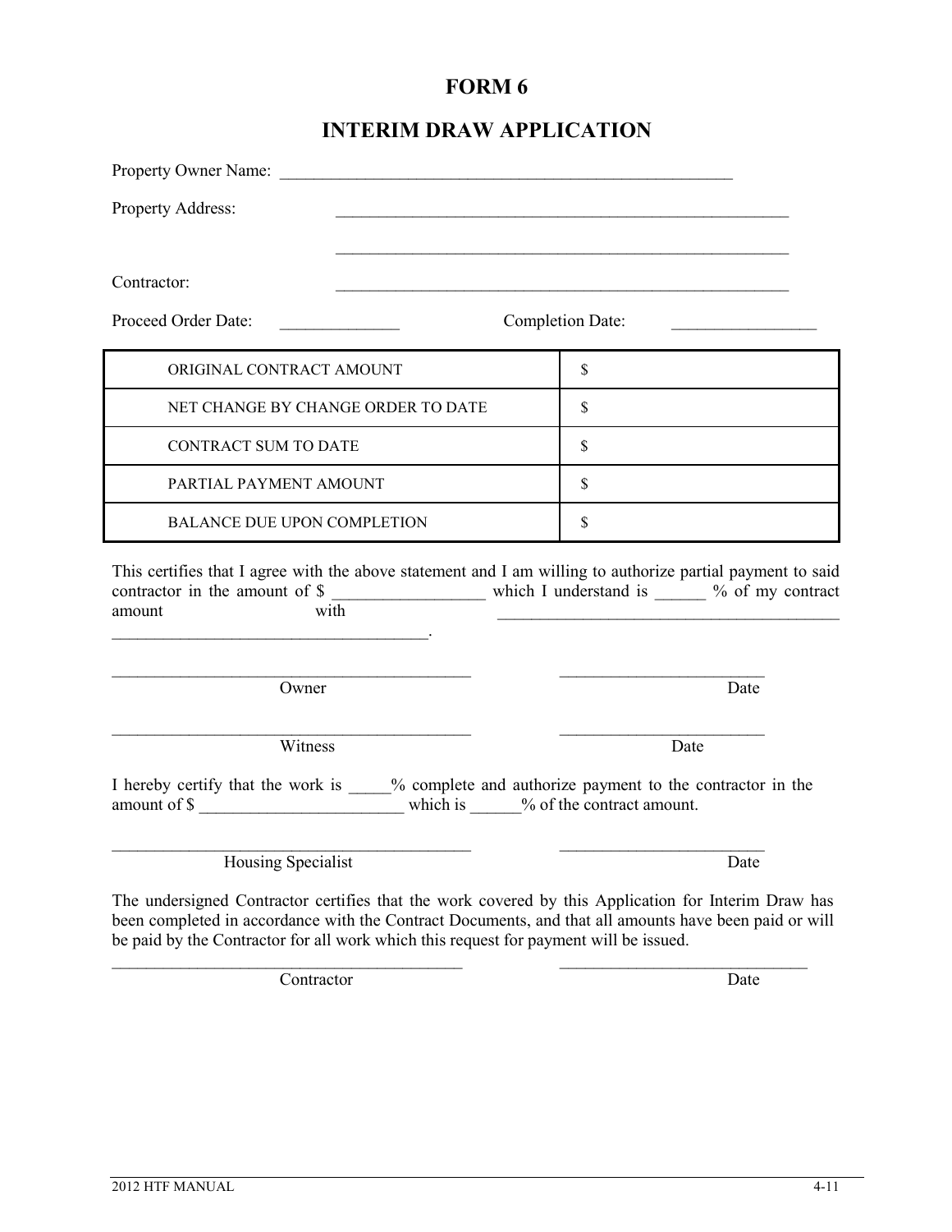# FORM 6

## INTERIM DRAW APPLICATION

Property Owner Name: ________________________________________________________

Property Address: ________________________________________________________

________________________________________________________

Contractor: ________________________________________________________

Proceed Order Date: ______________ Completion Date: ________________

| | |
|---|---|
| ORIGINAL CONTRACT AMOUNT | $ |
| NET CHANGE BY CHANGE ORDER TO DATE | $ |
| CONTRACT SUM TO DATE | $ |
| PARTIAL PAYMENT AMOUNT | $ |
| BALANCE DUE UPON COMPLETION | $ |

This certifies that I agree with the above statement and I am willing to authorize partial payment to said contractor in the amount of $ _________________ which I understand is ______ % of my contract amount with ________________________________________ ______________________________________.

_____________________________________________ ________________________
Owner Date

_____________________________________________ ________________________
Witness Date

I hereby certify that the work is _____% complete and authorize payment to the contractor in the amount of $ ________________________ which is ______% of the contract amount.

_____________________________________________ ________________________
Housing Specialist Date

The undersigned Contractor certifies that the work covered by this Application for Interim Draw has been completed in accordance with the Contract Documents, and that all amounts have been paid or will be paid by the Contractor for all work which this request for payment will be issued.

_____________________________________________ ______________________________
Contractor Date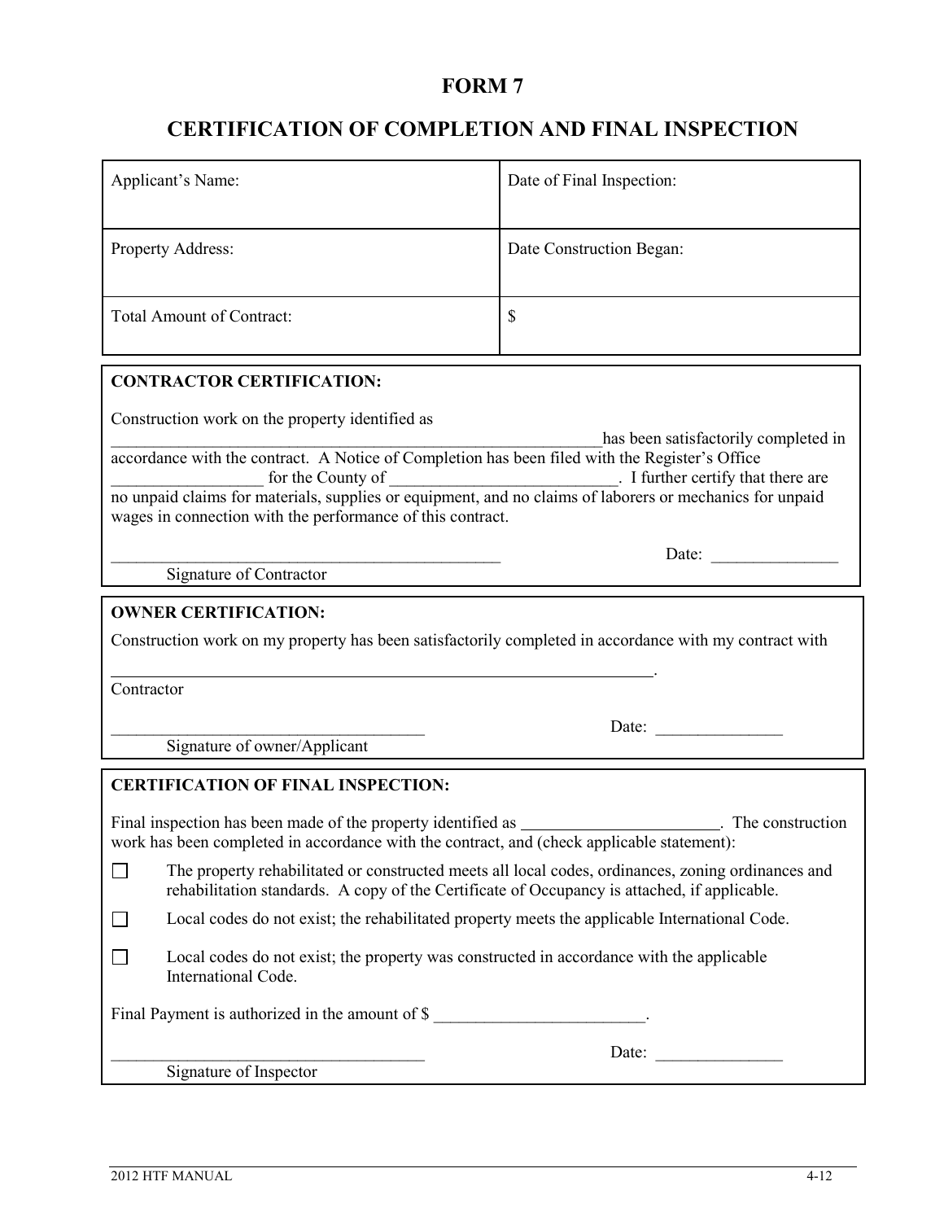# FORM 7

## CERTIFICATION OF COMPLETION AND FINAL INSPECTION

| Applicant's Name: | Date of Final Inspection: |
|---|---|
| Property Address: | Date Construction Began: |
| Total Amount of Contract: | $ |

**CONTRACTOR CERTIFICATION:**

Construction work on the property identified as _____________________________________________________________has been satisfactorily completed in accordance with the contract. A Notice of Completion has been filed with the Register's Office __________________ for the County of ____________________________. I further certify that there are no unpaid claims for materials, supplies or equipment, and no claims of laborers or mechanics for unpaid wages in connection with the performance of this contract.

_________________________________________________ Date: _______________

Signature of Contractor

**OWNER CERTIFICATION:**

Construction work on my property has been satisfactorily completed in accordance with my contract with

____________________________________________________________________.

Contractor

_______________________________________ Date: _______________

Signature of owner/Applicant

**CERTIFICATION OF FINAL INSPECTION:**

Final inspection has been made of the property identified as ________________________. The construction work has been completed in accordance with the contract, and (check applicable statement):

☐ The property rehabilitated or constructed meets all local codes, ordinances, zoning ordinances and rehabilitation standards. A copy of the Certificate of Occupancy is attached, if applicable.

☐ Local codes do not exist; the rehabilitated property meets the applicable International Code.

☐ Local codes do not exist; the property was constructed in accordance with the applicable International Code.

Final Payment is authorized in the amount of $ _________________________.

_______________________________________ Date: _______________

Signature of Inspector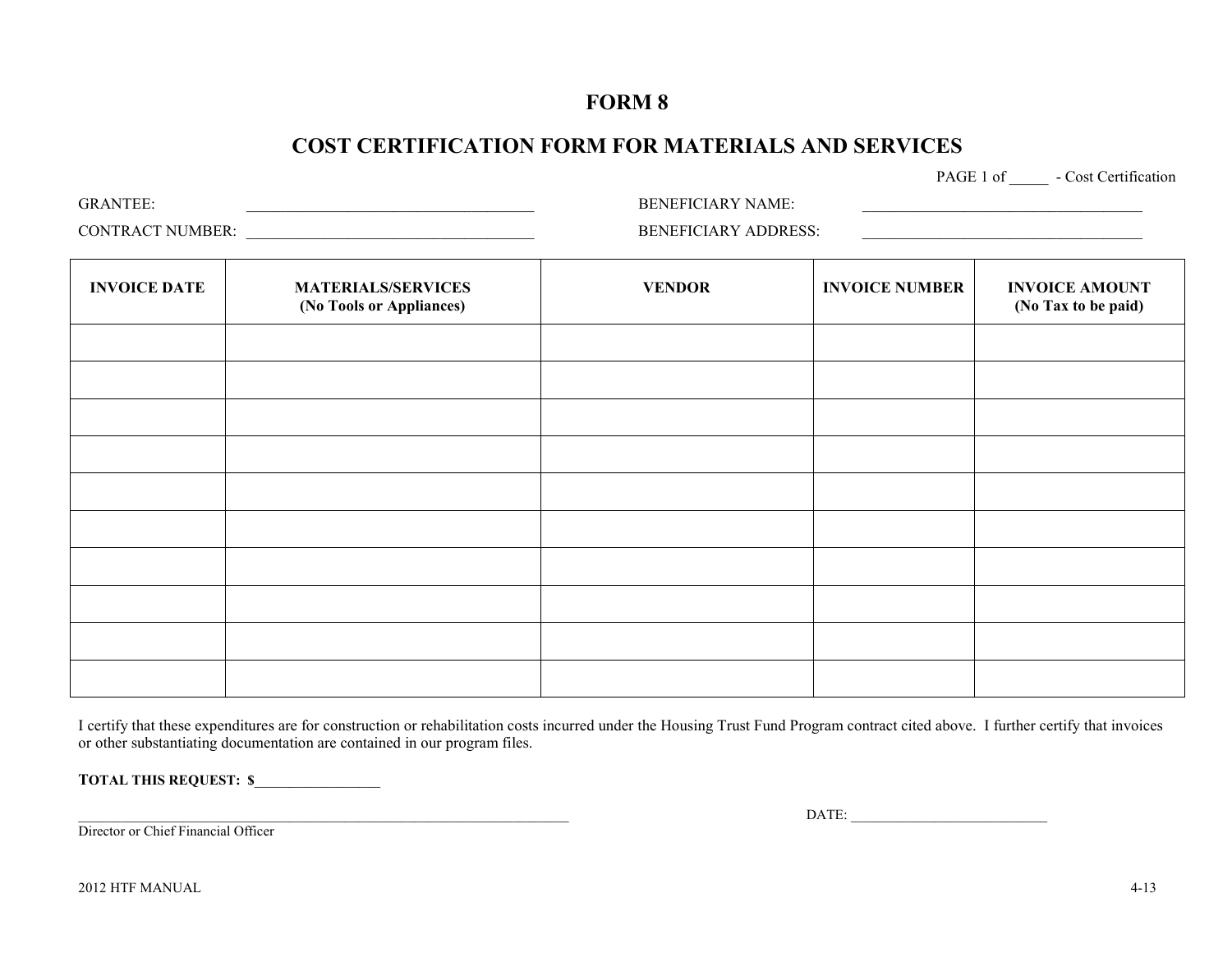# FORM 8

## COST CERTIFICATION FORM FOR MATERIALS AND SERVICES

PAGE 1 of _____ - Cost Certification

GRANTEE: ____________________________________ BENEFICIARY NAME: ____________________________________

CONTRACT NUMBER: ____________________________________ BENEFICIARY ADDRESS: ____________________________________

| INVOICE DATE | MATERIALS/SERVICES (No Tools or Appliances) | VENDOR | INVOICE NUMBER | INVOICE AMOUNT (No Tax to be paid) |
|---|---|---|---|---|
| | | | | |
| | | | | |
| | | | | |
| | | | | |
| | | | | |
| | | | | |
| | | | | |
| | | | | |
| | | | | |
| | | | | |

I certify that these expenditures are for construction or rehabilitation costs incurred under the Housing Trust Fund Program contract cited above. I further certify that invoices or other substantiating documentation are contained in our program files.

**TOTAL THIS REQUEST: $**_________________

______________________________________________________________________ DATE: ___________________________

Director or Chief Financial Officer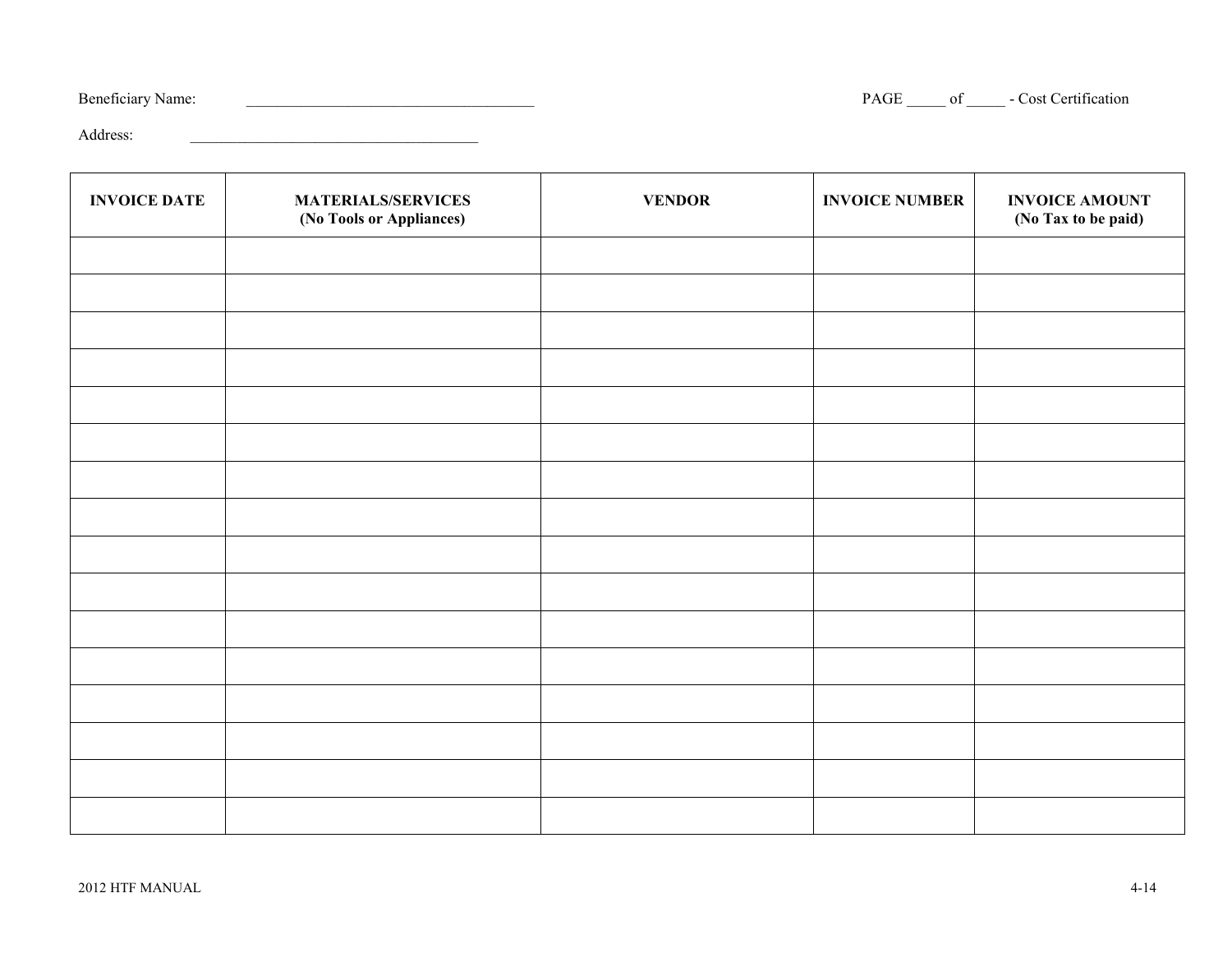Beneficiary Name: ______________________________________ PAGE _____ of _____ - Cost Certification

Address: ______________________________________

| **INVOICE DATE** | **MATERIALS/SERVICES (No Tools or Appliances)** | **VENDOR** | **INVOICE NUMBER** | **INVOICE AMOUNT (No Tax to be paid)** |
|---|---|---|---|---|
| | | | | |
| | | | | |
| | | | | |
| | | | | |
| | | | | |
| | | | | |
| | | | | |
| | | | | |
| | | | | |
| | | | | |
| | | | | |
| | | | | |
| | | | | |
| | | | | |
| | | | | |
| | | | | |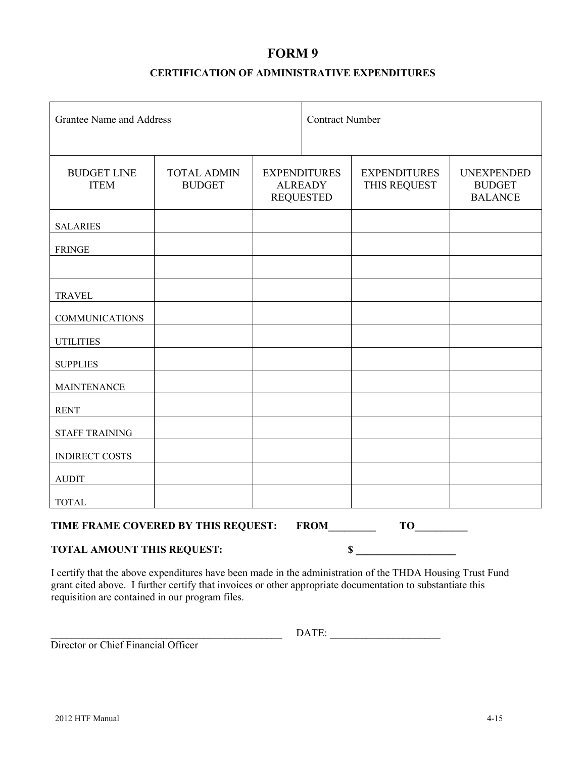# FORM 9

## CERTIFICATION OF ADMINISTRATIVE EXPENDITURES

| Grantee Name and Address | | | Contract Number | |
|---|---|---|---|---|
| BUDGET LINE ITEM | TOTAL ADMIN BUDGET | EXPENDITURES ALREADY REQUESTED | EXPENDITURES THIS REQUEST | UNEXPENDED BUDGET BALANCE |
| SALARIES | | | | |
| FRINGE | | | | |
| | | | | |
| TRAVEL | | | | |
| COMMUNICATIONS | | | | |
| UTILITIES | | | | |
| SUPPLIES | | | | |
| MAINTENANCE | | | | |
| RENT | | | | |
| STAFF TRAINING | | | | |
| INDIRECT COSTS | | | | |
| AUDIT | | | | |
| TOTAL | | | | |

**TIME FRAME COVERED BY THIS REQUEST: FROM________ TO_________**

**TOTAL AMOUNT THIS REQUEST: $ __________________**

I certify that the above expenditures have been made in the administration of the THDA Housing Trust Fund grant cited above. I further certify that invoices or other appropriate documentation to substantiate this requisition are contained in our program files.

_____________________________________________ DATE: ____________________

Director or Chief Financial Officer